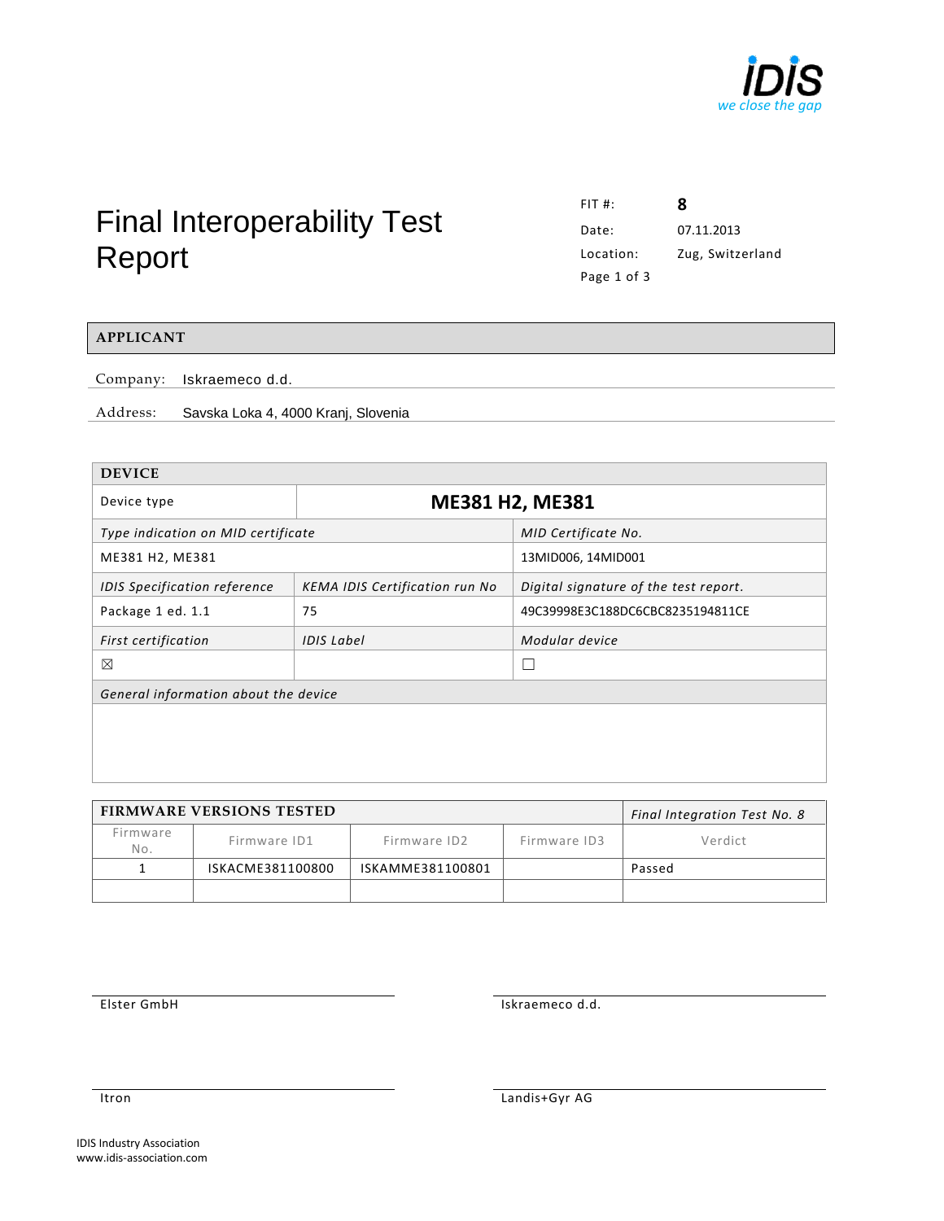# Final Interoperability Test Report

| | |
|---|---|
| FIT #: | **8** |
| Date: | 07.11.2013 |
| Location: | Zug, Switzerland |

## APPLICANT

Company: Iskraemeco d.d.

Address: Savska Loka 4, 4000 Kranj, Slovenia

## DEVICE

| Device type | **ME381 H2, ME381** | |
|---|---|---|
| *Type indication on MID certificate* | | *MID Certificate No.* |
| ME381 H2, ME381 | | 13MID006, 14MID001 |
| *IDIS Specification reference* | *KEMA IDIS Certification run No* | *Digital signature of the test report.* |
| Package 1 ed. 1.1 | 75 | 49C39998E3C188DC6CBC8235194811CE |
| *First certification* | *IDIS Label* | *Modular device* |
| ☒ | | ☐ |
| *General information about the device* | | |
| | | |

## FIRMWARE VERSIONS TESTED

*Final Integration Test No. 8*

| Firmware No. | Firmware ID1 | Firmware ID2 | Firmware ID3 | Verdict |
|---|---|---|---|---|
| 1 | ISKACME381100800 | ISKAMME381100801 | | Passed |
| | | | | |

Elster GmbH

Iskraemeco d.d.

Itron

Landis+Gyr AG

IDIS Industry Association
www.idis-association.com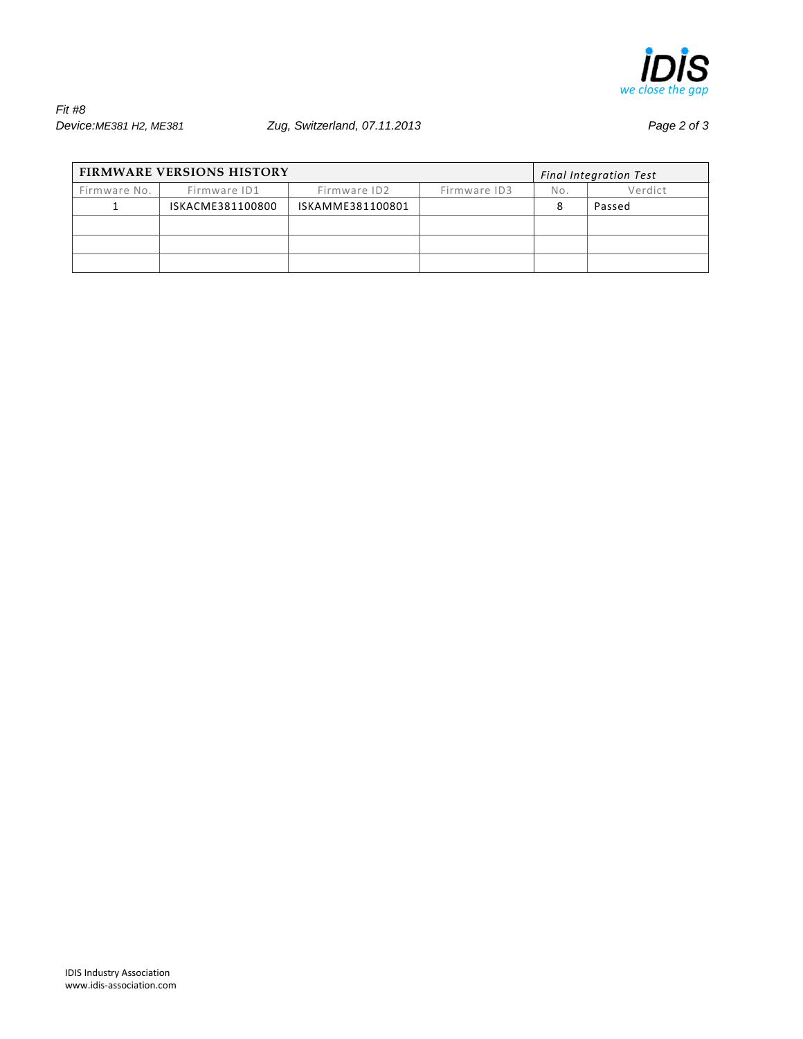Fit #8

Device: ME381 H2, ME381 Zug, Switzerland, 07.11.2013

| FIRMWARE VERSIONS HISTORY | | | | *Final Integration Test* | |
|---|---|---|---|---|---|
| Firmware No. | Firmware ID1 | Firmware ID2 | Firmware ID3 | No. | Verdict |
| 1 | ISKACME381100800 | ISKAMME381100801 | | 8 | Passed |
| | | | | | |
| | | | | | |
| | | | | | |

IDIS Industry Association
www.idis-association.com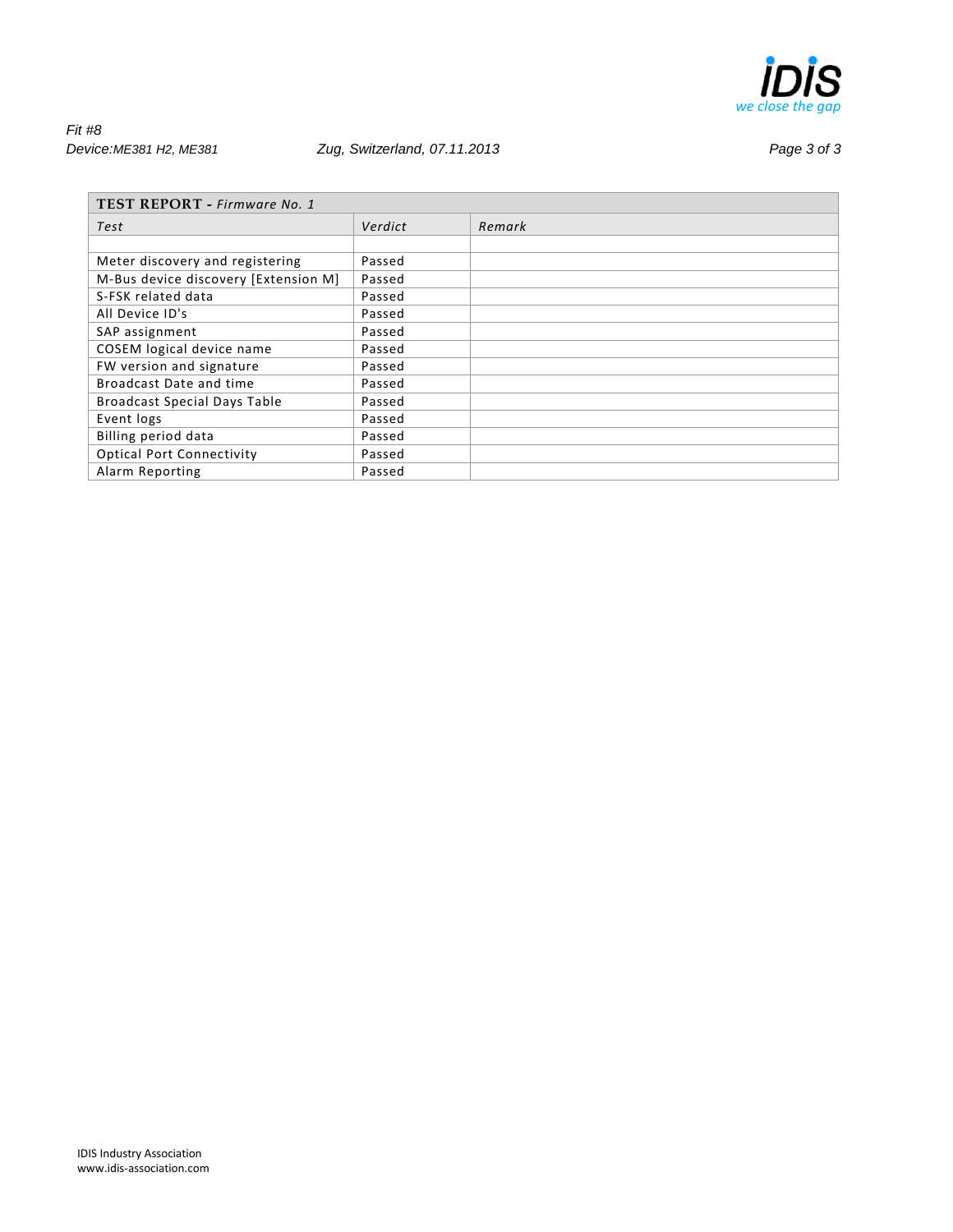| TEST REPORT - *Firmware No. 1* | | |
|---|---|---|
| *Test* | *Verdict* | *Remark* |
| | | |
| Meter discovery and registering | Passed | |
| M-Bus device discovery [Extension M] | Passed | |
| S-FSK related data | Passed | |
| All Device ID's | Passed | |
| SAP assignment | Passed | |
| COSEM logical device name | Passed | |
| FW version and signature | Passed | |
| Broadcast Date and time | Passed | |
| Broadcast Special Days Table | Passed | |
| Event logs | Passed | |
| Billing period data | Passed | |
| Optical Port Connectivity | Passed | |
| Alarm Reporting | Passed | |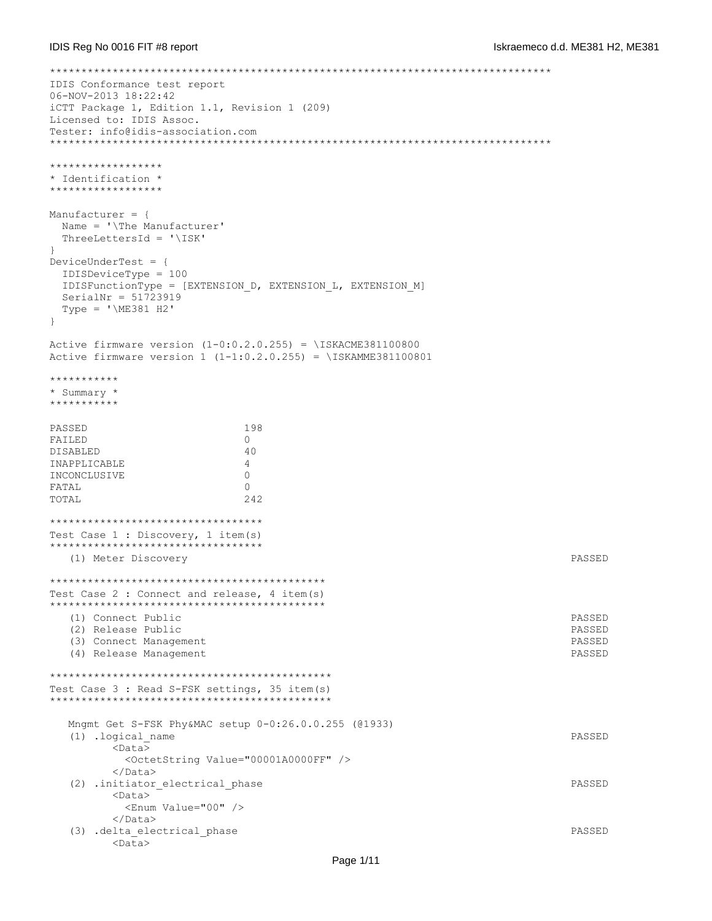```
******************************************************************************
IDIS Conformance test report
06-NOV-2013 18:22:42
iCTT Package 1, Edition 1.1, Revision 1 (209)
Licensed to: IDIS Assoc.
Tester: info@idis-association.com
******************************************************************************

******************
* Identification *
******************

Manufacturer = {
  Name = '\The Manufacturer'
  ThreeLettersId = '\ISK'
}
DeviceUnderTest = {
  IDISDeviceType = 100
  IDISFunctionType = [EXTENSION_D, EXTENSION_L, EXTENSION_M]
  SerialNr = 51723919
  Type = '\ME381 H2'
}

Active firmware version (1-0:0.2.0.255) = \ISKACME381100800
Active firmware version 1 (1-1:0.2.0.255) = \ISKAMME381100801

***********
* Summary *
***********

PASSED                        198
FAILED                        0
DISABLED                      40
INAPPLICABLE                  4
INCONCLUSIVE                  0
FATAL                         0
TOTAL                         242

*********************************
Test Case 1 : Discovery, 1 item(s)
*********************************
   (1) Meter Discovery                                                    PASSED

*******************************************
Test Case 2 : Connect and release, 4 item(s)
*******************************************
   (1) Connect Public                                                     PASSED
   (2) Release Public                                                     PASSED
   (3) Connect Management                                                 PASSED
   (4) Release Management                                                 PASSED

********************************************
Test Case 3 : Read S-FSK settings, 35 item(s)
********************************************

   Mngmt Get S-FSK Phy&MAC setup 0-0:26.0.0.255 (@1933)
   (1) .logical_name                                                      PASSED
         <Data>
           <OctetString Value="00001A0000FF" />
         </Data>
   (2) .initiator_electrical_phase                                        PASSED
         <Data>
           <Enum Value="00" />
         </Data>
   (3) .delta_electrical_phase                                            PASSED
         <Data>
```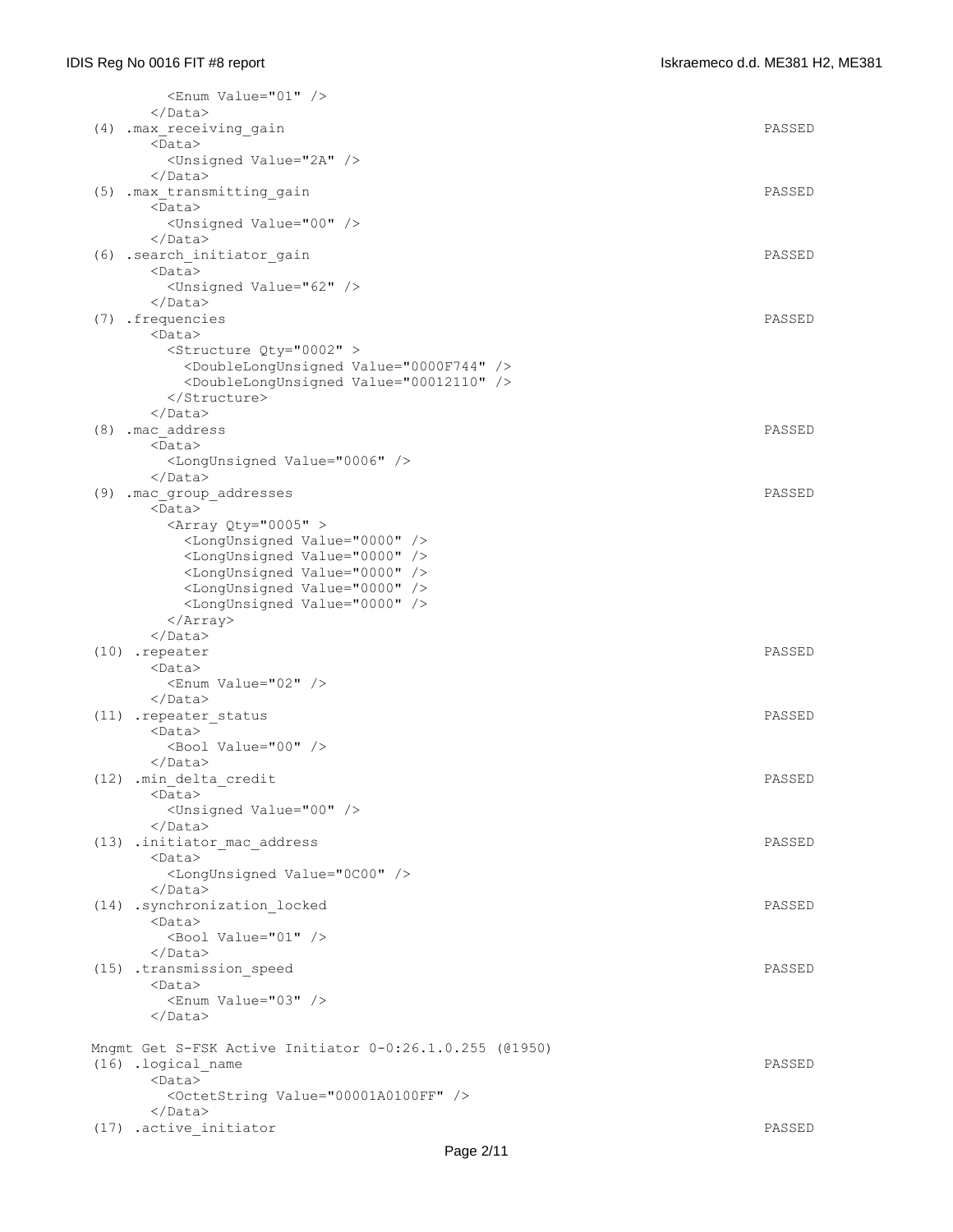```
        <Enum Value="01" />
      </Data>
(4) .max_receiving_gain                                                         PASSED
      <Data>
        <Unsigned Value="2A" />
      </Data>
(5) .max_transmitting_gain                                                      PASSED
      <Data>
        <Unsigned Value="00" />
      </Data>
(6) .search_initiator_gain                                                      PASSED
      <Data>
        <Unsigned Value="62" />
      </Data>
(7) .frequencies                                                                PASSED
      <Data>
        <Structure Qty="0002" >
          <DoubleLongUnsigned Value="0000F744" />
          <DoubleLongUnsigned Value="00012110" />
        </Structure>
      </Data>
(8) .mac_address                                                                PASSED
      <Data>
        <LongUnsigned Value="0006" />
      </Data>
(9) .mac_group_addresses                                                        PASSED
      <Data>
        <Array Qty="0005" >
          <LongUnsigned Value="0000" />
          <LongUnsigned Value="0000" />
          <LongUnsigned Value="0000" />
          <LongUnsigned Value="0000" />
          <LongUnsigned Value="0000" />
        </Array>
      </Data>
(10) .repeater                                                                  PASSED
      <Data>
        <Enum Value="02" />
      </Data>
(11) .repeater_status                                                           PASSED
      <Data>
        <Bool Value="00" />
      </Data>
(12) .min_delta_credit                                                          PASSED
      <Data>
        <Unsigned Value="00" />
      </Data>
(13) .initiator_mac_address                                                     PASSED
      <Data>
        <LongUnsigned Value="0C00" />
      </Data>
(14) .synchronization_locked                                                    PASSED
      <Data>
        <Bool Value="01" />
      </Data>
(15) .transmission_speed                                                        PASSED
      <Data>
        <Enum Value="03" />
      </Data>

Mngmt Get S-FSK Active Initiator 0-0:26.1.0.255 (@1950)
(16) .logical_name                                                              PASSED
      <Data>
        <OctetString Value="00001A0100FF" />
      </Data>
(17) .active_initiator                                                          PASSED
```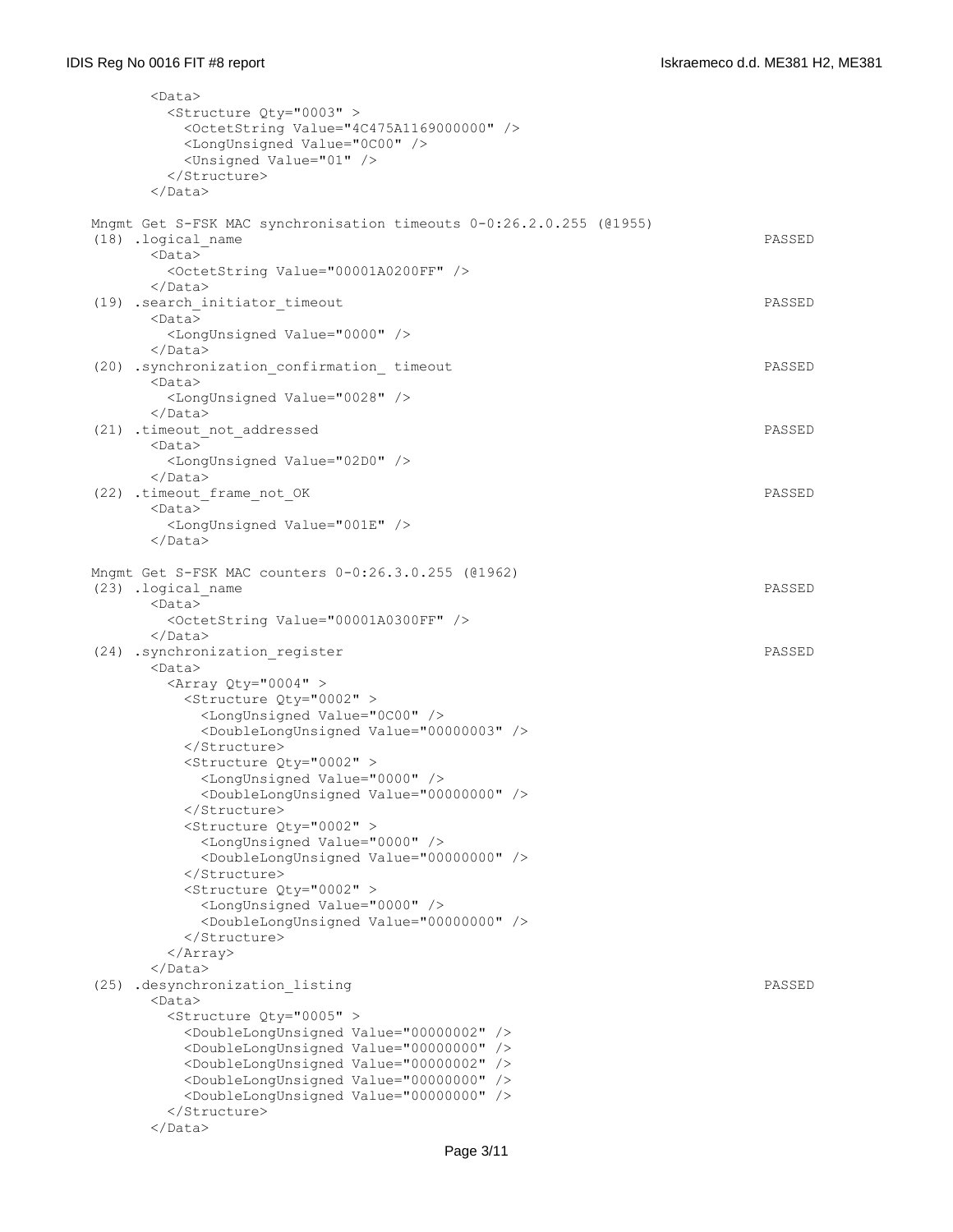```
      <Data>
        <Structure Qty="0003" >
          <OctetString Value="4C475A1169000000" />
          <LongUnsigned Value="0C00" />
          <Unsigned Value="01" />
        </Structure>
      </Data>

Mngmt Get S-FSK MAC synchronisation timeouts 0-0:26.2.0.255 (@1955)
(18) .logical_name                                                          PASSED
      <Data>
        <OctetString Value="00001A0200FF" />
      </Data>
(19) .search_initiator_timeout                                              PASSED
      <Data>
        <LongUnsigned Value="0000" />
      </Data>
(20) .synchronization_confirmation_ timeout                                 PASSED
      <Data>
        <LongUnsigned Value="0028" />
      </Data>
(21) .timeout_not_addressed                                                 PASSED
      <Data>
        <LongUnsigned Value="02D0" />
      </Data>
(22) .timeout_frame_not_OK                                                  PASSED
      <Data>
        <LongUnsigned Value="001E" />
      </Data>

Mngmt Get S-FSK MAC counters 0-0:26.3.0.255 (@1962)
(23) .logical_name                                                          PASSED
      <Data>
        <OctetString Value="00001A0300FF" />
      </Data>
(24) .synchronization_register                                              PASSED
      <Data>
        <Array Qty="0004" >
          <Structure Qty="0002" >
            <LongUnsigned Value="0C00" />
            <DoubleLongUnsigned Value="00000003" />
          </Structure>
          <Structure Qty="0002" >
            <LongUnsigned Value="0000" />
            <DoubleLongUnsigned Value="00000000" />
          </Structure>
          <Structure Qty="0002" >
            <LongUnsigned Value="0000" />
            <DoubleLongUnsigned Value="00000000" />
          </Structure>
          <Structure Qty="0002" >
            <LongUnsigned Value="0000" />
            <DoubleLongUnsigned Value="00000000" />
          </Structure>
        </Array>
      </Data>
(25) .desynchronization_listing                                             PASSED
      <Data>
        <Structure Qty="0005" >
          <DoubleLongUnsigned Value="00000002" />
          <DoubleLongUnsigned Value="00000000" />
          <DoubleLongUnsigned Value="00000002" />
          <DoubleLongUnsigned Value="00000000" />
          <DoubleLongUnsigned Value="00000000" />
        </Structure>
      </Data>
```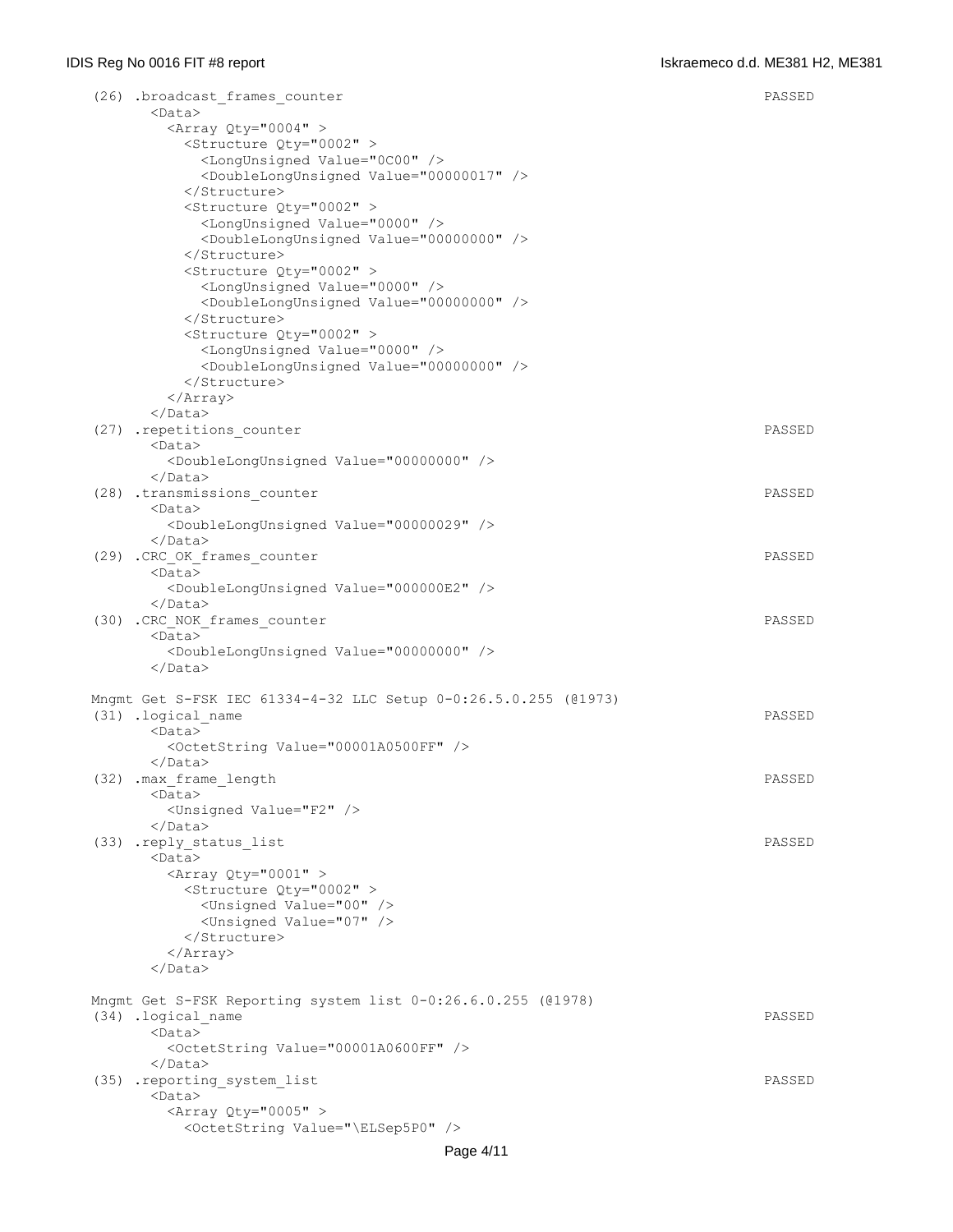```
(26) .broadcast_frames_counter                                                              PASSED
       <Data>
         <Array Qty="0004" >
           <Structure Qty="0002" >
             <LongUnsigned Value="0C00" />
             <DoubleLongUnsigned Value="00000017" />
           </Structure>
           <Structure Qty="0002" >
             <LongUnsigned Value="0000" />
             <DoubleLongUnsigned Value="00000000" />
           </Structure>
           <Structure Qty="0002" >
             <LongUnsigned Value="0000" />
             <DoubleLongUnsigned Value="00000000" />
           </Structure>
           <Structure Qty="0002" >
             <LongUnsigned Value="0000" />
             <DoubleLongUnsigned Value="00000000" />
           </Structure>
         </Array>
       </Data>
(27) .repetitions_counter                                                                   PASSED
       <Data>
         <DoubleLongUnsigned Value="00000000" />
       </Data>
(28) .transmissions_counter                                                                 PASSED
       <Data>
         <DoubleLongUnsigned Value="00000029" />
       </Data>
(29) .CRC_OK_frames_counter                                                                 PASSED
       <Data>
         <DoubleLongUnsigned Value="000000E2" />
       </Data>
(30) .CRC_NOK_frames_counter                                                                PASSED
       <Data>
         <DoubleLongUnsigned Value="00000000" />
       </Data>

Mngmt Get S-FSK IEC 61334-4-32 LLC Setup 0-0:26.5.0.255 (@1973)
(31) .logical_name                                                                          PASSED
       <Data>
         <OctetString Value="00001A0500FF" />
       </Data>
(32) .max_frame_length                                                                      PASSED
       <Data>
         <Unsigned Value="F2" />
       </Data>
(33) .reply_status_list                                                                     PASSED
       <Data>
         <Array Qty="0001" >
           <Structure Qty="0002" >
             <Unsigned Value="00" />
             <Unsigned Value="07" />
           </Structure>
         </Array>
       </Data>

Mngmt Get S-FSK Reporting system list 0-0:26.6.0.255 (@1978)
(34) .logical_name                                                                          PASSED
       <Data>
         <OctetString Value="00001A0600FF" />
       </Data>
(35) .reporting_system_list                                                                 PASSED
       <Data>
         <Array Qty="0005" >
           <OctetString Value="\ELSep5P0" />
```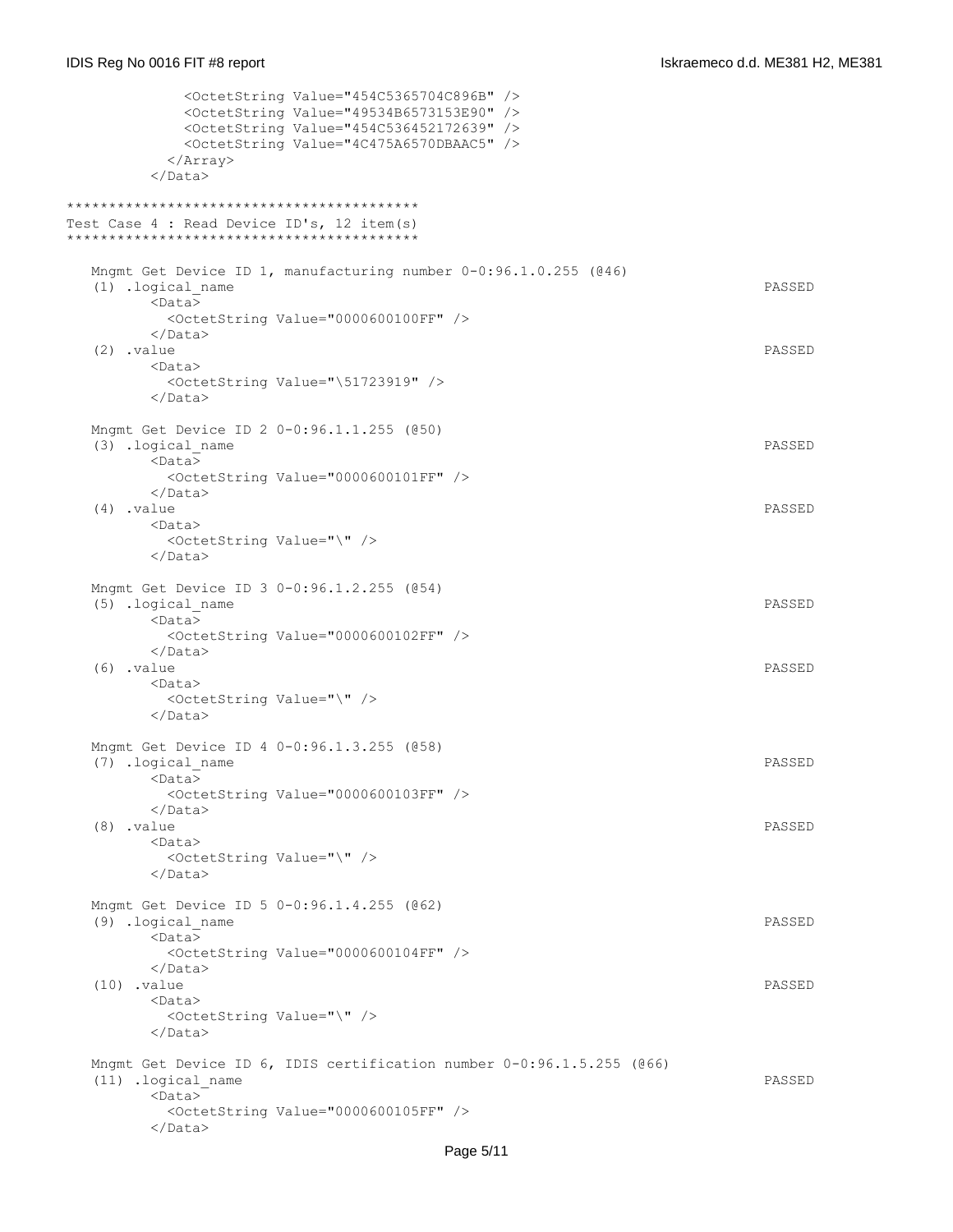```
            <OctetString Value="454C5365704C896B" />
            <OctetString Value="49534B6573153E90" />
            <OctetString Value="454C536452172639" />
            <OctetString Value="4C475A6570DBAAC5" />
          </Array>
        </Data>

*****************************************
Test Case 4 : Read Device ID's, 12 item(s)
*****************************************

   Mngmt Get Device ID 1, manufacturing number 0-0:96.1.0.255 (@46)
   (1) .logical_name                                                                      PASSED
        <Data>
          <OctetString Value="0000600100FF" />
        </Data>
   (2) .value                                                                             PASSED
        <Data>
          <OctetString Value="\51723919" />
        </Data>

   Mngmt Get Device ID 2 0-0:96.1.1.255 (@50)
   (3) .logical_name                                                                      PASSED
        <Data>
          <OctetString Value="0000600101FF" />
        </Data>
   (4) .value                                                                             PASSED
        <Data>
          <OctetString Value="\" />
        </Data>

   Mngmt Get Device ID 3 0-0:96.1.2.255 (@54)
   (5) .logical_name                                                                      PASSED
        <Data>
          <OctetString Value="0000600102FF" />
        </Data>
   (6) .value                                                                             PASSED
        <Data>
          <OctetString Value="\" />
        </Data>

   Mngmt Get Device ID 4 0-0:96.1.3.255 (@58)
   (7) .logical_name                                                                      PASSED
        <Data>
          <OctetString Value="0000600103FF" />
        </Data>
   (8) .value                                                                             PASSED
        <Data>
          <OctetString Value="\" />
        </Data>

   Mngmt Get Device ID 5 0-0:96.1.4.255 (@62)
   (9) .logical_name                                                                      PASSED
        <Data>
          <OctetString Value="0000600104FF" />
        </Data>
   (10) .value                                                                            PASSED
        <Data>
          <OctetString Value="\" />
        </Data>

   Mngmt Get Device ID 6, IDIS certification number 0-0:96.1.5.255 (@66)
   (11) .logical_name                                                                     PASSED
        <Data>
          <OctetString Value="0000600105FF" />
        </Data>
```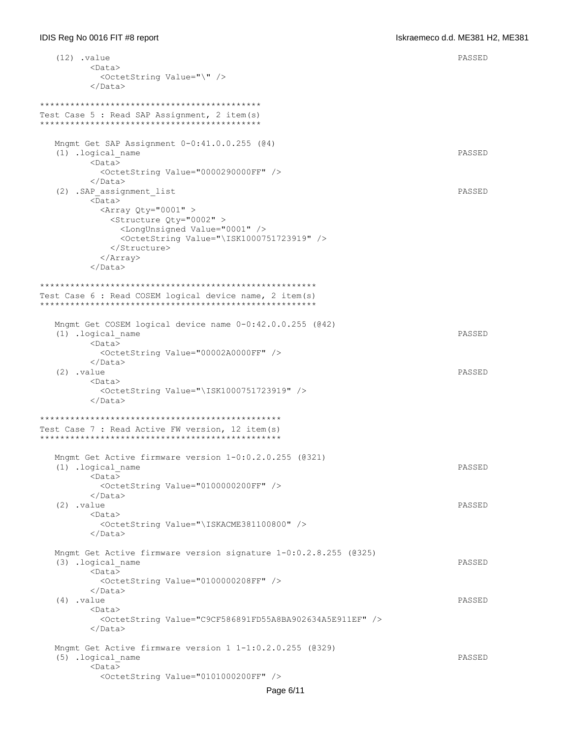```
   (12) .value                                                              PASSED
         <Data>
           <OctetString Value="\" />
         </Data>

********************************************
Test Case 5 : Read SAP Assignment, 2 item(s)
********************************************

   Mngmt Get SAP Assignment 0-0:41.0.0.255 (@4)
   (1) .logical_name                                                        PASSED
         <Data>
           <OctetString Value="0000290000FF" />
         </Data>
   (2) .SAP_assignment_list                                                 PASSED
         <Data>
           <Array Qty="0001" >
             <Structure Qty="0002" >
               <LongUnsigned Value="0001" />
               <OctetString Value="\ISK1000751723919" />
             </Structure>
           </Array>
         </Data>

******************************************************
Test Case 6 : Read COSEM logical device name, 2 item(s)
******************************************************

   Mngmt Get COSEM logical device name 0-0:42.0.0.255 (@42)
   (1) .logical_name                                                        PASSED
         <Data>
           <OctetString Value="00002A0000FF" />
         </Data>
   (2) .value                                                               PASSED
         <Data>
           <OctetString Value="\ISK1000751723919" />
         </Data>

***********************************************
Test Case 7 : Read Active FW version, 12 item(s)
***********************************************

   Mngmt Get Active firmware version 1-0:0.2.0.255 (@321)
   (1) .logical_name                                                        PASSED
         <Data>
           <OctetString Value="0100000200FF" />
         </Data>
   (2) .value                                                               PASSED
         <Data>
           <OctetString Value="\ISKACME381100800" />
         </Data>

   Mngmt Get Active firmware version signature 1-0:0.2.8.255 (@325)
   (3) .logical_name                                                        PASSED
         <Data>
           <OctetString Value="0100000208FF" />
         </Data>
   (4) .value                                                               PASSED
         <Data>
           <OctetString Value="C9CF586891FD55A8BA902634A5E911EF" />
         </Data>

   Mngmt Get Active firmware version 1 1-1:0.2.0.255 (@329)
   (5) .logical_name                                                        PASSED
         <Data>
           <OctetString Value="0101000200FF" />
```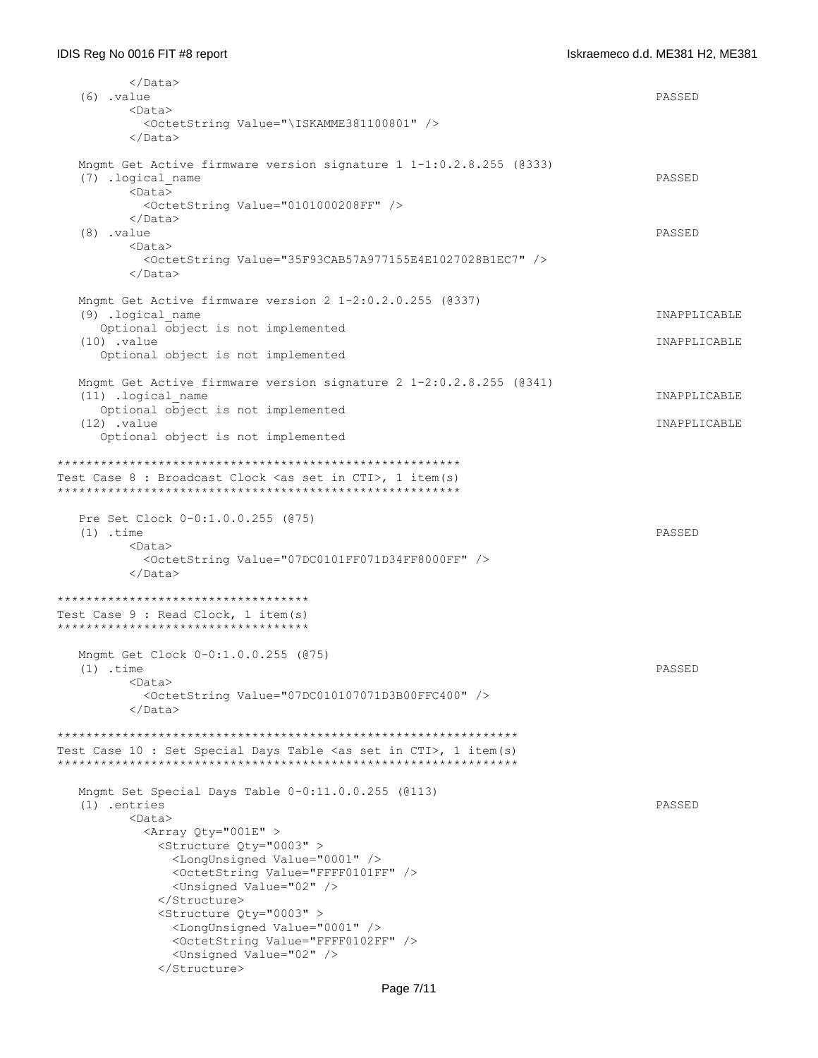```
        </Data>
   (6) .value                                                              PASSED
        <Data>
          <OctetString Value="\ISKAMME381100801" />
        </Data>

   Mngmt Get Active firmware version signature 1 1-1:0.2.8.255 (@333)
   (7) .logical_name                                                       PASSED
        <Data>
          <OctetString Value="0101000208FF" />
        </Data>
   (8) .value                                                              PASSED
        <Data>
          <OctetString Value="35F93CAB57A977155E4E1027028B1EC7" />
        </Data>

   Mngmt Get Active firmware version 2 1-2:0.2.0.255 (@337)
   (9) .logical_name                                                       INAPPLICABLE
     Optional object is not implemented
   (10) .value                                                             INAPPLICABLE
     Optional object is not implemented

   Mngmt Get Active firmware version signature 2 1-2:0.2.8.255 (@341)
   (11) .logical_name                                                      INAPPLICABLE
     Optional object is not implemented
   (12) .value                                                             INAPPLICABLE
     Optional object is not implemented

******************************************************
Test Case 8 : Broadcast Clock <as set in CTI>, 1 item(s)
******************************************************

   Pre Set Clock 0-0:1.0.0.255 (@75)
   (1) .time                                                               PASSED
        <Data>
          <OctetString Value="07DC0101FF071D34FF8000FF" />
        </Data>

**********************************
Test Case 9 : Read Clock, 1 item(s)
**********************************

   Mngmt Get Clock 0-0:1.0.0.255 (@75)
   (1) .time                                                               PASSED
        <Data>
          <OctetString Value="07DC010107071D3B00FFC400" />
        </Data>

**************************************************************
Test Case 10 : Set Special Days Table <as set in CTI>, 1 item(s)
**************************************************************

   Mngmt Set Special Days Table 0-0:11.0.0.255 (@113)
   (1) .entries                                                            PASSED
        <Data>
          <Array Qty="001E" >
            <Structure Qty="0003" >
              <LongUnsigned Value="0001" />
              <OctetString Value="FFFF0101FF" />
              <Unsigned Value="02" />
            </Structure>
            <Structure Qty="0003" >
              <LongUnsigned Value="0001" />
              <OctetString Value="FFFF0102FF" />
              <Unsigned Value="02" />
            </Structure>
```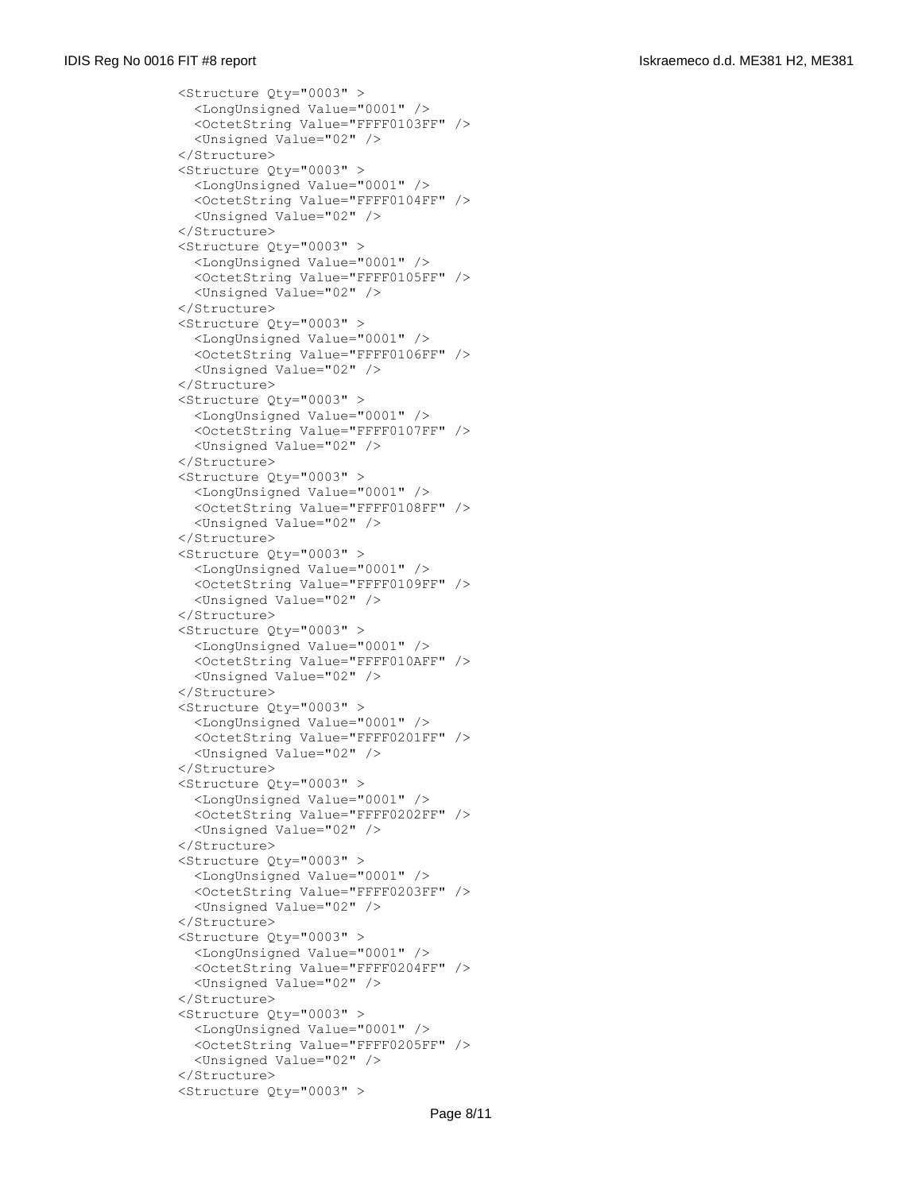```
<Structure Qty="0003" >
  <LongUnsigned Value="0001" />
  <OctetString Value="FFFF0103FF" />
  <Unsigned Value="02" />
</Structure>
<Structure Qty="0003" >
  <LongUnsigned Value="0001" />
  <OctetString Value="FFFF0104FF" />
  <Unsigned Value="02" />
</Structure>
<Structure Qty="0003" >
  <LongUnsigned Value="0001" />
  <OctetString Value="FFFF0105FF" />
  <Unsigned Value="02" />
</Structure>
<Structure Qty="0003" >
  <LongUnsigned Value="0001" />
  <OctetString Value="FFFF0106FF" />
  <Unsigned Value="02" />
</Structure>
<Structure Qty="0003" >
  <LongUnsigned Value="0001" />
  <OctetString Value="FFFF0107FF" />
  <Unsigned Value="02" />
</Structure>
<Structure Qty="0003" >
  <LongUnsigned Value="0001" />
  <OctetString Value="FFFF0108FF" />
  <Unsigned Value="02" />
</Structure>
<Structure Qty="0003" >
  <LongUnsigned Value="0001" />
  <OctetString Value="FFFF0109FF" />
  <Unsigned Value="02" />
</Structure>
<Structure Qty="0003" >
  <LongUnsigned Value="0001" />
  <OctetString Value="FFFF010AFF" />
  <Unsigned Value="02" />
</Structure>
<Structure Qty="0003" >
  <LongUnsigned Value="0001" />
  <OctetString Value="FFFF0201FF" />
  <Unsigned Value="02" />
</Structure>
<Structure Qty="0003" >
  <LongUnsigned Value="0001" />
  <OctetString Value="FFFF0202FF" />
  <Unsigned Value="02" />
</Structure>
<Structure Qty="0003" >
  <LongUnsigned Value="0001" />
  <OctetString Value="FFFF0203FF" />
  <Unsigned Value="02" />
</Structure>
<Structure Qty="0003" >
  <LongUnsigned Value="0001" />
  <OctetString Value="FFFF0204FF" />
  <Unsigned Value="02" />
</Structure>
<Structure Qty="0003" >
  <LongUnsigned Value="0001" />
  <OctetString Value="FFFF0205FF" />
  <Unsigned Value="02" />
</Structure>
<Structure Qty="0003" >
```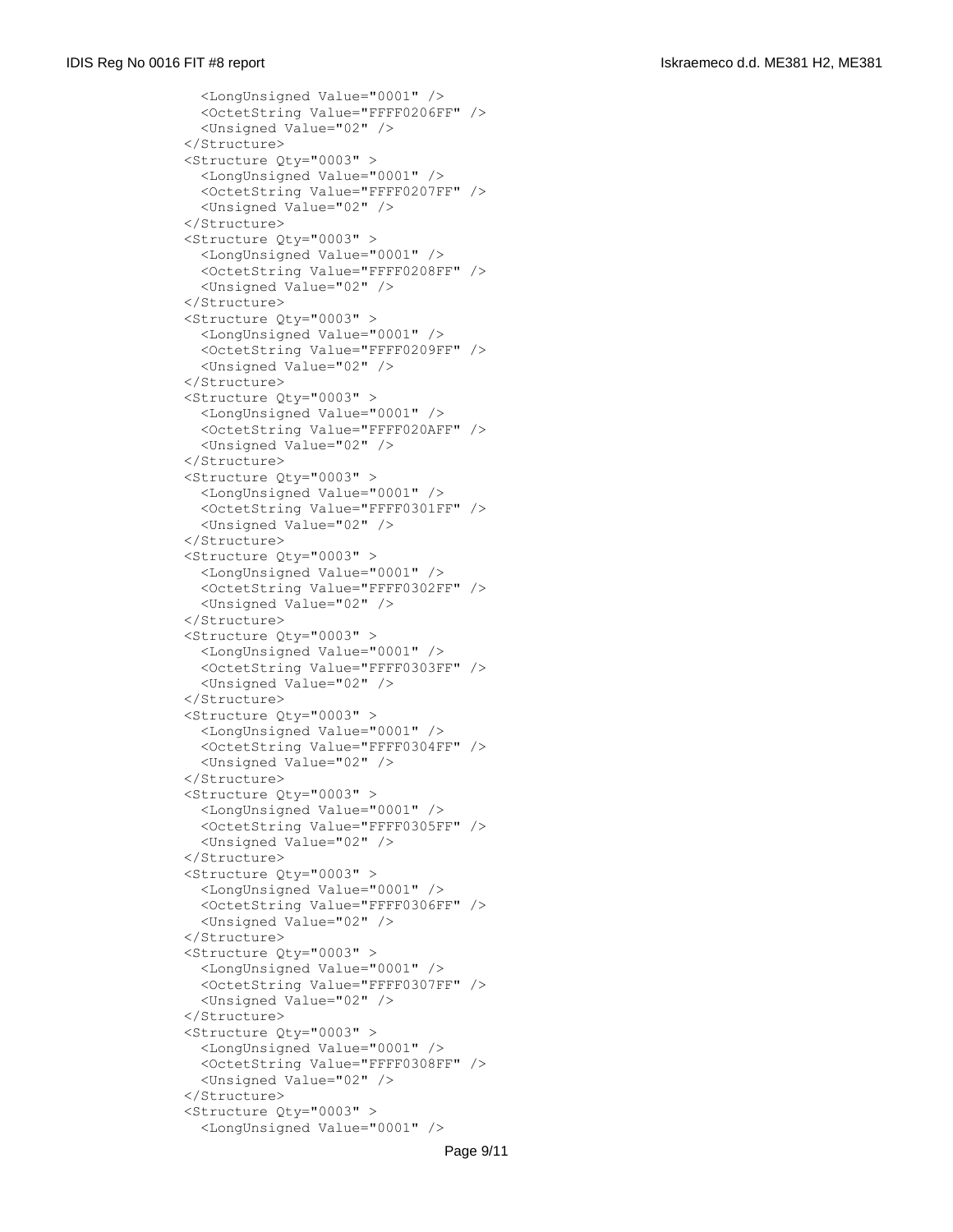```
      <LongUnsigned Value="0001" />
      <OctetString Value="FFFF0206FF" />
      <Unsigned Value="02" />
    </Structure>
    <Structure Qty="0003" >
      <LongUnsigned Value="0001" />
      <OctetString Value="FFFF0207FF" />
      <Unsigned Value="02" />
    </Structure>
    <Structure Qty="0003" >
      <LongUnsigned Value="0001" />
      <OctetString Value="FFFF0208FF" />
      <Unsigned Value="02" />
    </Structure>
    <Structure Qty="0003" >
      <LongUnsigned Value="0001" />
      <OctetString Value="FFFF0209FF" />
      <Unsigned Value="02" />
    </Structure>
    <Structure Qty="0003" >
      <LongUnsigned Value="0001" />
      <OctetString Value="FFFF020AFF" />
      <Unsigned Value="02" />
    </Structure>
    <Structure Qty="0003" >
      <LongUnsigned Value="0001" />
      <OctetString Value="FFFF0301FF" />
      <Unsigned Value="02" />
    </Structure>
    <Structure Qty="0003" >
      <LongUnsigned Value="0001" />
      <OctetString Value="FFFF0302FF" />
      <Unsigned Value="02" />
    </Structure>
    <Structure Qty="0003" >
      <LongUnsigned Value="0001" />
      <OctetString Value="FFFF0303FF" />
      <Unsigned Value="02" />
    </Structure>
    <Structure Qty="0003" >
      <LongUnsigned Value="0001" />
      <OctetString Value="FFFF0304FF" />
      <Unsigned Value="02" />
    </Structure>
    <Structure Qty="0003" >
      <LongUnsigned Value="0001" />
      <OctetString Value="FFFF0305FF" />
      <Unsigned Value="02" />
    </Structure>
    <Structure Qty="0003" >
      <LongUnsigned Value="0001" />
      <OctetString Value="FFFF0306FF" />
      <Unsigned Value="02" />
    </Structure>
    <Structure Qty="0003" >
      <LongUnsigned Value="0001" />
      <OctetString Value="FFFF0307FF" />
      <Unsigned Value="02" />
    </Structure>
    <Structure Qty="0003" >
      <LongUnsigned Value="0001" />
      <OctetString Value="FFFF0308FF" />
      <Unsigned Value="02" />
    </Structure>
    <Structure Qty="0003" >
      <LongUnsigned Value="0001" />
```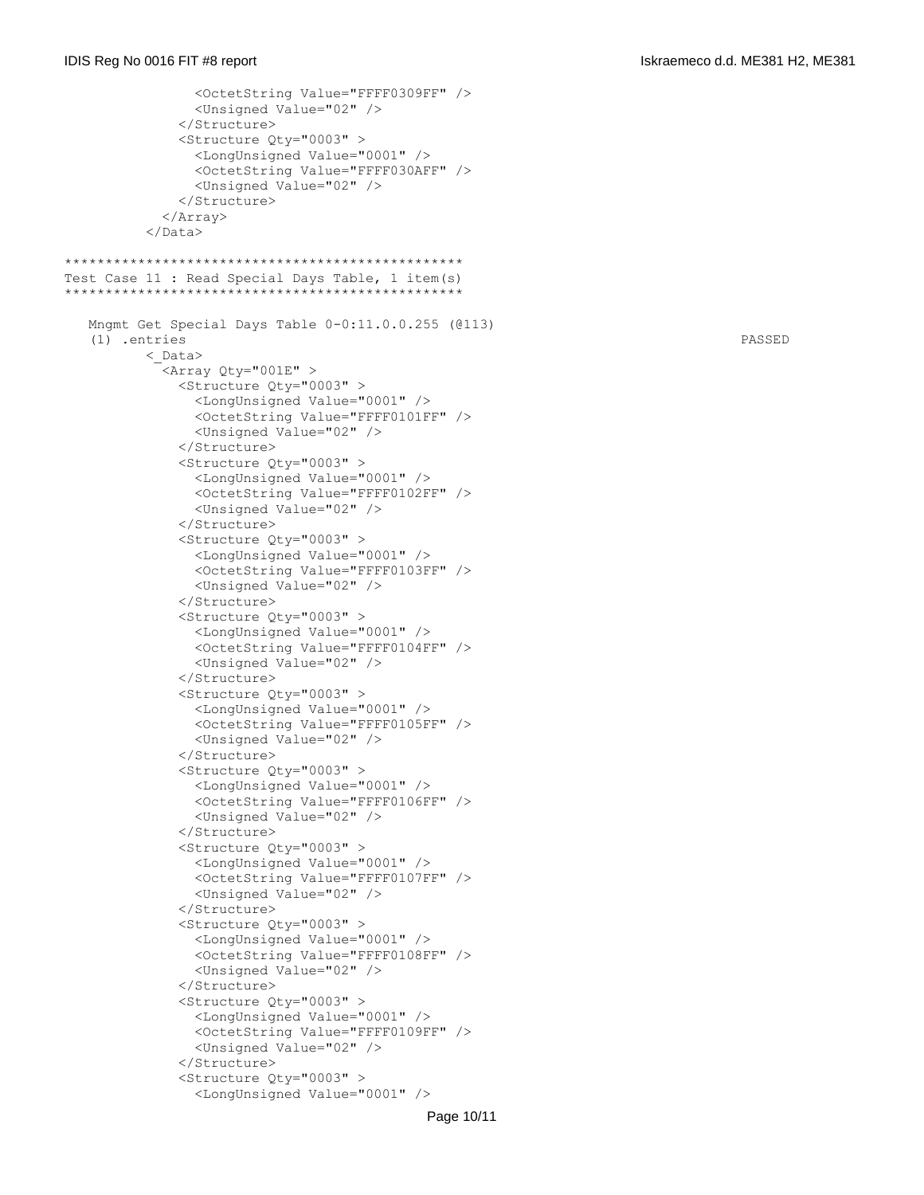```
            <OctetString Value="FFFF0309FF" />
            <Unsigned Value="02" />
          </Structure>
          <Structure Qty="0003" >
            <LongUnsigned Value="0001" />
            <OctetString Value="FFFF030AFF" />
            <Unsigned Value="02" />
          </Structure>
        </Array>
      </Data>
```

```
************************************************
Test Case 11 : Read Special Days Table, 1 item(s)
************************************************
```

```
   Mngmt Get Special Days Table 0-0:11.0.0.255 (@113)
   (1) .entries                                                                    PASSED
      <_Data>
        <Array Qty="001E" >
          <Structure Qty="0003" >
            <LongUnsigned Value="0001" />
            <OctetString Value="FFFF0101FF" />
            <Unsigned Value="02" />
          </Structure>
          <Structure Qty="0003" >
            <LongUnsigned Value="0001" />
            <OctetString Value="FFFF0102FF" />
            <Unsigned Value="02" />
          </Structure>
          <Structure Qty="0003" >
            <LongUnsigned Value="0001" />
            <OctetString Value="FFFF0103FF" />
            <Unsigned Value="02" />
          </Structure>
          <Structure Qty="0003" >
            <LongUnsigned Value="0001" />
            <OctetString Value="FFFF0104FF" />
            <Unsigned Value="02" />
          </Structure>
          <Structure Qty="0003" >
            <LongUnsigned Value="0001" />
            <OctetString Value="FFFF0105FF" />
            <Unsigned Value="02" />
          </Structure>
          <Structure Qty="0003" >
            <LongUnsigned Value="0001" />
            <OctetString Value="FFFF0106FF" />
            <Unsigned Value="02" />
          </Structure>
          <Structure Qty="0003" >
            <LongUnsigned Value="0001" />
            <OctetString Value="FFFF0107FF" />
            <Unsigned Value="02" />
          </Structure>
          <Structure Qty="0003" >
            <LongUnsigned Value="0001" />
            <OctetString Value="FFFF0108FF" />
            <Unsigned Value="02" />
          </Structure>
          <Structure Qty="0003" >
            <LongUnsigned Value="0001" />
            <OctetString Value="FFFF0109FF" />
            <Unsigned Value="02" />
          </Structure>
          <Structure Qty="0003" >
            <LongUnsigned Value="0001" />
```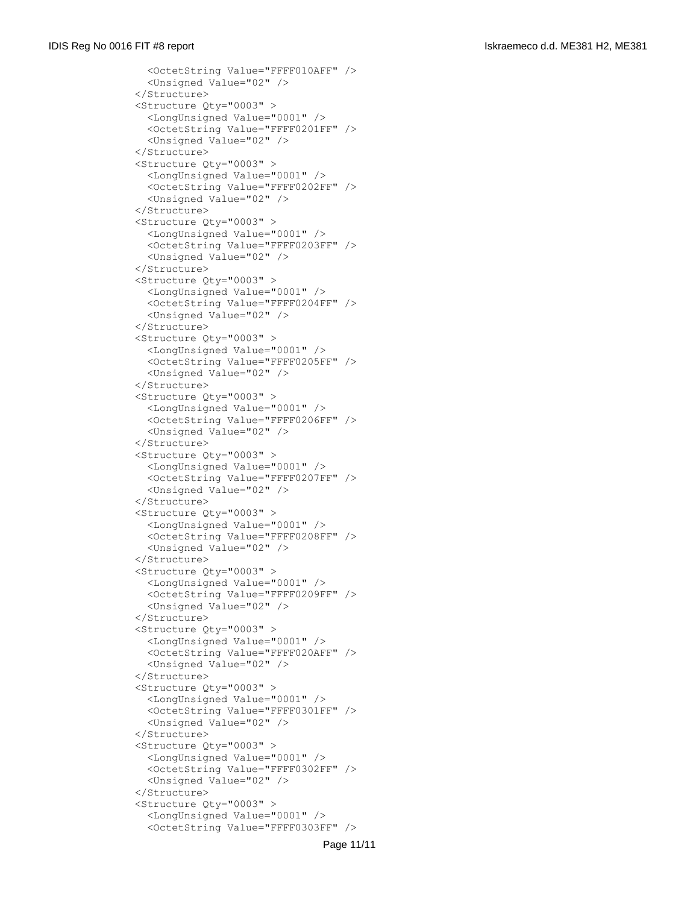```
    <OctetString Value="FFFF010AFF" />
    <Unsigned Value="02" />
  </Structure>
  <Structure Qty="0003" >
    <LongUnsigned Value="0001" />
    <OctetString Value="FFFF0201FF" />
    <Unsigned Value="02" />
  </Structure>
  <Structure Qty="0003" >
    <LongUnsigned Value="0001" />
    <OctetString Value="FFFF0202FF" />
    <Unsigned Value="02" />
  </Structure>
  <Structure Qty="0003" >
    <LongUnsigned Value="0001" />
    <OctetString Value="FFFF0203FF" />
    <Unsigned Value="02" />
  </Structure>
  <Structure Qty="0003" >
    <LongUnsigned Value="0001" />
    <OctetString Value="FFFF0204FF" />
    <Unsigned Value="02" />
  </Structure>
  <Structure Qty="0003" >
    <LongUnsigned Value="0001" />
    <OctetString Value="FFFF0205FF" />
    <Unsigned Value="02" />
  </Structure>
  <Structure Qty="0003" >
    <LongUnsigned Value="0001" />
    <OctetString Value="FFFF0206FF" />
    <Unsigned Value="02" />
  </Structure>
  <Structure Qty="0003" >
    <LongUnsigned Value="0001" />
    <OctetString Value="FFFF0207FF" />
    <Unsigned Value="02" />
  </Structure>
  <Structure Qty="0003" >
    <LongUnsigned Value="0001" />
    <OctetString Value="FFFF0208FF" />
    <Unsigned Value="02" />
  </Structure>
  <Structure Qty="0003" >
    <LongUnsigned Value="0001" />
    <OctetString Value="FFFF0209FF" />
    <Unsigned Value="02" />
  </Structure>
  <Structure Qty="0003" >
    <LongUnsigned Value="0001" />
    <OctetString Value="FFFF020AFF" />
    <Unsigned Value="02" />
  </Structure>
  <Structure Qty="0003" >
    <LongUnsigned Value="0001" />
    <OctetString Value="FFFF0301FF" />
    <Unsigned Value="02" />
  </Structure>
  <Structure Qty="0003" >
    <LongUnsigned Value="0001" />
    <OctetString Value="FFFF0302FF" />
    <Unsigned Value="02" />
  </Structure>
  <Structure Qty="0003" >
    <LongUnsigned Value="0001" />
    <OctetString Value="FFFF0303FF" />
```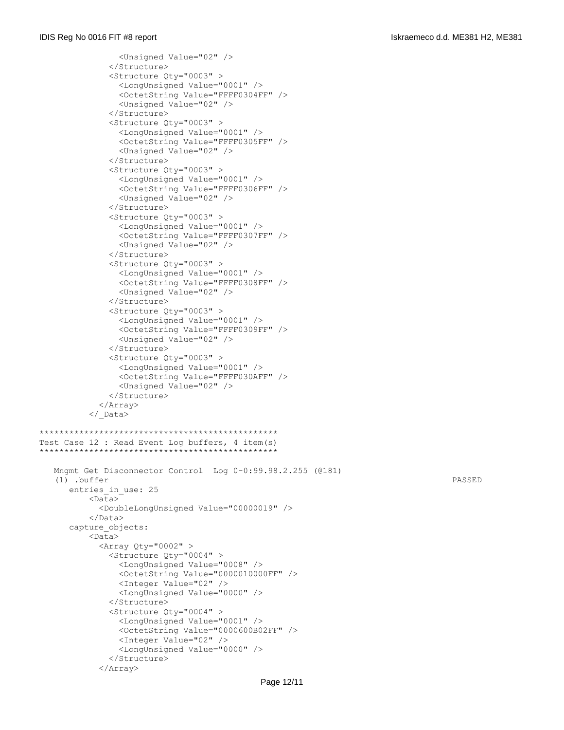```
              <Unsigned Value="02" />
            </Structure>
            <Structure Qty="0003" >
              <LongUnsigned Value="0001" />
              <OctetString Value="FFFF0304FF" />
              <Unsigned Value="02" />
            </Structure>
            <Structure Qty="0003" >
              <LongUnsigned Value="0001" />
              <OctetString Value="FFFF0305FF" />
              <Unsigned Value="02" />
            </Structure>
            <Structure Qty="0003" >
              <LongUnsigned Value="0001" />
              <OctetString Value="FFFF0306FF" />
              <Unsigned Value="02" />
            </Structure>
            <Structure Qty="0003" >
              <LongUnsigned Value="0001" />
              <OctetString Value="FFFF0307FF" />
              <Unsigned Value="02" />
            </Structure>
            <Structure Qty="0003" >
              <LongUnsigned Value="0001" />
              <OctetString Value="FFFF0308FF" />
              <Unsigned Value="02" />
            </Structure>
            <Structure Qty="0003" >
              <LongUnsigned Value="0001" />
              <OctetString Value="FFFF0309FF" />
              <Unsigned Value="02" />
            </Structure>
            <Structure Qty="0003" >
              <LongUnsigned Value="0001" />
              <OctetString Value="FFFF030AFF" />
              <Unsigned Value="02" />
            </Structure>
          </Array>
        </_Data>

************************************************
Test Case 12 : Read Event Log buffers, 4 item(s)
************************************************

   Mngmt Get Disconnector Control  Log 0-0:99.98.2.255 (@181)
   (1) .buffer                                                                   PASSED
      entries_in_use: 25
          <Data>
            <DoubleLongUnsigned Value="00000019" />
          </Data>
      capture_objects:
          <Data>
            <Array Qty="0002" >
              <Structure Qty="0004" >
                <LongUnsigned Value="0008" />
                <OctetString Value="0000010000FF" />
                <Integer Value="02" />
                <LongUnsigned Value="0000" />
              </Structure>
              <Structure Qty="0004" >
                <LongUnsigned Value="0001" />
                <OctetString Value="0000600B02FF" />
                <Integer Value="02" />
                <LongUnsigned Value="0000" />
              </Structure>
            </Array>
```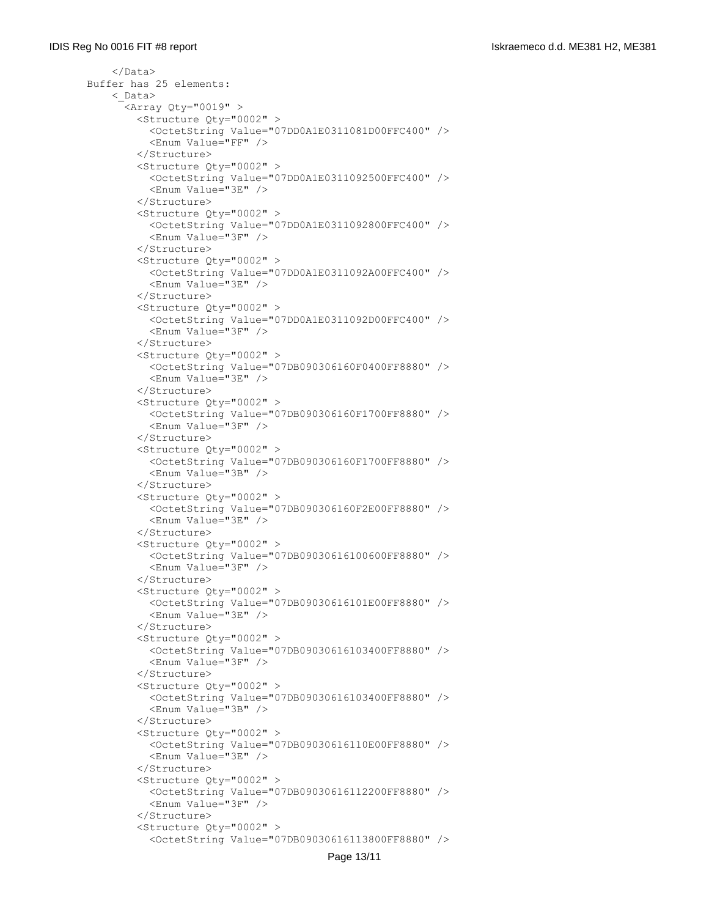```
    </Data>
Buffer has 25 elements:
    <_Data>
      <Array Qty="0019" >
        <Structure Qty="0002" >
          <OctetString Value="07DD0A1E0311081D00FFC400" />
          <Enum Value="FF" />
        </Structure>
        <Structure Qty="0002" >
          <OctetString Value="07DD0A1E0311092500FFC400" />
          <Enum Value="3E" />
        </Structure>
        <Structure Qty="0002" >
          <OctetString Value="07DD0A1E0311092800FFC400" />
          <Enum Value="3F" />
        </Structure>
        <Structure Qty="0002" >
          <OctetString Value="07DD0A1E0311092A00FFC400" />
          <Enum Value="3E" />
        </Structure>
        <Structure Qty="0002" >
          <OctetString Value="07DD0A1E0311092D00FFC400" />
          <Enum Value="3F" />
        </Structure>
        <Structure Qty="0002" >
          <OctetString Value="07DB090306160F0400FF8880" />
          <Enum Value="3E" />
        </Structure>
        <Structure Qty="0002" >
          <OctetString Value="07DB090306160F1700FF8880" />
          <Enum Value="3F" />
        </Structure>
        <Structure Qty="0002" >
          <OctetString Value="07DB090306160F1700FF8880" />
          <Enum Value="3B" />
        </Structure>
        <Structure Qty="0002" >
          <OctetString Value="07DB090306160F2E00FF8880" />
          <Enum Value="3E" />
        </Structure>
        <Structure Qty="0002" >
          <OctetString Value="07DB09030616100600FF8880" />
          <Enum Value="3F" />
        </Structure>
        <Structure Qty="0002" >
          <OctetString Value="07DB09030616101E00FF8880" />
          <Enum Value="3E" />
        </Structure>
        <Structure Qty="0002" >
          <OctetString Value="07DB09030616103400FF8880" />
          <Enum Value="3F" />
        </Structure>
        <Structure Qty="0002" >
          <OctetString Value="07DB09030616103400FF8880" />
          <Enum Value="3B" />
        </Structure>
        <Structure Qty="0002" >
          <OctetString Value="07DB09030616110E00FF8880" />
          <Enum Value="3E" />
        </Structure>
        <Structure Qty="0002" >
          <OctetString Value="07DB09030616112200FF8880" />
          <Enum Value="3F" />
        </Structure>
        <Structure Qty="0002" >
          <OctetString Value="07DB09030616113800FF8880" />
```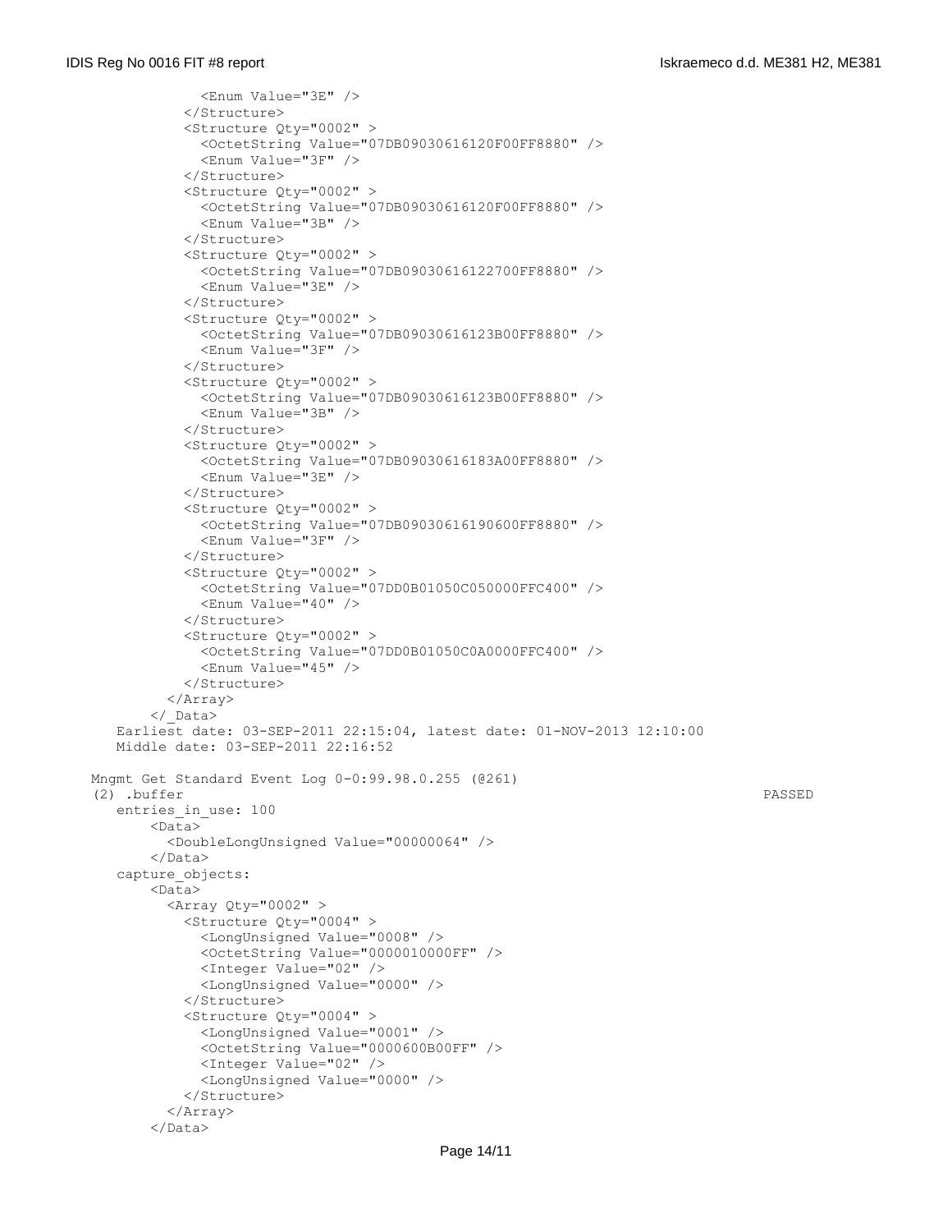```
            <Enum Value="3E" />
          </Structure>
          <Structure Qty="0002" >
            <OctetString Value="07DB09030616120F00FF8880" />
            <Enum Value="3F" />
          </Structure>
          <Structure Qty="0002" >
            <OctetString Value="07DB09030616120F00FF8880" />
            <Enum Value="3B" />
          </Structure>
          <Structure Qty="0002" >
            <OctetString Value="07DB09030616122700FF8880" />
            <Enum Value="3E" />
          </Structure>
          <Structure Qty="0002" >
            <OctetString Value="07DB09030616123B00FF8880" />
            <Enum Value="3F" />
          </Structure>
          <Structure Qty="0002" >
            <OctetString Value="07DB09030616123B00FF8880" />
            <Enum Value="3B" />
          </Structure>
          <Structure Qty="0002" >
            <OctetString Value="07DB09030616183A00FF8880" />
            <Enum Value="3E" />
          </Structure>
          <Structure Qty="0002" >
            <OctetString Value="07DB09030616190600FF8880" />
            <Enum Value="3F" />
          </Structure>
          <Structure Qty="0002" >
            <OctetString Value="07DD0B01050C050000FFC400" />
            <Enum Value="40" />
          </Structure>
          <Structure Qty="0002" >
            <OctetString Value="07DD0B01050C0A0000FFC400" />
            <Enum Value="45" />
          </Structure>
        </Array>
      </_Data>
   Earliest date: 03-SEP-2011 22:15:04, latest date: 01-NOV-2013 12:10:00
   Middle date: 03-SEP-2011 22:16:52

Mngmt Get Standard Event Log 0-0:99.98.0.255 (@261)
(2) .buffer                                                                   PASSED
   entries_in_use: 100
      <Data>
        <DoubleLongUnsigned Value="00000064" />
      </Data>
   capture_objects:
      <Data>
        <Array Qty="0002" >
          <Structure Qty="0004" >
            <LongUnsigned Value="0008" />
            <OctetString Value="0000010000FF" />
            <Integer Value="02" />
            <LongUnsigned Value="0000" />
          </Structure>
          <Structure Qty="0004" >
            <LongUnsigned Value="0001" />
            <OctetString Value="0000600B00FF" />
            <Integer Value="02" />
            <LongUnsigned Value="0000" />
          </Structure>
        </Array>
      </Data>
```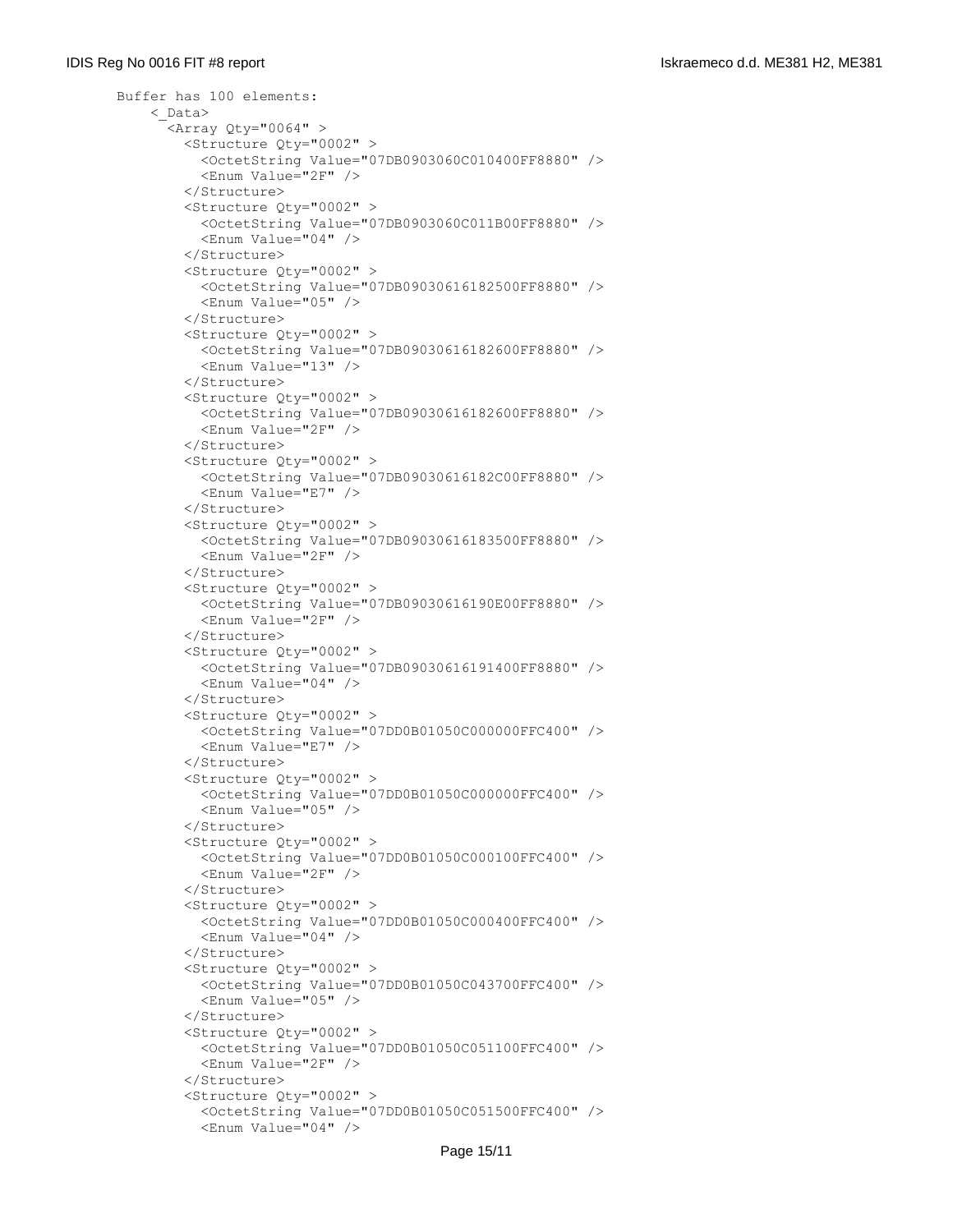Buffer has 100 elements:

```
<_Data>
  <Array Qty="0064" >
    <Structure Qty="0002" >
      <OctetString Value="07DB0903060C010400FF8880" />
      <Enum Value="2F" />
    </Structure>
    <Structure Qty="0002" >
      <OctetString Value="07DB0903060C011B00FF8880" />
      <Enum Value="04" />
    </Structure>
    <Structure Qty="0002" >
      <OctetString Value="07DB09030616182500FF8880" />
      <Enum Value="05" />
    </Structure>
    <Structure Qty="0002" >
      <OctetString Value="07DB09030616182600FF8880" />
      <Enum Value="13" />
    </Structure>
    <Structure Qty="0002" >
      <OctetString Value="07DB09030616182600FF8880" />
      <Enum Value="2F" />
    </Structure>
    <Structure Qty="0002" >
      <OctetString Value="07DB09030616182C00FF8880" />
      <Enum Value="E7" />
    </Structure>
    <Structure Qty="0002" >
      <OctetString Value="07DB09030616183500FF8880" />
      <Enum Value="2F" />
    </Structure>
    <Structure Qty="0002" >
      <OctetString Value="07DB09030616190E00FF8880" />
      <Enum Value="2F" />
    </Structure>
    <Structure Qty="0002" >
      <OctetString Value="07DB09030616191400FF8880" />
      <Enum Value="04" />
    </Structure>
    <Structure Qty="0002" >
      <OctetString Value="07DD0B01050C000000FFC400" />
      <Enum Value="E7" />
    </Structure>
    <Structure Qty="0002" >
      <OctetString Value="07DD0B01050C000000FFC400" />
      <Enum Value="05" />
    </Structure>
    <Structure Qty="0002" >
      <OctetString Value="07DD0B01050C000100FFC400" />
      <Enum Value="2F" />
    </Structure>
    <Structure Qty="0002" >
      <OctetString Value="07DD0B01050C000400FFC400" />
      <Enum Value="04" />
    </Structure>
    <Structure Qty="0002" >
      <OctetString Value="07DD0B01050C043700FFC400" />
      <Enum Value="05" />
    </Structure>
    <Structure Qty="0002" >
      <OctetString Value="07DD0B01050C051100FFC400" />
      <Enum Value="2F" />
    </Structure>
    <Structure Qty="0002" >
      <OctetString Value="07DD0B01050C051500FFC400" />
      <Enum Value="04" />
```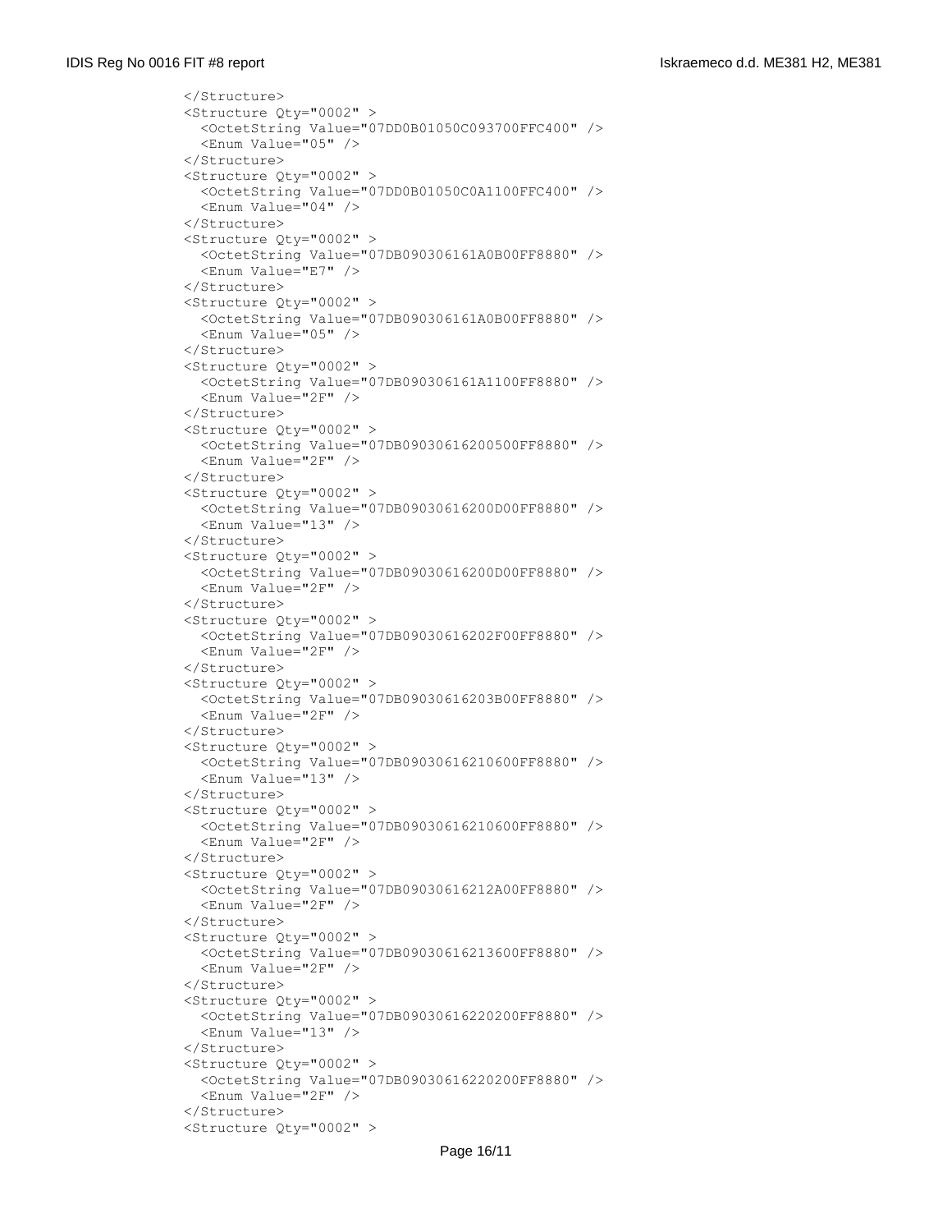```
</Structure>
<Structure Qty="0002" >
  <OctetString Value="07DD0B01050C093700FFC400" />
  <Enum Value="05" />
</Structure>
<Structure Qty="0002" >
  <OctetString Value="07DD0B01050C0A1100FFC400" />
  <Enum Value="04" />
</Structure>
<Structure Qty="0002" >
  <OctetString Value="07DB090306161A0B00FF8880" />
  <Enum Value="E7" />
</Structure>
<Structure Qty="0002" >
  <OctetString Value="07DB090306161A0B00FF8880" />
  <Enum Value="05" />
</Structure>
<Structure Qty="0002" >
  <OctetString Value="07DB090306161A1100FF8880" />
  <Enum Value="2F" />
</Structure>
<Structure Qty="0002" >
  <OctetString Value="07DB09030616200500FF8880" />
  <Enum Value="2F" />
</Structure>
<Structure Qty="0002" >
  <OctetString Value="07DB09030616200D00FF8880" />
  <Enum Value="13" />
</Structure>
<Structure Qty="0002" >
  <OctetString Value="07DB09030616200D00FF8880" />
  <Enum Value="2F" />
</Structure>
<Structure Qty="0002" >
  <OctetString Value="07DB09030616202F00FF8880" />
  <Enum Value="2F" />
</Structure>
<Structure Qty="0002" >
  <OctetString Value="07DB09030616203B00FF8880" />
  <Enum Value="2F" />
</Structure>
<Structure Qty="0002" >
  <OctetString Value="07DB09030616210600FF8880" />
  <Enum Value="13" />
</Structure>
<Structure Qty="0002" >
  <OctetString Value="07DB09030616210600FF8880" />
  <Enum Value="2F" />
</Structure>
<Structure Qty="0002" >
  <OctetString Value="07DB09030616212A00FF8880" />
  <Enum Value="2F" />
</Structure>
<Structure Qty="0002" >
  <OctetString Value="07DB09030616213600FF8880" />
  <Enum Value="2F" />
</Structure>
<Structure Qty="0002" >
  <OctetString Value="07DB09030616220200FF8880" />
  <Enum Value="13" />
</Structure>
<Structure Qty="0002" >
  <OctetString Value="07DB09030616220200FF8880" />
  <Enum Value="2F" />
</Structure>
<Structure Qty="0002" >
```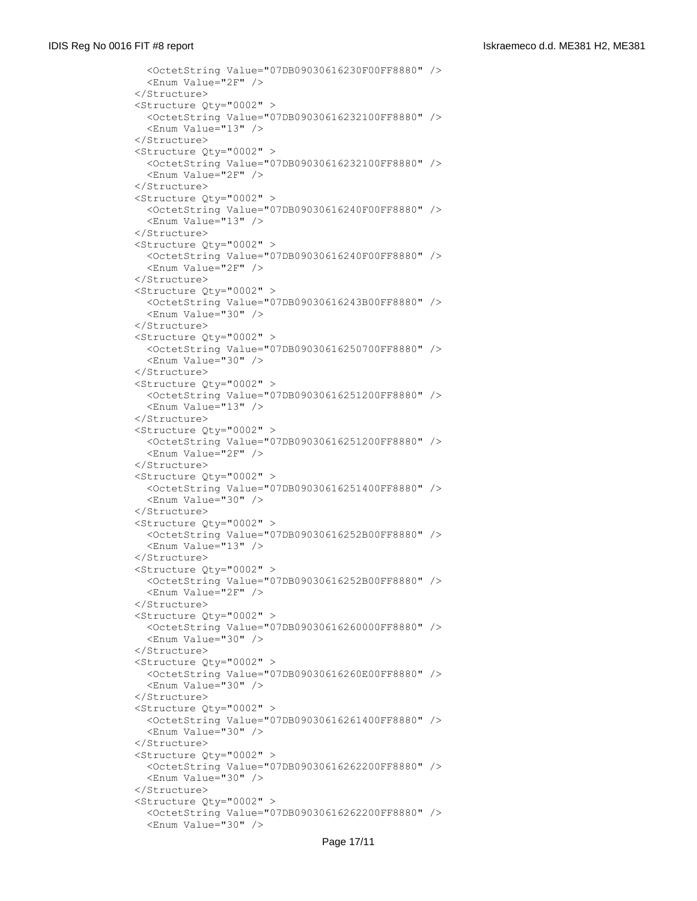```
      <OctetString Value="07DB09030616230F00FF8880" />
      <Enum Value="2F" />
    </Structure>
    <Structure Qty="0002" >
      <OctetString Value="07DB09030616232100FF8880" />
      <Enum Value="13" />
    </Structure>
    <Structure Qty="0002" >
      <OctetString Value="07DB09030616232100FF8880" />
      <Enum Value="2F" />
    </Structure>
    <Structure Qty="0002" >
      <OctetString Value="07DB09030616240F00FF8880" />
      <Enum Value="13" />
    </Structure>
    <Structure Qty="0002" >
      <OctetString Value="07DB09030616240F00FF8880" />
      <Enum Value="2F" />
    </Structure>
    <Structure Qty="0002" >
      <OctetString Value="07DB09030616243B00FF8880" />
      <Enum Value="30" />
    </Structure>
    <Structure Qty="0002" >
      <OctetString Value="07DB09030616250700FF8880" />
      <Enum Value="30" />
    </Structure>
    <Structure Qty="0002" >
      <OctetString Value="07DB09030616251200FF8880" />
      <Enum Value="13" />
    </Structure>
    <Structure Qty="0002" >
      <OctetString Value="07DB09030616251200FF8880" />
      <Enum Value="2F" />
    </Structure>
    <Structure Qty="0002" >
      <OctetString Value="07DB09030616251400FF8880" />
      <Enum Value="30" />
    </Structure>
    <Structure Qty="0002" >
      <OctetString Value="07DB09030616252B00FF8880" />
      <Enum Value="13" />
    </Structure>
    <Structure Qty="0002" >
      <OctetString Value="07DB09030616252B00FF8880" />
      <Enum Value="2F" />
    </Structure>
    <Structure Qty="0002" >
      <OctetString Value="07DB09030616260000FF8880" />
      <Enum Value="30" />
    </Structure>
    <Structure Qty="0002" >
      <OctetString Value="07DB09030616260E00FF8880" />
      <Enum Value="30" />
    </Structure>
    <Structure Qty="0002" >
      <OctetString Value="07DB09030616261400FF8880" />
      <Enum Value="30" />
    </Structure>
    <Structure Qty="0002" >
      <OctetString Value="07DB09030616262200FF8880" />
      <Enum Value="30" />
    </Structure>
    <Structure Qty="0002" >
      <OctetString Value="07DB09030616262200FF8880" />
      <Enum Value="30" />
```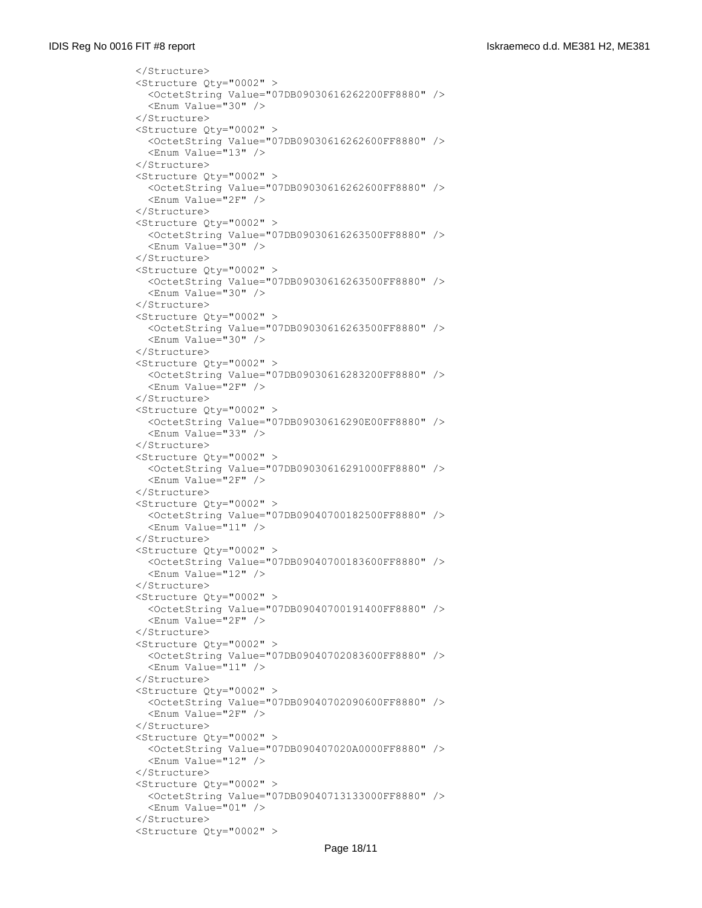```
    </Structure>
    <Structure Qty="0002" >
      <OctetString Value="07DB09030616262200FF8880" />
      <Enum Value="30" />
    </Structure>
    <Structure Qty="0002" >
      <OctetString Value="07DB09030616262600FF8880" />
      <Enum Value="13" />
    </Structure>
    <Structure Qty="0002" >
      <OctetString Value="07DB09030616262600FF8880" />
      <Enum Value="2F" />
    </Structure>
    <Structure Qty="0002" >
      <OctetString Value="07DB09030616263500FF8880" />
      <Enum Value="30" />
    </Structure>
    <Structure Qty="0002" >
      <OctetString Value="07DB09030616263500FF8880" />
      <Enum Value="30" />
    </Structure>
    <Structure Qty="0002" >
      <OctetString Value="07DB09030616263500FF8880" />
      <Enum Value="30" />
    </Structure>
    <Structure Qty="0002" >
      <OctetString Value="07DB09030616283200FF8880" />
      <Enum Value="2F" />
    </Structure>
    <Structure Qty="0002" >
      <OctetString Value="07DB09030616290E00FF8880" />
      <Enum Value="33" />
    </Structure>
    <Structure Qty="0002" >
      <OctetString Value="07DB09030616291000FF8880" />
      <Enum Value="2F" />
    </Structure>
    <Structure Qty="0002" >
      <OctetString Value="07DB09040700182500FF8880" />
      <Enum Value="11" />
    </Structure>
    <Structure Qty="0002" >
      <OctetString Value="07DB09040700183600FF8880" />
      <Enum Value="12" />
    </Structure>
    <Structure Qty="0002" >
      <OctetString Value="07DB09040700191400FF8880" />
      <Enum Value="2F" />
    </Structure>
    <Structure Qty="0002" >
      <OctetString Value="07DB09040702083600FF8880" />
      <Enum Value="11" />
    </Structure>
    <Structure Qty="0002" >
      <OctetString Value="07DB09040702090600FF8880" />
      <Enum Value="2F" />
    </Structure>
    <Structure Qty="0002" >
      <OctetString Value="07DB090407020A0000FF8880" />
      <Enum Value="12" />
    </Structure>
    <Structure Qty="0002" >
      <OctetString Value="07DB09040713133000FF8880" />
      <Enum Value="01" />
    </Structure>
    <Structure Qty="0002" >
```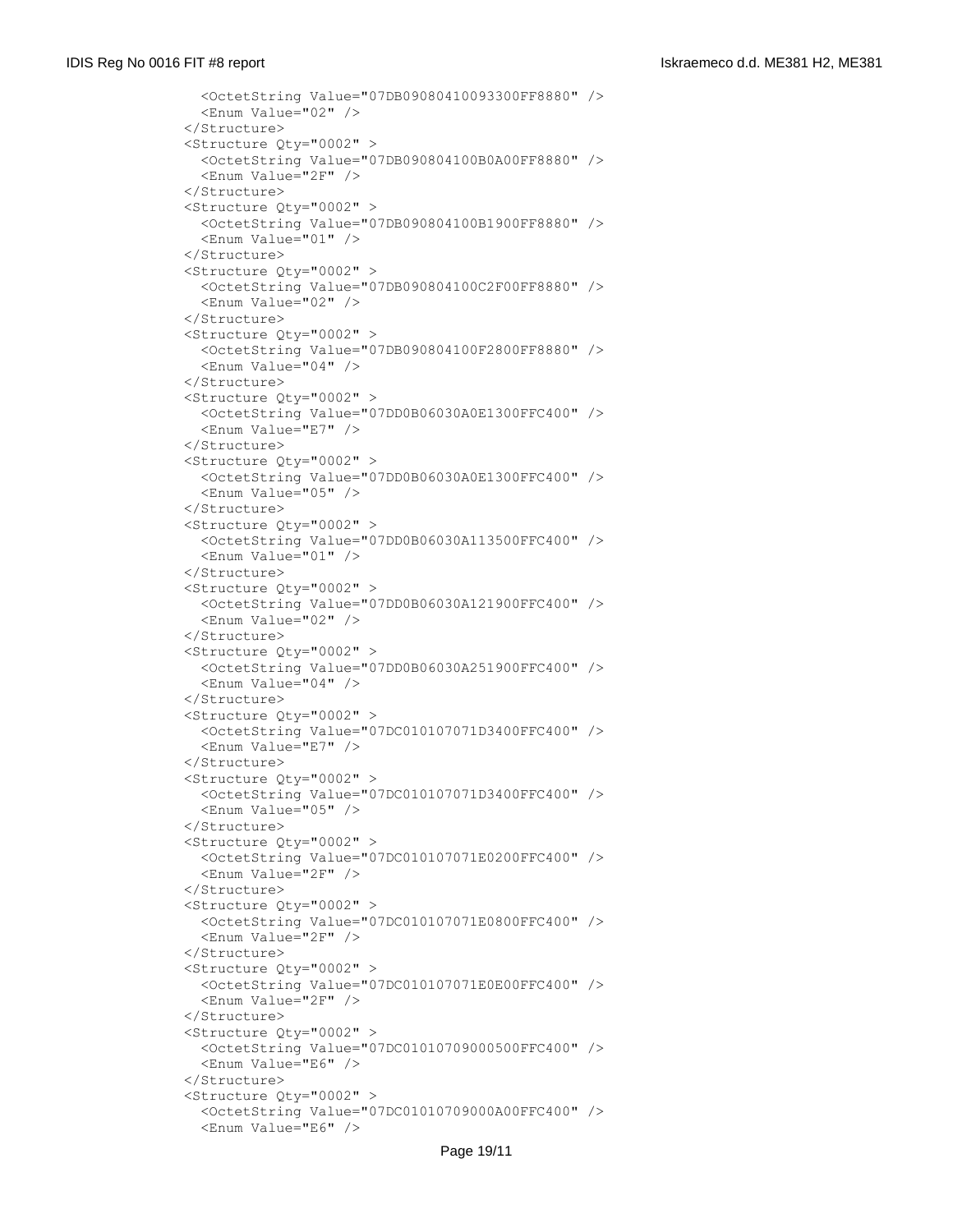```
    <OctetString Value="07DB09080410093300FF8880" />
    <Enum Value="02" />
  </Structure>
  <Structure Qty="0002" >
    <OctetString Value="07DB090804100B0A00FF8880" />
    <Enum Value="2F" />
  </Structure>
  <Structure Qty="0002" >
    <OctetString Value="07DB090804100B1900FF8880" />
    <Enum Value="01" />
  </Structure>
  <Structure Qty="0002" >
    <OctetString Value="07DB090804100C2F00FF8880" />
    <Enum Value="02" />
  </Structure>
  <Structure Qty="0002" >
    <OctetString Value="07DB090804100F2800FF8880" />
    <Enum Value="04" />
  </Structure>
  <Structure Qty="0002" >
    <OctetString Value="07DD0B06030A0E1300FFC400" />
    <Enum Value="E7" />
  </Structure>
  <Structure Qty="0002" >
    <OctetString Value="07DD0B06030A0E1300FFC400" />
    <Enum Value="05" />
  </Structure>
  <Structure Qty="0002" >
    <OctetString Value="07DD0B06030A113500FFC400" />
    <Enum Value="01" />
  </Structure>
  <Structure Qty="0002" >
    <OctetString Value="07DD0B06030A121900FFC400" />
    <Enum Value="02" />
  </Structure>
  <Structure Qty="0002" >
    <OctetString Value="07DD0B06030A251900FFC400" />
    <Enum Value="04" />
  </Structure>
  <Structure Qty="0002" >
    <OctetString Value="07DC010107071D3400FFC400" />
    <Enum Value="E7" />
  </Structure>
  <Structure Qty="0002" >
    <OctetString Value="07DC010107071D3400FFC400" />
    <Enum Value="05" />
  </Structure>
  <Structure Qty="0002" >
    <OctetString Value="07DC010107071E0200FFC400" />
    <Enum Value="2F" />
  </Structure>
  <Structure Qty="0002" >
    <OctetString Value="07DC010107071E0800FFC400" />
    <Enum Value="2F" />
  </Structure>
  <Structure Qty="0002" >
    <OctetString Value="07DC010107071E0E00FFC400" />
    <Enum Value="2F" />
  </Structure>
  <Structure Qty="0002" >
    <OctetString Value="07DC01010709000500FFC400" />
    <Enum Value="E6" />
  </Structure>
  <Structure Qty="0002" >
    <OctetString Value="07DC01010709000A00FFC400" />
    <Enum Value="E6" />
```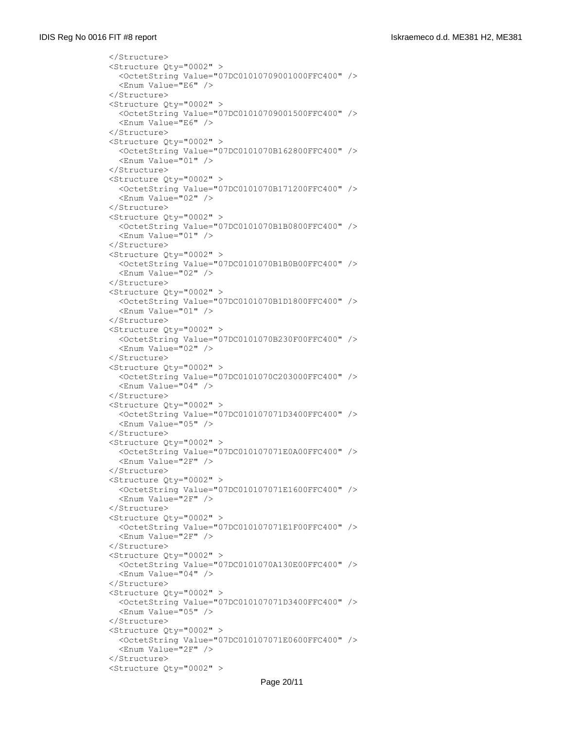```
</Structure>
<Structure Qty="0002" >
  <OctetString Value="07DC01010709001000FFC400" />
  <Enum Value="E6" />
</Structure>
<Structure Qty="0002" >
  <OctetString Value="07DC01010709001500FFC400" />
  <Enum Value="E6" />
</Structure>
<Structure Qty="0002" >
  <OctetString Value="07DC0101070B162800FFC400" />
  <Enum Value="01" />
</Structure>
<Structure Qty="0002" >
  <OctetString Value="07DC0101070B171200FFC400" />
  <Enum Value="02" />
</Structure>
<Structure Qty="0002" >
  <OctetString Value="07DC0101070B1B0800FFC400" />
  <Enum Value="01" />
</Structure>
<Structure Qty="0002" >
  <OctetString Value="07DC0101070B1B0B00FFC400" />
  <Enum Value="02" />
</Structure>
<Structure Qty="0002" >
  <OctetString Value="07DC0101070B1D1800FFC400" />
  <Enum Value="01" />
</Structure>
<Structure Qty="0002" >
  <OctetString Value="07DC0101070B230F00FFC400" />
  <Enum Value="02" />
</Structure>
<Structure Qty="0002" >
  <OctetString Value="07DC0101070C203000FFC400" />
  <Enum Value="04" />
</Structure>
<Structure Qty="0002" >
  <OctetString Value="07DC010107071D3400FFC400" />
  <Enum Value="05" />
</Structure>
<Structure Qty="0002" >
  <OctetString Value="07DC010107071E0A00FFC400" />
  <Enum Value="2F" />
</Structure>
<Structure Qty="0002" >
  <OctetString Value="07DC010107071E1600FFC400" />
  <Enum Value="2F" />
</Structure>
<Structure Qty="0002" >
  <OctetString Value="07DC010107071E1F00FFC400" />
  <Enum Value="2F" />
</Structure>
<Structure Qty="0002" >
  <OctetString Value="07DC0101070A130E00FFC400" />
  <Enum Value="04" />
</Structure>
<Structure Qty="0002" >
  <OctetString Value="07DC010107071D3400FFC400" />
  <Enum Value="05" />
</Structure>
<Structure Qty="0002" >
  <OctetString Value="07DC010107071E0600FFC400" />
  <Enum Value="2F" />
</Structure>
<Structure Qty="0002" >
```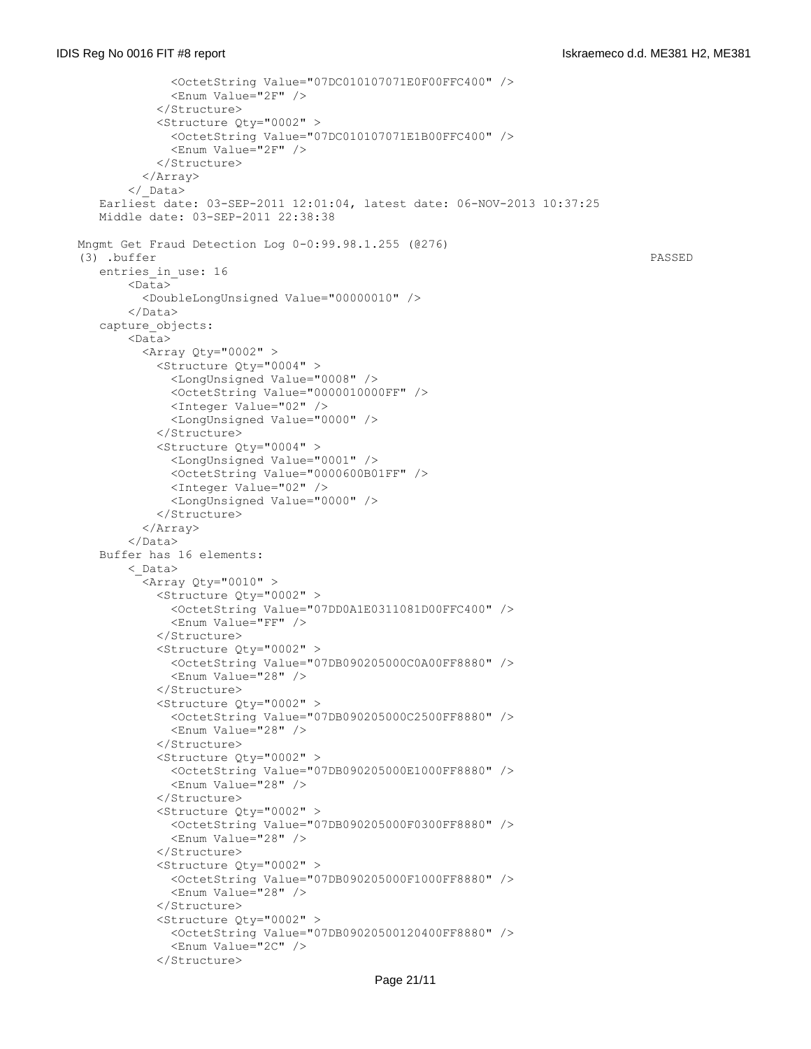```
            <OctetString Value="07DC010107071E0F00FFC400" />
            <Enum Value="2F" />
          </Structure>
          <Structure Qty="0002" >
            <OctetString Value="07DC010107071E1B00FFC400" />
            <Enum Value="2F" />
          </Structure>
        </Array>
      </_Data>
    Earliest date: 03-SEP-2011 12:01:04, latest date: 06-NOV-2013 10:37:25
    Middle date: 03-SEP-2011 22:38:38

  Mngmt Get Fraud Detection Log 0-0:99.98.1.255 (@276)
  (3) .buffer                                                                 PASSED
    entries_in_use: 16
        <Data>
          <DoubleLongUnsigned Value="00000010" />
        </Data>
    capture_objects:
        <Data>
          <Array Qty="0002" >
            <Structure Qty="0004" >
              <LongUnsigned Value="0008" />
              <OctetString Value="0000010000FF" />
              <Integer Value="02" />
              <LongUnsigned Value="0000" />
            </Structure>
            <Structure Qty="0004" >
              <LongUnsigned Value="0001" />
              <OctetString Value="0000600B01FF" />
              <Integer Value="02" />
              <LongUnsigned Value="0000" />
            </Structure>
          </Array>
        </Data>
    Buffer has 16 elements:
        <_Data>
          <Array Qty="0010" >
            <Structure Qty="0002" >
              <OctetString Value="07DD0A1E0311081D00FFC400" />
              <Enum Value="FF" />
            </Structure>
            <Structure Qty="0002" >
              <OctetString Value="07DB090205000C0A00FF8880" />
              <Enum Value="28" />
            </Structure>
            <Structure Qty="0002" >
              <OctetString Value="07DB090205000C2500FF8880" />
              <Enum Value="28" />
            </Structure>
            <Structure Qty="0002" >
              <OctetString Value="07DB090205000E1000FF8880" />
              <Enum Value="28" />
            </Structure>
            <Structure Qty="0002" >
              <OctetString Value="07DB090205000F0300FF8880" />
              <Enum Value="28" />
            </Structure>
            <Structure Qty="0002" >
              <OctetString Value="07DB090205000F1000FF8880" />
              <Enum Value="28" />
            </Structure>
            <Structure Qty="0002" >
              <OctetString Value="07DB09020500120400FF8880" />
              <Enum Value="2C" />
            </Structure>
```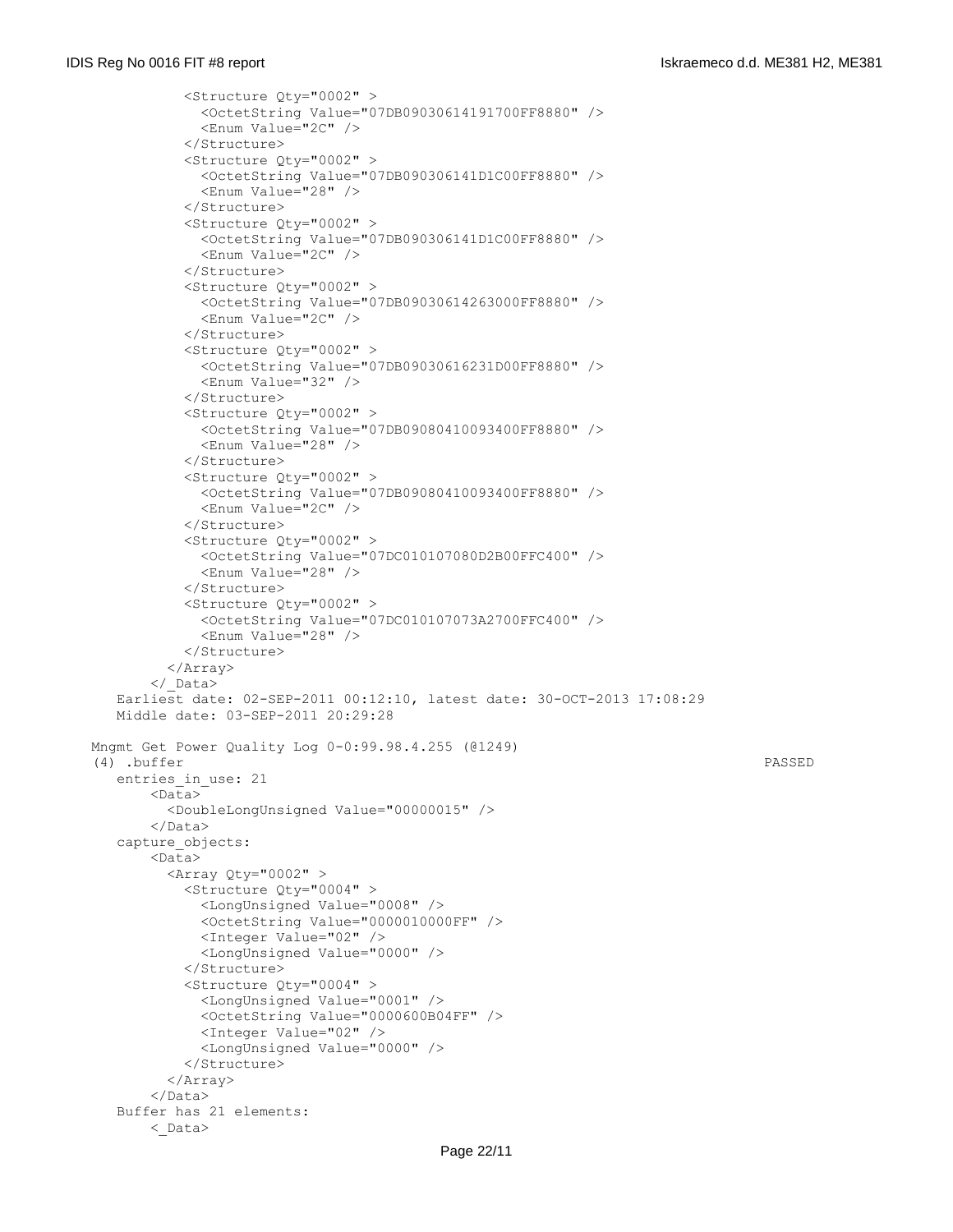```
            <Structure Qty="0002" >
              <OctetString Value="07DB09030614191700FF8880" />
              <Enum Value="2C" />
            </Structure>
            <Structure Qty="0002" >
              <OctetString Value="07DB090306141D1C00FF8880" />
              <Enum Value="28" />
            </Structure>
            <Structure Qty="0002" >
              <OctetString Value="07DB090306141D1C00FF8880" />
              <Enum Value="2C" />
            </Structure>
            <Structure Qty="0002" >
              <OctetString Value="07DB09030614263000FF8880" />
              <Enum Value="2C" />
            </Structure>
            <Structure Qty="0002" >
              <OctetString Value="07DB09030616231D00FF8880" />
              <Enum Value="32" />
            </Structure>
            <Structure Qty="0002" >
              <OctetString Value="07DB09080410093400FF8880" />
              <Enum Value="28" />
            </Structure>
            <Structure Qty="0002" >
              <OctetString Value="07DB09080410093400FF8880" />
              <Enum Value="2C" />
            </Structure>
            <Structure Qty="0002" >
              <OctetString Value="07DC010107080D2B00FFC400" />
              <Enum Value="28" />
            </Structure>
            <Structure Qty="0002" >
              <OctetString Value="07DC010107073A2700FFC400" />
              <Enum Value="28" />
            </Structure>
          </Array>
        </_Data>
    Earliest date: 02-SEP-2011 00:12:10, latest date: 30-OCT-2013 17:08:29
    Middle date: 03-SEP-2011 20:29:28

  Mngmt Get Power Quality Log 0-0:99.98.4.255 (@1249)
  (4) .buffer                                                                PASSED
    entries_in_use: 21
        <Data>
          <DoubleLongUnsigned Value="00000015" />
        </Data>
    capture_objects:
        <Data>
          <Array Qty="0002" >
            <Structure Qty="0004" >
              <LongUnsigned Value="0008" />
              <OctetString Value="0000010000FF" />
              <Integer Value="02" />
              <LongUnsigned Value="0000" />
            </Structure>
            <Structure Qty="0004" >
              <LongUnsigned Value="0001" />
              <OctetString Value="0000600B04FF" />
              <Integer Value="02" />
              <LongUnsigned Value="0000" />
            </Structure>
          </Array>
        </Data>
    Buffer has 21 elements:
        <_Data>
```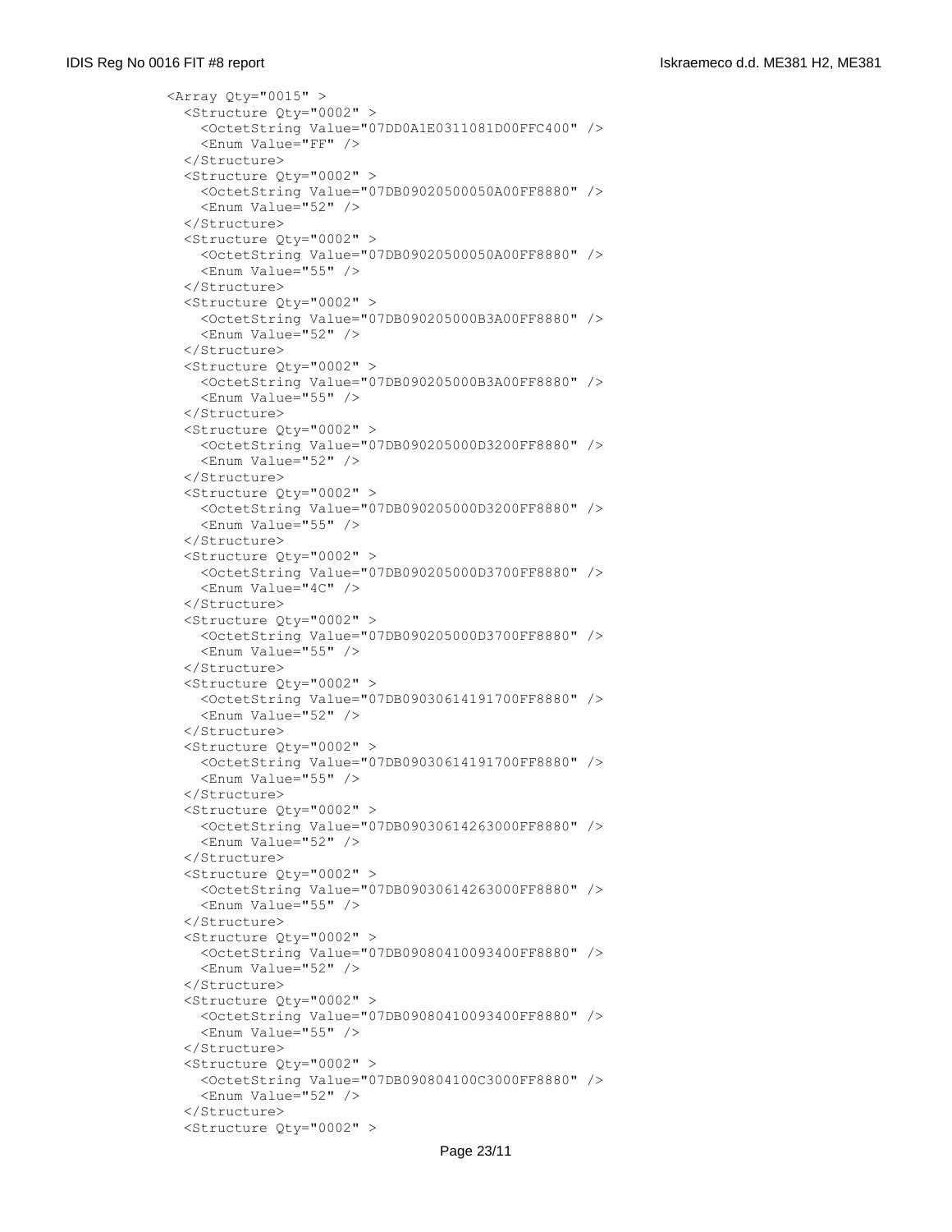```
<Array Qty="0015" >
  <Structure Qty="0002" >
    <OctetString Value="07DD0A1E0311081D00FFC400" />
    <Enum Value="FF" />
  </Structure>
  <Structure Qty="0002" >
    <OctetString Value="07DB09020500050A00FF8880" />
    <Enum Value="52" />
  </Structure>
  <Structure Qty="0002" >
    <OctetString Value="07DB09020500050A00FF8880" />
    <Enum Value="55" />
  </Structure>
  <Structure Qty="0002" >
    <OctetString Value="07DB090205000B3A00FF8880" />
    <Enum Value="52" />
  </Structure>
  <Structure Qty="0002" >
    <OctetString Value="07DB090205000B3A00FF8880" />
    <Enum Value="55" />
  </Structure>
  <Structure Qty="0002" >
    <OctetString Value="07DB090205000D3200FF8880" />
    <Enum Value="52" />
  </Structure>
  <Structure Qty="0002" >
    <OctetString Value="07DB090205000D3200FF8880" />
    <Enum Value="55" />
  </Structure>
  <Structure Qty="0002" >
    <OctetString Value="07DB090205000D3700FF8880" />
    <Enum Value="4C" />
  </Structure>
  <Structure Qty="0002" >
    <OctetString Value="07DB090205000D3700FF8880" />
    <Enum Value="55" />
  </Structure>
  <Structure Qty="0002" >
    <OctetString Value="07DB09030614191700FF8880" />
    <Enum Value="52" />
  </Structure>
  <Structure Qty="0002" >
    <OctetString Value="07DB09030614191700FF8880" />
    <Enum Value="55" />
  </Structure>
  <Structure Qty="0002" >
    <OctetString Value="07DB09030614263000FF8880" />
    <Enum Value="52" />
  </Structure>
  <Structure Qty="0002" >
    <OctetString Value="07DB09030614263000FF8880" />
    <Enum Value="55" />
  </Structure>
  <Structure Qty="0002" >
    <OctetString Value="07DB09080410093400FF8880" />
    <Enum Value="52" />
  </Structure>
  <Structure Qty="0002" >
    <OctetString Value="07DB09080410093400FF8880" />
    <Enum Value="55" />
  </Structure>
  <Structure Qty="0002" >
    <OctetString Value="07DB090804100C3000FF8880" />
    <Enum Value="52" />
  </Structure>
  <Structure Qty="0002" >
```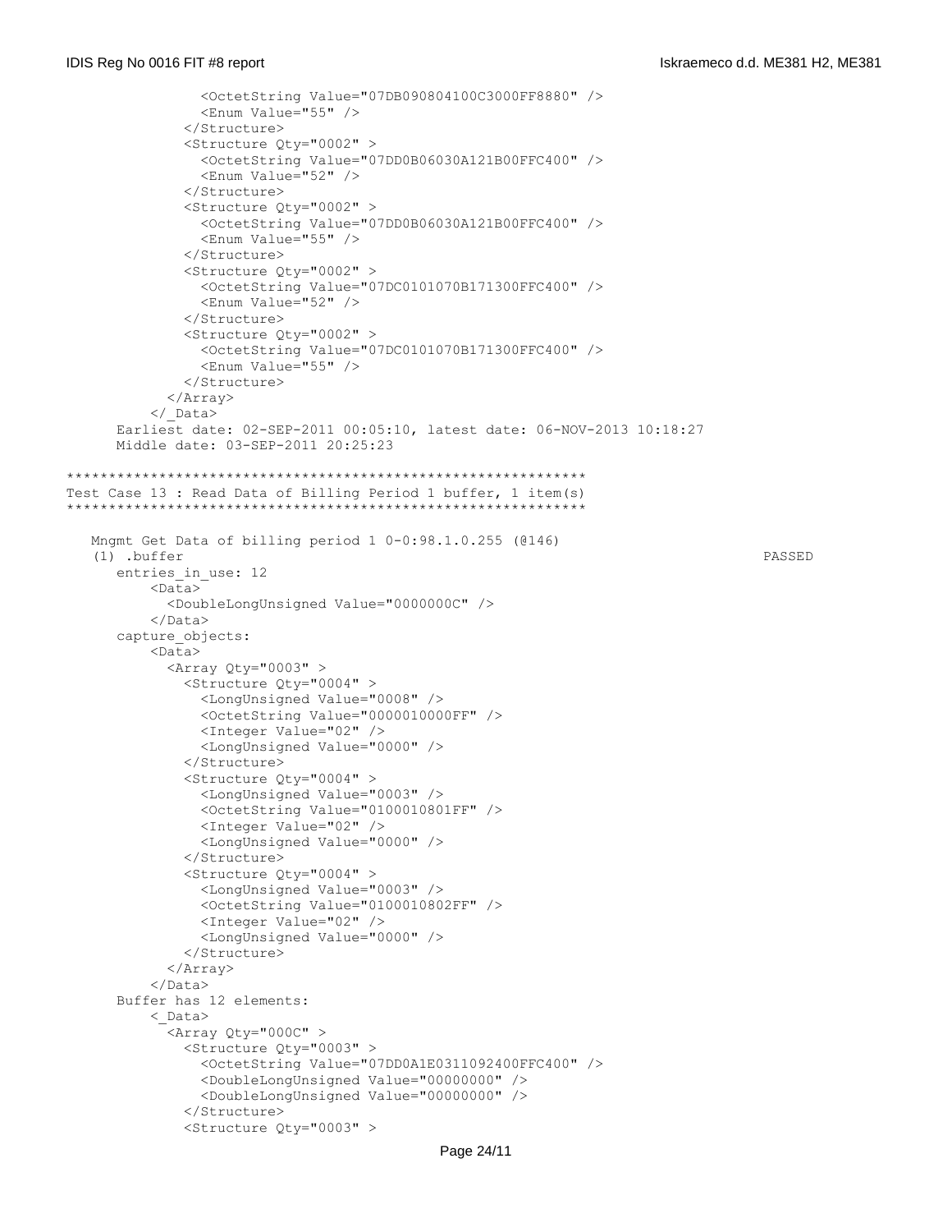```
            <OctetString Value="07DB090804100C3000FF8880" />
            <Enum Value="55" />
          </Structure>
          <Structure Qty="0002" >
            <OctetString Value="07DD0B06030A121B00FFC400" />
            <Enum Value="52" />
          </Structure>
          <Structure Qty="0002" >
            <OctetString Value="07DD0B06030A121B00FFC400" />
            <Enum Value="55" />
          </Structure>
          <Structure Qty="0002" >
            <OctetString Value="07DC0101070B171300FFC400" />
            <Enum Value="52" />
          </Structure>
          <Structure Qty="0002" >
            <OctetString Value="07DC0101070B171300FFC400" />
            <Enum Value="55" />
          </Structure>
        </Array>
      </_Data>
    Earliest date: 02-SEP-2011 00:05:10, latest date: 06-NOV-2013 10:18:27
    Middle date: 03-SEP-2011 20:25:23
```

```
************************************************************
Test Case 13 : Read Data of Billing Period 1 buffer, 1 item(s)
************************************************************
```

```
  Mngmt Get Data of billing period 1 0-0:98.1.0.255 (@146)
  (1) .buffer                                                                PASSED
    entries_in_use: 12
      <Data>
        <DoubleLongUnsigned Value="0000000C" />
      </Data>
    capture_objects:
      <Data>
        <Array Qty="0003" >
          <Structure Qty="0004" >
            <LongUnsigned Value="0008" />
            <OctetString Value="0000010000FF" />
            <Integer Value="02" />
            <LongUnsigned Value="0000" />
          </Structure>
          <Structure Qty="0004" >
            <LongUnsigned Value="0003" />
            <OctetString Value="0100010801FF" />
            <Integer Value="02" />
            <LongUnsigned Value="0000" />
          </Structure>
          <Structure Qty="0004" >
            <LongUnsigned Value="0003" />
            <OctetString Value="0100010802FF" />
            <Integer Value="02" />
            <LongUnsigned Value="0000" />
          </Structure>
        </Array>
      </Data>
    Buffer has 12 elements:
      <_Data>
        <Array Qty="000C" >
          <Structure Qty="0003" >
            <OctetString Value="07DD0A1E0311092400FFC400" />
            <DoubleLongUnsigned Value="00000000" />
            <DoubleLongUnsigned Value="00000000" />
          </Structure>
          <Structure Qty="0003" >
```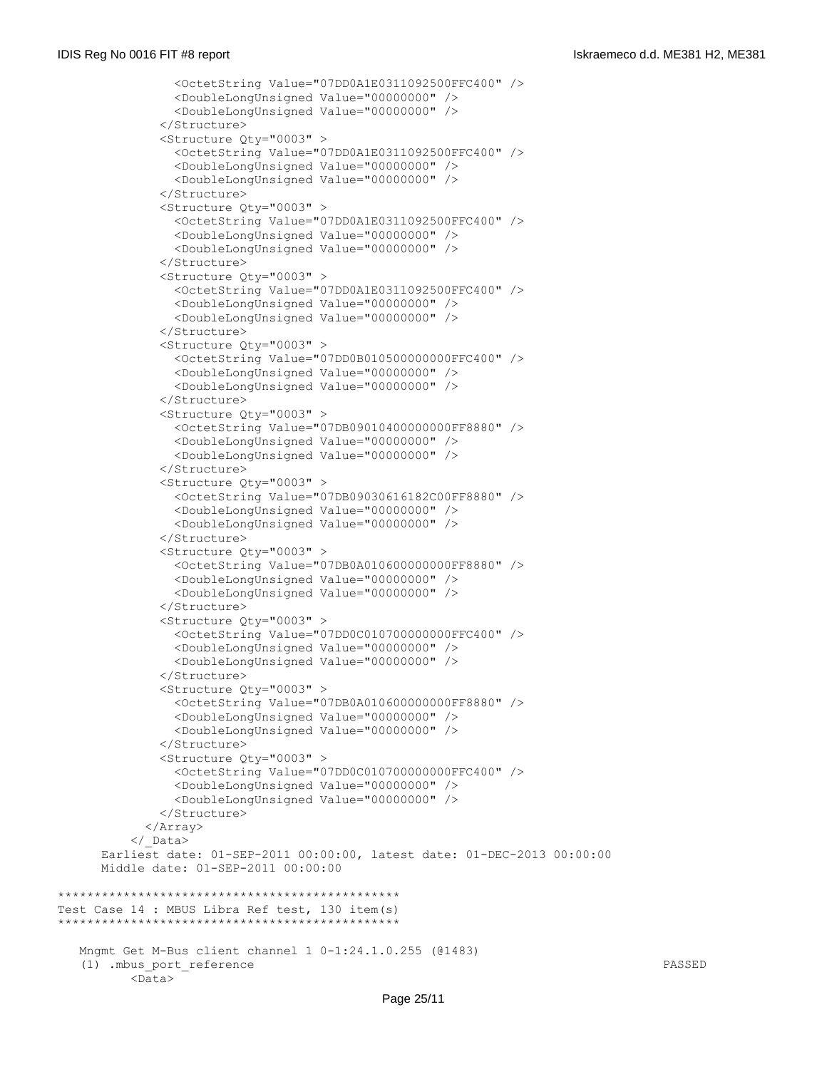```
              <OctetString Value="07DD0A1E0311092500FFC400" />
              <DoubleLongUnsigned Value="00000000" />
              <DoubleLongUnsigned Value="00000000" />
            </Structure>
            <Structure Qty="0003" >
              <OctetString Value="07DD0A1E0311092500FFC400" />
              <DoubleLongUnsigned Value="00000000" />
              <DoubleLongUnsigned Value="00000000" />
            </Structure>
            <Structure Qty="0003" >
              <OctetString Value="07DD0A1E0311092500FFC400" />
              <DoubleLongUnsigned Value="00000000" />
              <DoubleLongUnsigned Value="00000000" />
            </Structure>
            <Structure Qty="0003" >
              <OctetString Value="07DD0A1E0311092500FFC400" />
              <DoubleLongUnsigned Value="00000000" />
              <DoubleLongUnsigned Value="00000000" />
            </Structure>
            <Structure Qty="0003" >
              <OctetString Value="07DD0B010500000000FFC400" />
              <DoubleLongUnsigned Value="00000000" />
              <DoubleLongUnsigned Value="00000000" />
            </Structure>
            <Structure Qty="0003" >
              <OctetString Value="07DB09010400000000FF8880" />
              <DoubleLongUnsigned Value="00000000" />
              <DoubleLongUnsigned Value="00000000" />
            </Structure>
            <Structure Qty="0003" >
              <OctetString Value="07DB09030616182C00FF8880" />
              <DoubleLongUnsigned Value="00000000" />
              <DoubleLongUnsigned Value="00000000" />
            </Structure>
            <Structure Qty="0003" >
              <OctetString Value="07DB0A010600000000FF8880" />
              <DoubleLongUnsigned Value="00000000" />
              <DoubleLongUnsigned Value="00000000" />
            </Structure>
            <Structure Qty="0003" >
              <OctetString Value="07DD0C010700000000FFC400" />
              <DoubleLongUnsigned Value="00000000" />
              <DoubleLongUnsigned Value="00000000" />
            </Structure>
            <Structure Qty="0003" >
              <OctetString Value="07DB0A010600000000FF8880" />
              <DoubleLongUnsigned Value="00000000" />
              <DoubleLongUnsigned Value="00000000" />
            </Structure>
            <Structure Qty="0003" >
              <OctetString Value="07DD0C010700000000FFC400" />
              <DoubleLongUnsigned Value="00000000" />
              <DoubleLongUnsigned Value="00000000" />
            </Structure>
          </Array>
        </_Data>
      Earliest date: 01-SEP-2011 00:00:00, latest date: 01-DEC-2013 00:00:00
      Middle date: 01-SEP-2011 00:00:00

**********************************************
Test Case 14 : MBUS Libra Ref test, 130 item(s)
**********************************************

   Mngmt Get M-Bus client channel 1 0-1:24.1.0.255 (@1483)
   (1) .mbus_port_reference                                                  PASSED
         <Data>
```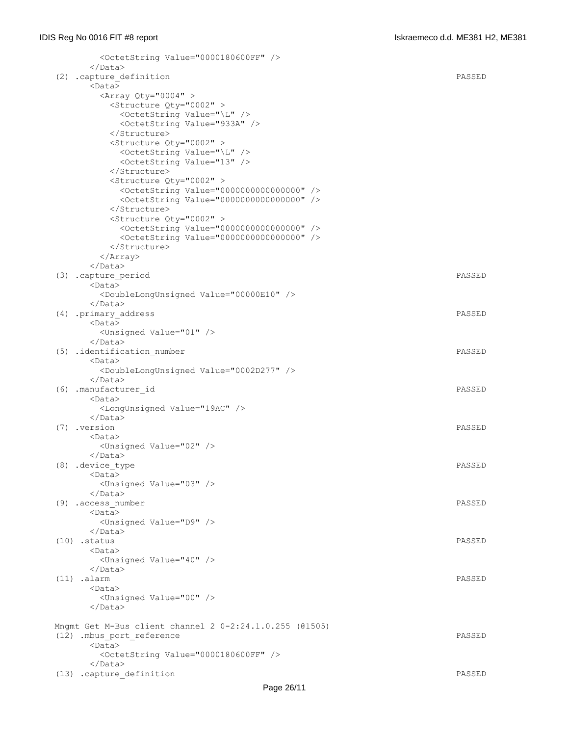```
        <OctetString Value="0000180600FF" />
      </Data>
  (2) .capture_definition                                                          PASSED
      <Data>
        <Array Qty="0004" >
          <Structure Qty="0002" >
            <OctetString Value="\L" />
            <OctetString Value="933A" />
          </Structure>
          <Structure Qty="0002" >
            <OctetString Value="\L" />
            <OctetString Value="13" />
          </Structure>
          <Structure Qty="0002" >
            <OctetString Value="0000000000000000" />
            <OctetString Value="0000000000000000" />
          </Structure>
          <Structure Qty="0002" >
            <OctetString Value="0000000000000000" />
            <OctetString Value="0000000000000000" />
          </Structure>
        </Array>
      </Data>
  (3) .capture_period                                                              PASSED
      <Data>
        <DoubleLongUnsigned Value="00000E10" />
      </Data>
  (4) .primary_address                                                             PASSED
      <Data>
        <Unsigned Value="01" />
      </Data>
  (5) .identification_number                                                       PASSED
      <Data>
        <DoubleLongUnsigned Value="0002D277" />
      </Data>
  (6) .manufacturer_id                                                             PASSED
      <Data>
        <LongUnsigned Value="19AC" />
      </Data>
  (7) .version                                                                     PASSED
      <Data>
        <Unsigned Value="02" />
      </Data>
  (8) .device_type                                                                 PASSED
      <Data>
        <Unsigned Value="03" />
      </Data>
  (9) .access_number                                                               PASSED
      <Data>
        <Unsigned Value="D9" />
      </Data>
  (10) .status                                                                     PASSED
      <Data>
        <Unsigned Value="40" />
      </Data>
  (11) .alarm                                                                      PASSED
      <Data>
        <Unsigned Value="00" />
      </Data>

  Mngmt Get M-Bus client channel 2 0-2:24.1.0.255 (@1505)
  (12) .mbus_port_reference                                                        PASSED
      <Data>
        <OctetString Value="0000180600FF" />
      </Data>
  (13) .capture_definition                                                         PASSED
```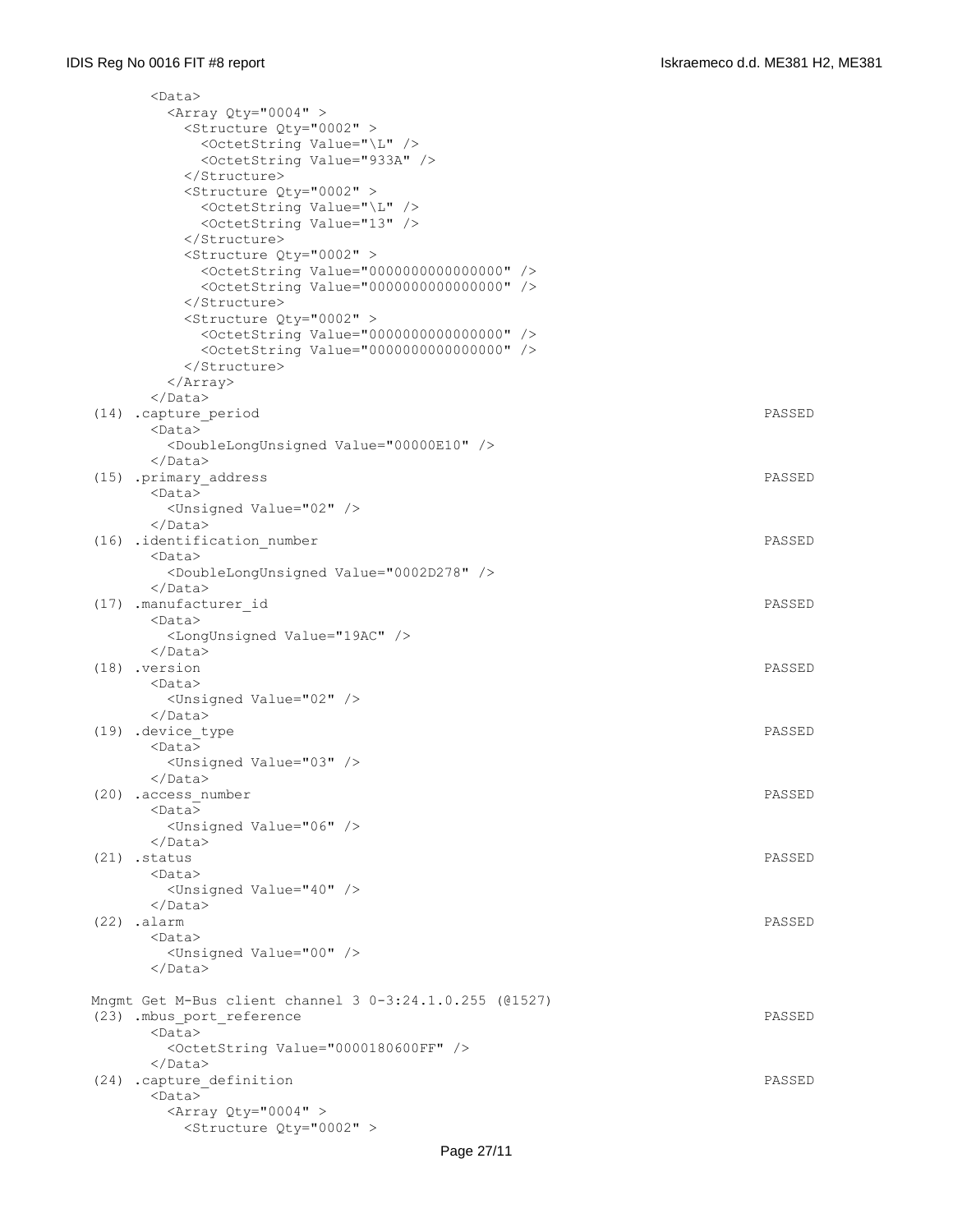```
        <Data>
          <Array Qty="0004" >
            <Structure Qty="0002" >
              <OctetString Value="\L" />
              <OctetString Value="933A" />
            </Structure>
            <Structure Qty="0002" >
              <OctetString Value="\L" />
              <OctetString Value="13" />
            </Structure>
            <Structure Qty="0002" >
              <OctetString Value="0000000000000000" />
              <OctetString Value="0000000000000000" />
            </Structure>
            <Structure Qty="0002" >
              <OctetString Value="0000000000000000" />
              <OctetString Value="0000000000000000" />
            </Structure>
          </Array>
        </Data>
  (14) .capture_period                                                        PASSED
        <Data>
          <DoubleLongUnsigned Value="00000E10" />
        </Data>
  (15) .primary_address                                                       PASSED
        <Data>
          <Unsigned Value="02" />
        </Data>
  (16) .identification_number                                                 PASSED
        <Data>
          <DoubleLongUnsigned Value="0002D278" />
        </Data>
  (17) .manufacturer_id                                                       PASSED
        <Data>
          <LongUnsigned Value="19AC" />
        </Data>
  (18) .version                                                               PASSED
        <Data>
          <Unsigned Value="02" />
        </Data>
  (19) .device_type                                                           PASSED
        <Data>
          <Unsigned Value="03" />
        </Data>
  (20) .access_number                                                         PASSED
        <Data>
          <Unsigned Value="06" />
        </Data>
  (21) .status                                                                PASSED
        <Data>
          <Unsigned Value="40" />
        </Data>
  (22) .alarm                                                                 PASSED
        <Data>
          <Unsigned Value="00" />
        </Data>

  Mngmt Get M-Bus client channel 3 0-3:24.1.0.255 (@1527)
  (23) .mbus_port_reference                                                   PASSED
        <Data>
          <OctetString Value="0000180600FF" />
        </Data>
  (24) .capture_definition                                                    PASSED
        <Data>
          <Array Qty="0004" >
            <Structure Qty="0002" >
```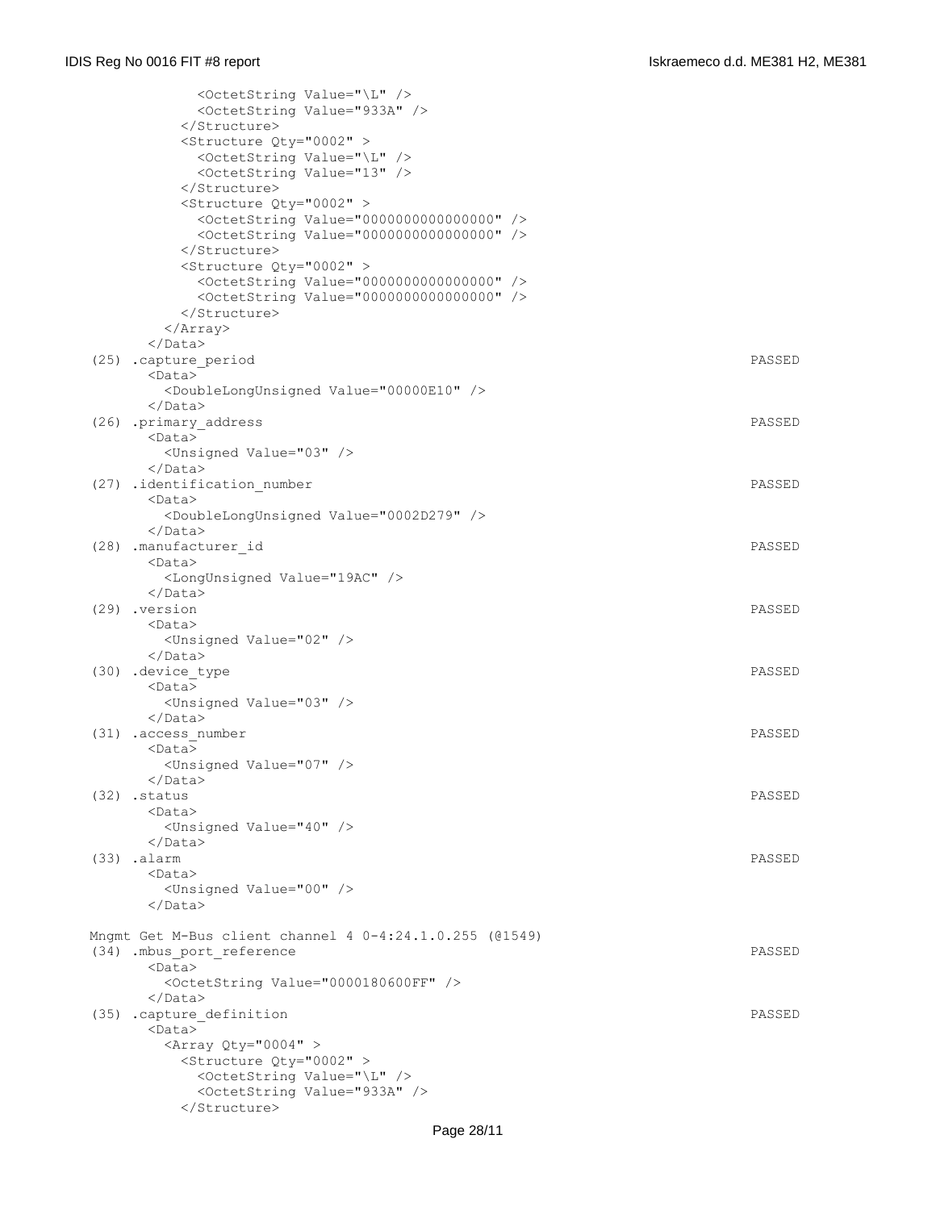```
          <OctetString Value="\L" />
          <OctetString Value="933A" />
        </Structure>
        <Structure Qty="0002" >
          <OctetString Value="\L" />
          <OctetString Value="13" />
        </Structure>
        <Structure Qty="0002" >
          <OctetString Value="0000000000000000" />
          <OctetString Value="0000000000000000" />
        </Structure>
        <Structure Qty="0002" >
          <OctetString Value="0000000000000000" />
          <OctetString Value="0000000000000000" />
        </Structure>
      </Array>
    </Data>
(25) .capture_period                                                         PASSED
    <Data>
      <DoubleLongUnsigned Value="00000E10" />
    </Data>
(26) .primary_address                                                        PASSED
    <Data>
      <Unsigned Value="03" />
    </Data>
(27) .identification_number                                                  PASSED
    <Data>
      <DoubleLongUnsigned Value="0002D279" />
    </Data>
(28) .manufacturer_id                                                        PASSED
    <Data>
      <LongUnsigned Value="19AC" />
    </Data>
(29) .version                                                                PASSED
    <Data>
      <Unsigned Value="02" />
    </Data>
(30) .device_type                                                            PASSED
    <Data>
      <Unsigned Value="03" />
    </Data>
(31) .access_number                                                          PASSED
    <Data>
      <Unsigned Value="07" />
    </Data>
(32) .status                                                                 PASSED
    <Data>
      <Unsigned Value="40" />
    </Data>
(33) .alarm                                                                  PASSED
    <Data>
      <Unsigned Value="00" />
    </Data>

Mngmt Get M-Bus client channel 4 0-4:24.1.0.255 (@1549)
(34) .mbus_port_reference                                                    PASSED
    <Data>
      <OctetString Value="0000180600FF" />
    </Data>
(35) .capture_definition                                                     PASSED
    <Data>
      <Array Qty="0004" >
        <Structure Qty="0002" >
          <OctetString Value="\L" />
          <OctetString Value="933A" />
        </Structure>
```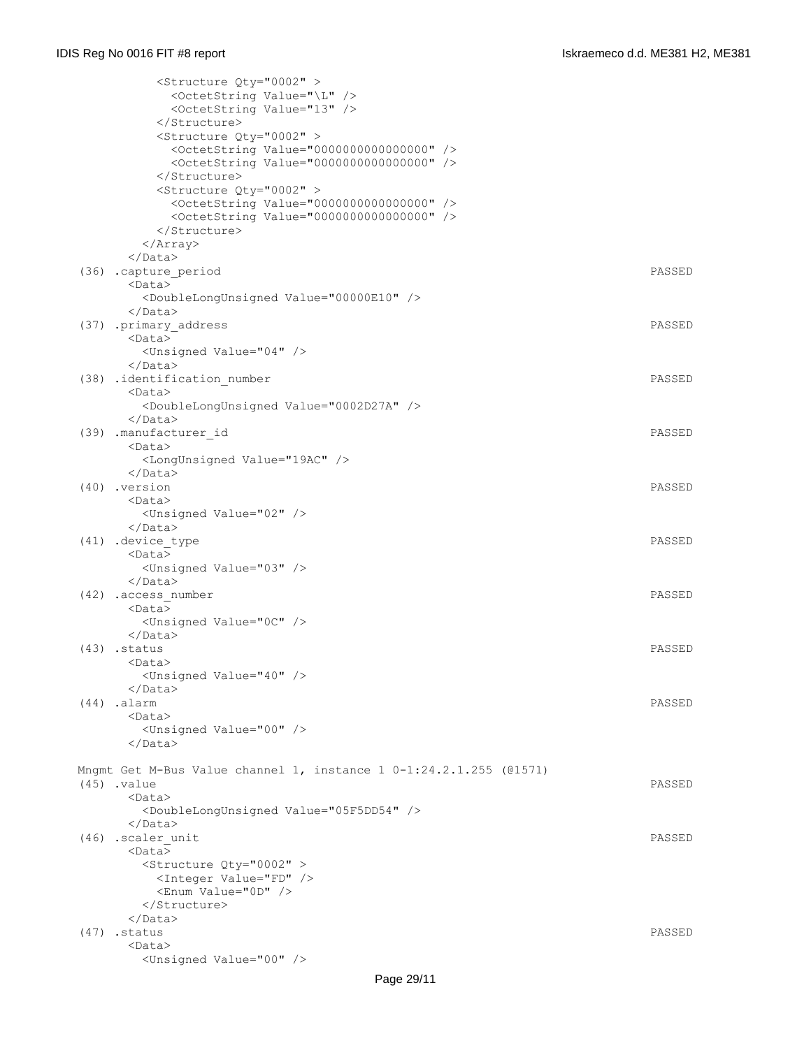```
          <Structure Qty="0002" >
            <OctetString Value="\L" />
            <OctetString Value="13" />
          </Structure>
          <Structure Qty="0002" >
            <OctetString Value="0000000000000000" />
            <OctetString Value="0000000000000000" />
          </Structure>
          <Structure Qty="0002" >
            <OctetString Value="0000000000000000" />
            <OctetString Value="0000000000000000" />
          </Structure>
        </Array>
      </Data>
(36) .capture_period                                                              PASSED
      <Data>
        <DoubleLongUnsigned Value="00000E10" />
      </Data>
(37) .primary_address                                                             PASSED
      <Data>
        <Unsigned Value="04" />
      </Data>
(38) .identification_number                                                       PASSED
      <Data>
        <DoubleLongUnsigned Value="0002D27A" />
      </Data>
(39) .manufacturer_id                                                             PASSED
      <Data>
        <LongUnsigned Value="19AC" />
      </Data>
(40) .version                                                                     PASSED
      <Data>
        <Unsigned Value="02" />
      </Data>
(41) .device_type                                                                 PASSED
      <Data>
        <Unsigned Value="03" />
      </Data>
(42) .access_number                                                               PASSED
      <Data>
        <Unsigned Value="0C" />
      </Data>
(43) .status                                                                      PASSED
      <Data>
        <Unsigned Value="40" />
      </Data>
(44) .alarm                                                                       PASSED
      <Data>
        <Unsigned Value="00" />
      </Data>

Mngmt Get M-Bus Value channel 1, instance 1 0-1:24.2.1.255 (@1571)
(45) .value                                                                       PASSED
      <Data>
        <DoubleLongUnsigned Value="05F5DD54" />
      </Data>
(46) .scaler_unit                                                                 PASSED
      <Data>
        <Structure Qty="0002" >
          <Integer Value="FD" />
          <Enum Value="0D" />
        </Structure>
      </Data>
(47) .status                                                                      PASSED
      <Data>
        <Unsigned Value="00" />
```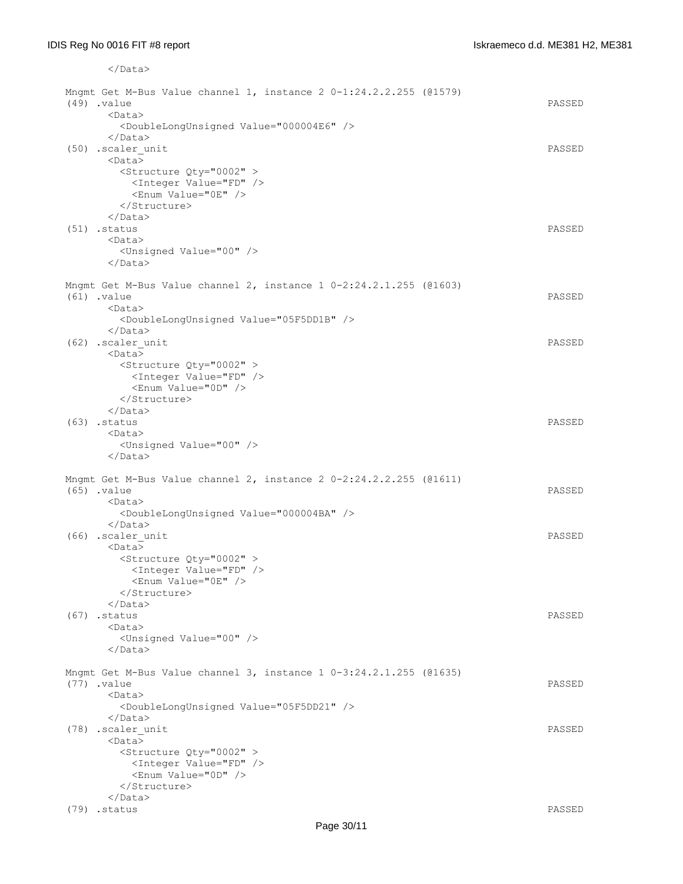```
      </Data>

  Mngmt Get M-Bus Value channel 1, instance 2 0-1:24.2.2.255 (@1579)
  (49) .value                                                                    PASSED
       <Data>
         <DoubleLongUnsigned Value="000004E6" />
       </Data>
  (50) .scaler_unit                                                              PASSED
       <Data>
         <Structure Qty="0002" >
           <Integer Value="FD" />
           <Enum Value="0E" />
         </Structure>
       </Data>
  (51) .status                                                                   PASSED
       <Data>
         <Unsigned Value="00" />
       </Data>

  Mngmt Get M-Bus Value channel 2, instance 1 0-2:24.2.1.255 (@1603)
  (61) .value                                                                    PASSED
       <Data>
         <DoubleLongUnsigned Value="05F5DD1B" />
       </Data>
  (62) .scaler_unit                                                              PASSED
       <Data>
         <Structure Qty="0002" >
           <Integer Value="FD" />
           <Enum Value="0D" />
         </Structure>
       </Data>
  (63) .status                                                                   PASSED
       <Data>
         <Unsigned Value="00" />
       </Data>

  Mngmt Get M-Bus Value channel 2, instance 2 0-2:24.2.2.255 (@1611)
  (65) .value                                                                    PASSED
       <Data>
         <DoubleLongUnsigned Value="000004BA" />
       </Data>
  (66) .scaler_unit                                                              PASSED
       <Data>
         <Structure Qty="0002" >
           <Integer Value="FD" />
           <Enum Value="0E" />
         </Structure>
       </Data>
  (67) .status                                                                   PASSED
       <Data>
         <Unsigned Value="00" />
       </Data>

  Mngmt Get M-Bus Value channel 3, instance 1 0-3:24.2.1.255 (@1635)
  (77) .value                                                                    PASSED
       <Data>
         <DoubleLongUnsigned Value="05F5DD21" />
       </Data>
  (78) .scaler_unit                                                              PASSED
       <Data>
         <Structure Qty="0002" >
           <Integer Value="FD" />
           <Enum Value="0D" />
         </Structure>
       </Data>
  (79) .status                                                                   PASSED
```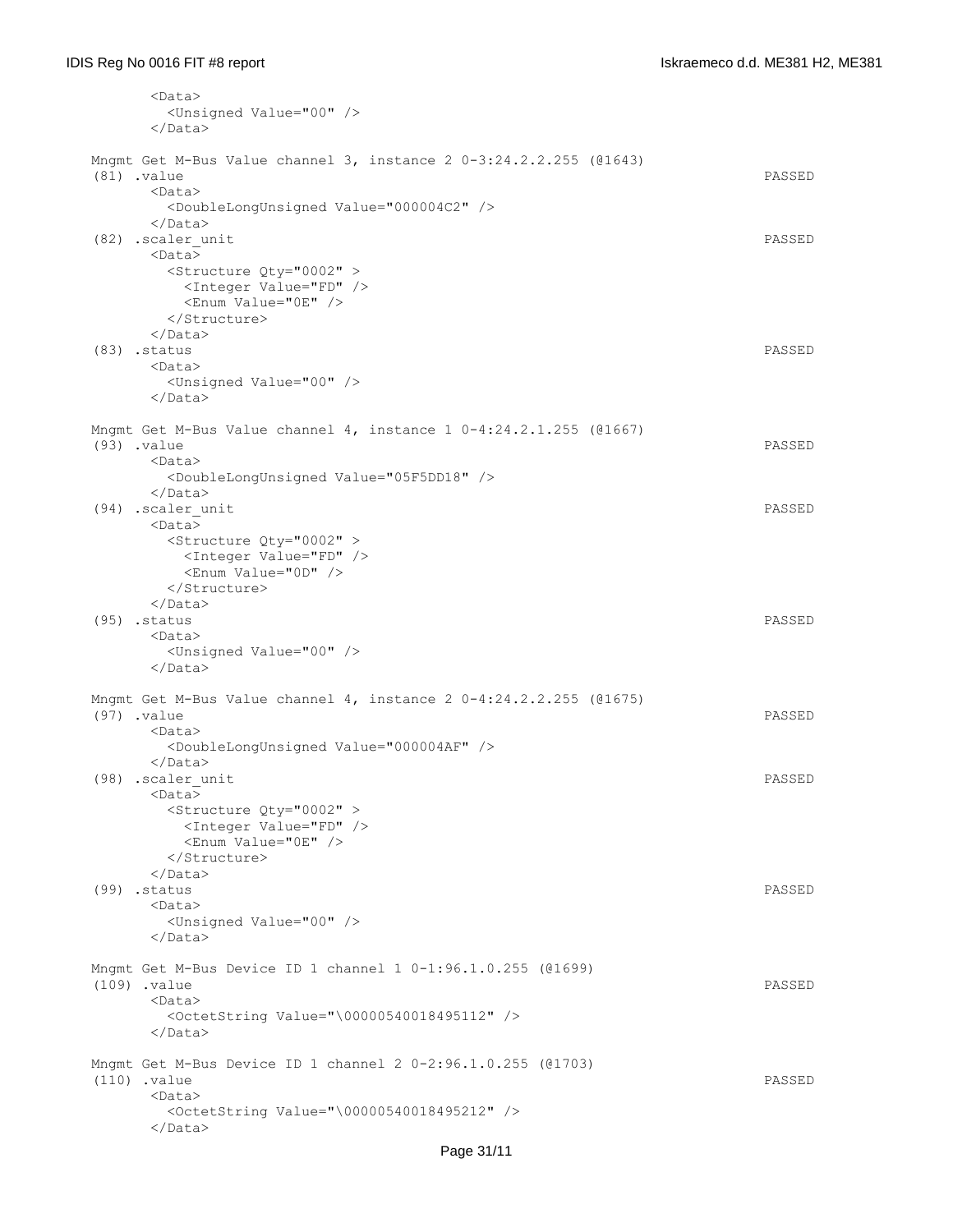```
      <Data>
        <Unsigned Value="00" />
      </Data>

Mngmt Get M-Bus Value channel 3, instance 2 0-3:24.2.2.255 (@1643)
(81) .value                                                                           PASSED
      <Data>
        <DoubleLongUnsigned Value="000004C2" />
      </Data>
(82) .scaler_unit                                                                     PASSED
      <Data>
        <Structure Qty="0002" >
          <Integer Value="FD" />
          <Enum Value="0E" />
        </Structure>
      </Data>
(83) .status                                                                          PASSED
      <Data>
        <Unsigned Value="00" />
      </Data>

Mngmt Get M-Bus Value channel 4, instance 1 0-4:24.2.1.255 (@1667)
(93) .value                                                                           PASSED
      <Data>
        <DoubleLongUnsigned Value="05F5DD18" />
      </Data>
(94) .scaler_unit                                                                     PASSED
      <Data>
        <Structure Qty="0002" >
          <Integer Value="FD" />
          <Enum Value="0D" />
        </Structure>
      </Data>
(95) .status                                                                          PASSED
      <Data>
        <Unsigned Value="00" />
      </Data>

Mngmt Get M-Bus Value channel 4, instance 2 0-4:24.2.2.255 (@1675)
(97) .value                                                                           PASSED
      <Data>
        <DoubleLongUnsigned Value="000004AF" />
      </Data>
(98) .scaler_unit                                                                     PASSED
      <Data>
        <Structure Qty="0002" >
          <Integer Value="FD" />
          <Enum Value="0E" />
        </Structure>
      </Data>
(99) .status                                                                          PASSED
      <Data>
        <Unsigned Value="00" />
      </Data>

Mngmt Get M-Bus Device ID 1 channel 1 0-1:96.1.0.255 (@1699)
(109) .value                                                                          PASSED
      <Data>
        <OctetString Value="\00000540018495112" />
      </Data>

Mngmt Get M-Bus Device ID 1 channel 2 0-2:96.1.0.255 (@1703)
(110) .value                                                                          PASSED
      <Data>
        <OctetString Value="\00000540018495212" />
      </Data>
```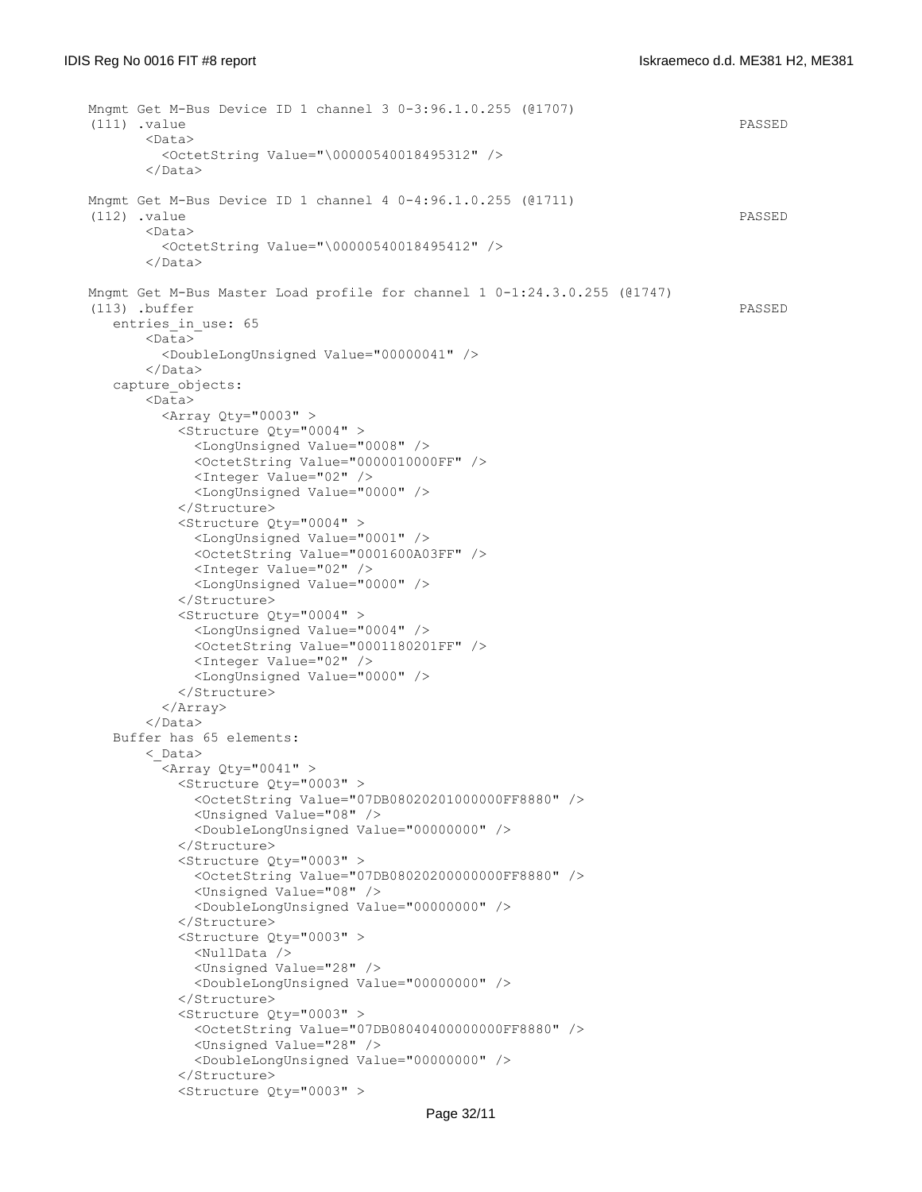```
Mngmt Get M-Bus Device ID 1 channel 3 0-3:96.1.0.255 (@1707)
(111) .value                                                                 PASSED
       <Data>
         <OctetString Value="\00000540018495312" />
       </Data>

Mngmt Get M-Bus Device ID 1 channel 4 0-4:96.1.0.255 (@1711)
(112) .value                                                                 PASSED
       <Data>
         <OctetString Value="\00000540018495412" />
       </Data>

Mngmt Get M-Bus Master Load profile for channel 1 0-1:24.3.0.255 (@1747)
(113) .buffer                                                                PASSED
   entries_in_use: 65
       <Data>
         <DoubleLongUnsigned Value="00000041" />
       </Data>
   capture_objects:
       <Data>
         <Array Qty="0003" >
           <Structure Qty="0004" >
             <LongUnsigned Value="0008" />
             <OctetString Value="0000010000FF" />
             <Integer Value="02" />
             <LongUnsigned Value="0000" />
           </Structure>
           <Structure Qty="0004" >
             <LongUnsigned Value="0001" />
             <OctetString Value="0001600A03FF" />
             <Integer Value="02" />
             <LongUnsigned Value="0000" />
           </Structure>
           <Structure Qty="0004" >
             <LongUnsigned Value="0004" />
             <OctetString Value="0001180201FF" />
             <Integer Value="02" />
             <LongUnsigned Value="0000" />
           </Structure>
         </Array>
       </Data>
   Buffer has 65 elements:
       <_Data>
         <Array Qty="0041" >
           <Structure Qty="0003" >
             <OctetString Value="07DB08020201000000FF8880" />
             <Unsigned Value="08" />
             <DoubleLongUnsigned Value="00000000" />
           </Structure>
           <Structure Qty="0003" >
             <OctetString Value="07DB08020200000000FF8880" />
             <Unsigned Value="08" />
             <DoubleLongUnsigned Value="00000000" />
           </Structure>
           <Structure Qty="0003" >
             <NullData />
             <Unsigned Value="28" />
             <DoubleLongUnsigned Value="00000000" />
           </Structure>
           <Structure Qty="0003" >
             <OctetString Value="07DB08040400000000FF8880" />
             <Unsigned Value="28" />
             <DoubleLongUnsigned Value="00000000" />
           </Structure>
           <Structure Qty="0003" >
```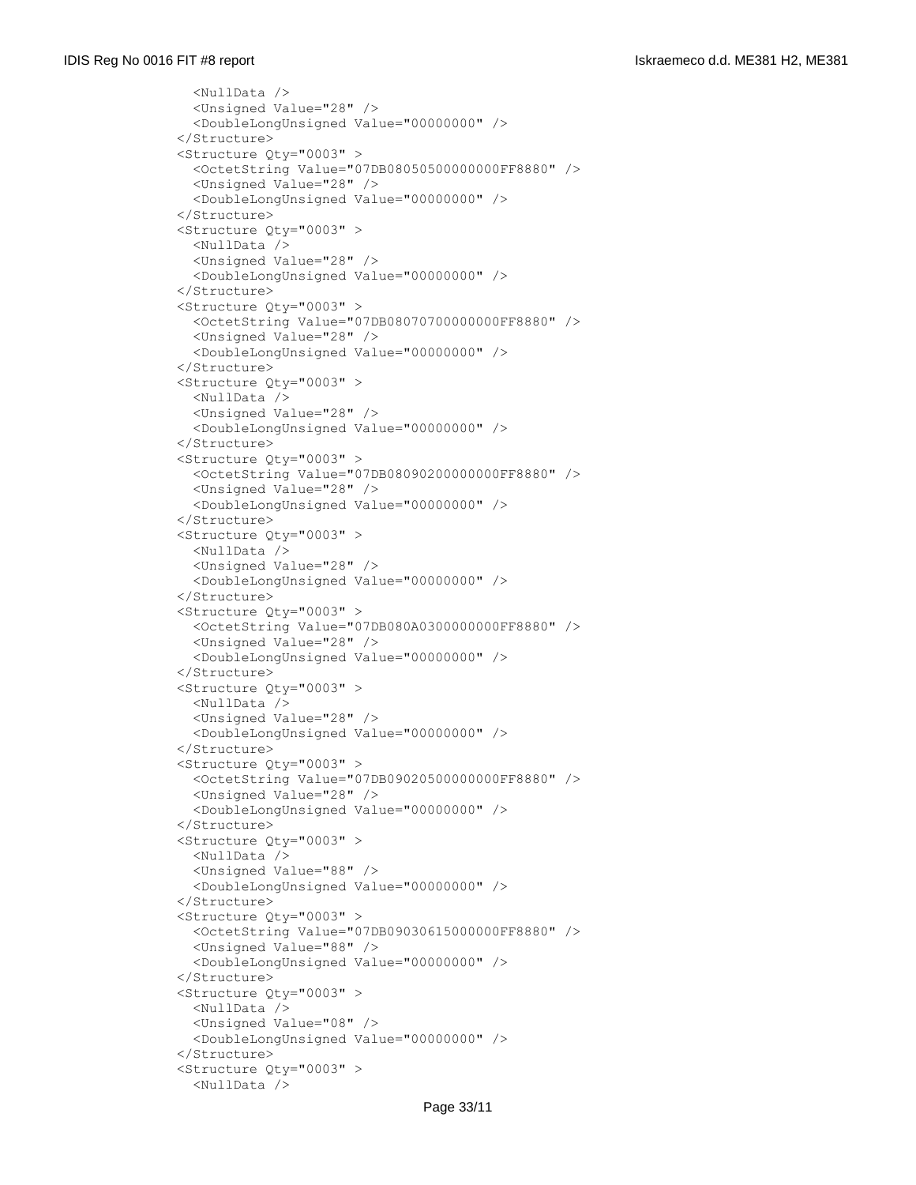```
    <NullData />
    <Unsigned Value="28" />
    <DoubleLongUnsigned Value="00000000" />
  </Structure>
  <Structure Qty="0003" >
    <OctetString Value="07DB08050500000000FF8880" />
    <Unsigned Value="28" />
    <DoubleLongUnsigned Value="00000000" />
  </Structure>
  <Structure Qty="0003" >
    <NullData />
    <Unsigned Value="28" />
    <DoubleLongUnsigned Value="00000000" />
  </Structure>
  <Structure Qty="0003" >
    <OctetString Value="07DB08070700000000FF8880" />
    <Unsigned Value="28" />
    <DoubleLongUnsigned Value="00000000" />
  </Structure>
  <Structure Qty="0003" >
    <NullData />
    <Unsigned Value="28" />
    <DoubleLongUnsigned Value="00000000" />
  </Structure>
  <Structure Qty="0003" >
    <OctetString Value="07DB08090200000000FF8880" />
    <Unsigned Value="28" />
    <DoubleLongUnsigned Value="00000000" />
  </Structure>
  <Structure Qty="0003" >
    <NullData />
    <Unsigned Value="28" />
    <DoubleLongUnsigned Value="00000000" />
  </Structure>
  <Structure Qty="0003" >
    <OctetString Value="07DB080A0300000000FF8880" />
    <Unsigned Value="28" />
    <DoubleLongUnsigned Value="00000000" />
  </Structure>
  <Structure Qty="0003" >
    <NullData />
    <Unsigned Value="28" />
    <DoubleLongUnsigned Value="00000000" />
  </Structure>
  <Structure Qty="0003" >
    <OctetString Value="07DB09020500000000FF8880" />
    <Unsigned Value="28" />
    <DoubleLongUnsigned Value="00000000" />
  </Structure>
  <Structure Qty="0003" >
    <NullData />
    <Unsigned Value="88" />
    <DoubleLongUnsigned Value="00000000" />
  </Structure>
  <Structure Qty="0003" >
    <OctetString Value="07DB09030615000000FF8880" />
    <Unsigned Value="88" />
    <DoubleLongUnsigned Value="00000000" />
  </Structure>
  <Structure Qty="0003" >
    <NullData />
    <Unsigned Value="08" />
    <DoubleLongUnsigned Value="00000000" />
  </Structure>
  <Structure Qty="0003" >
    <NullData />
```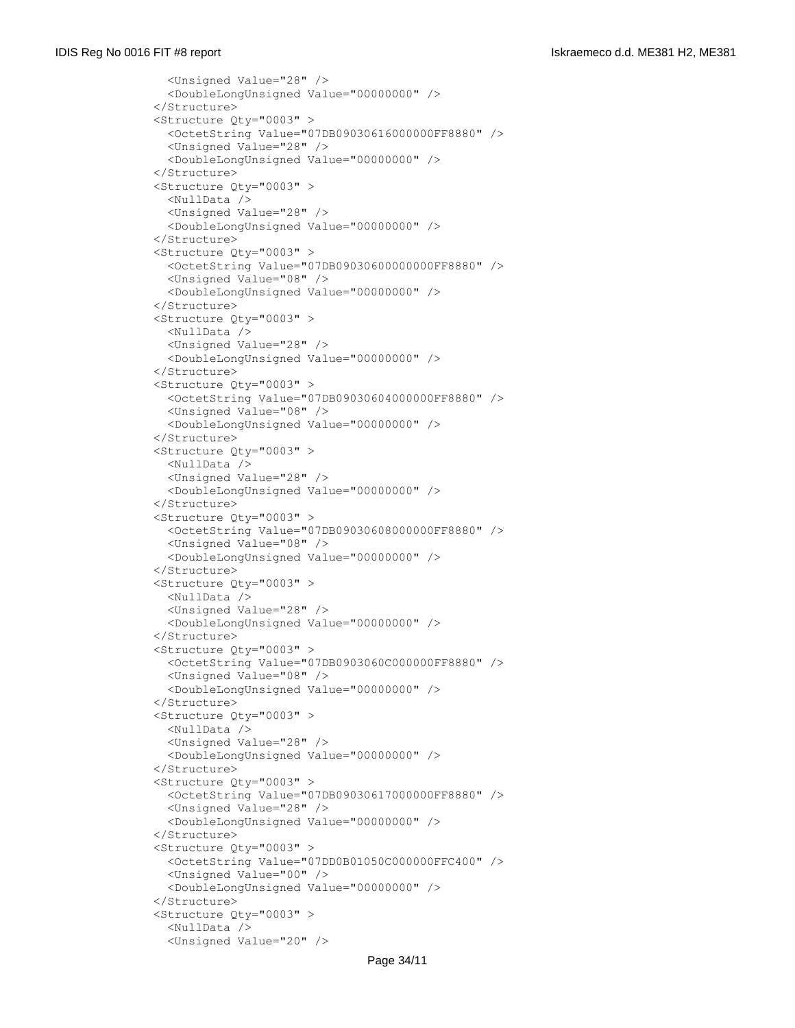```
    <Unsigned Value="28" />
    <DoubleLongUnsigned Value="00000000" />
  </Structure>
  <Structure Qty="0003" >
    <OctetString Value="07DB09030616000000FF8880" />
    <Unsigned Value="28" />
    <DoubleLongUnsigned Value="00000000" />
  </Structure>
  <Structure Qty="0003" >
    <NullData />
    <Unsigned Value="28" />
    <DoubleLongUnsigned Value="00000000" />
  </Structure>
  <Structure Qty="0003" >
    <OctetString Value="07DB09030600000000FF8880" />
    <Unsigned Value="08" />
    <DoubleLongUnsigned Value="00000000" />
  </Structure>
  <Structure Qty="0003" >
    <NullData />
    <Unsigned Value="28" />
    <DoubleLongUnsigned Value="00000000" />
  </Structure>
  <Structure Qty="0003" >
    <OctetString Value="07DB09030604000000FF8880" />
    <Unsigned Value="08" />
    <DoubleLongUnsigned Value="00000000" />
  </Structure>
  <Structure Qty="0003" >
    <NullData />
    <Unsigned Value="28" />
    <DoubleLongUnsigned Value="00000000" />
  </Structure>
  <Structure Qty="0003" >
    <OctetString Value="07DB09030608000000FF8880" />
    <Unsigned Value="08" />
    <DoubleLongUnsigned Value="00000000" />
  </Structure>
  <Structure Qty="0003" >
    <NullData />
    <Unsigned Value="28" />
    <DoubleLongUnsigned Value="00000000" />
  </Structure>
  <Structure Qty="0003" >
    <OctetString Value="07DB0903060C000000FF8880" />
    <Unsigned Value="08" />
    <DoubleLongUnsigned Value="00000000" />
  </Structure>
  <Structure Qty="0003" >
    <NullData />
    <Unsigned Value="28" />
    <DoubleLongUnsigned Value="00000000" />
  </Structure>
  <Structure Qty="0003" >
    <OctetString Value="07DB09030617000000FF8880" />
    <Unsigned Value="28" />
    <DoubleLongUnsigned Value="00000000" />
  </Structure>
  <Structure Qty="0003" >
    <OctetString Value="07DD0B01050C000000FFC400" />
    <Unsigned Value="00" />
    <DoubleLongUnsigned Value="00000000" />
  </Structure>
  <Structure Qty="0003" >
    <NullData />
    <Unsigned Value="20" />
```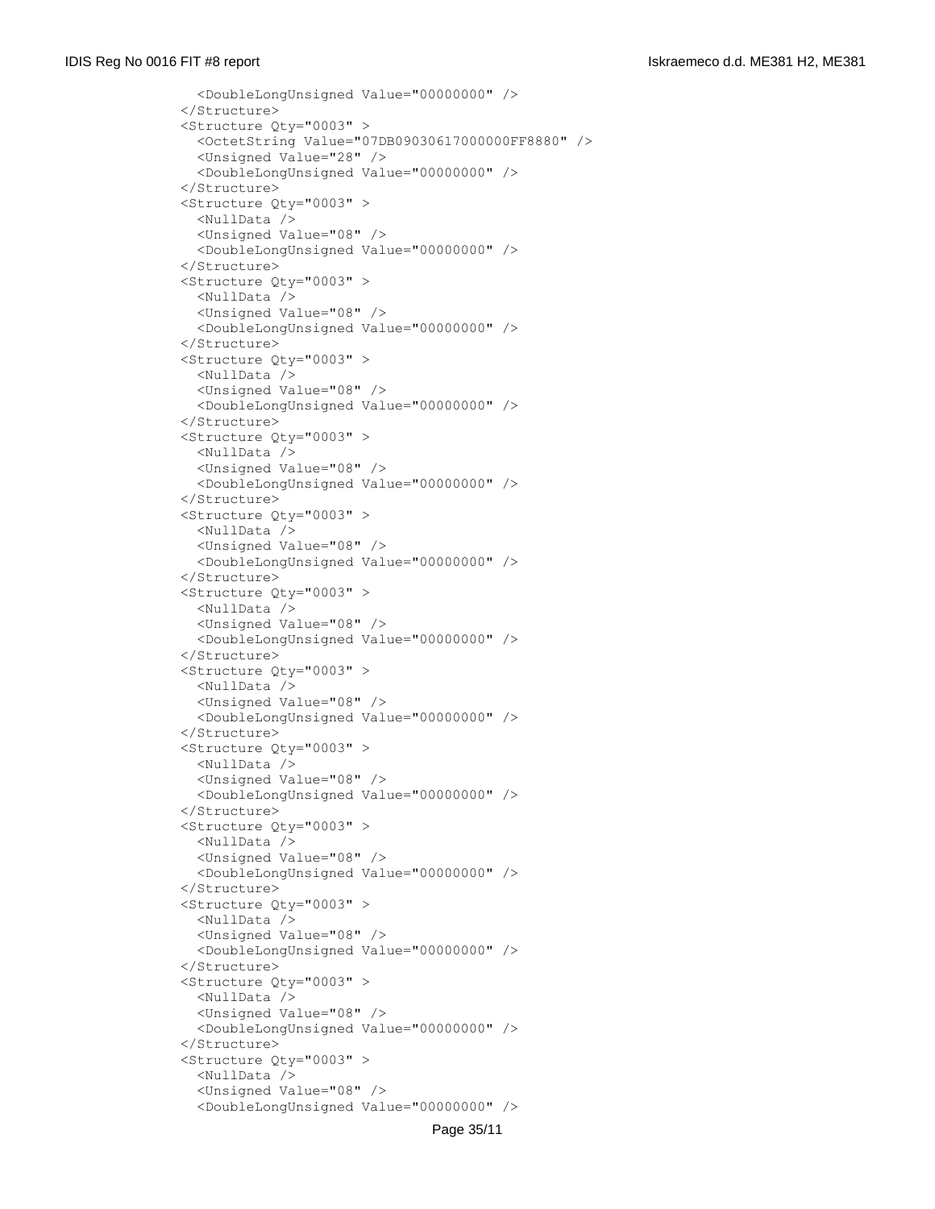```
      <DoubleLongUnsigned Value="00000000" />
    </Structure>
    <Structure Qty="0003" >
      <OctetString Value="07DB09030617000000FF8880" />
      <Unsigned Value="28" />
      <DoubleLongUnsigned Value="00000000" />
    </Structure>
    <Structure Qty="0003" >
      <NullData />
      <Unsigned Value="08" />
      <DoubleLongUnsigned Value="00000000" />
    </Structure>
    <Structure Qty="0003" >
      <NullData />
      <Unsigned Value="08" />
      <DoubleLongUnsigned Value="00000000" />
    </Structure>
    <Structure Qty="0003" >
      <NullData />
      <Unsigned Value="08" />
      <DoubleLongUnsigned Value="00000000" />
    </Structure>
    <Structure Qty="0003" >
      <NullData />
      <Unsigned Value="08" />
      <DoubleLongUnsigned Value="00000000" />
    </Structure>
    <Structure Qty="0003" >
      <NullData />
      <Unsigned Value="08" />
      <DoubleLongUnsigned Value="00000000" />
    </Structure>
    <Structure Qty="0003" >
      <NullData />
      <Unsigned Value="08" />
      <DoubleLongUnsigned Value="00000000" />
    </Structure>
    <Structure Qty="0003" >
      <NullData />
      <Unsigned Value="08" />
      <DoubleLongUnsigned Value="00000000" />
    </Structure>
    <Structure Qty="0003" >
      <NullData />
      <Unsigned Value="08" />
      <DoubleLongUnsigned Value="00000000" />
    </Structure>
    <Structure Qty="0003" >
      <NullData />
      <Unsigned Value="08" />
      <DoubleLongUnsigned Value="00000000" />
    </Structure>
    <Structure Qty="0003" >
      <NullData />
      <Unsigned Value="08" />
      <DoubleLongUnsigned Value="00000000" />
    </Structure>
    <Structure Qty="0003" >
      <NullData />
      <Unsigned Value="08" />
      <DoubleLongUnsigned Value="00000000" />
    </Structure>
    <Structure Qty="0003" >
      <NullData />
      <Unsigned Value="08" />
      <DoubleLongUnsigned Value="00000000" />
```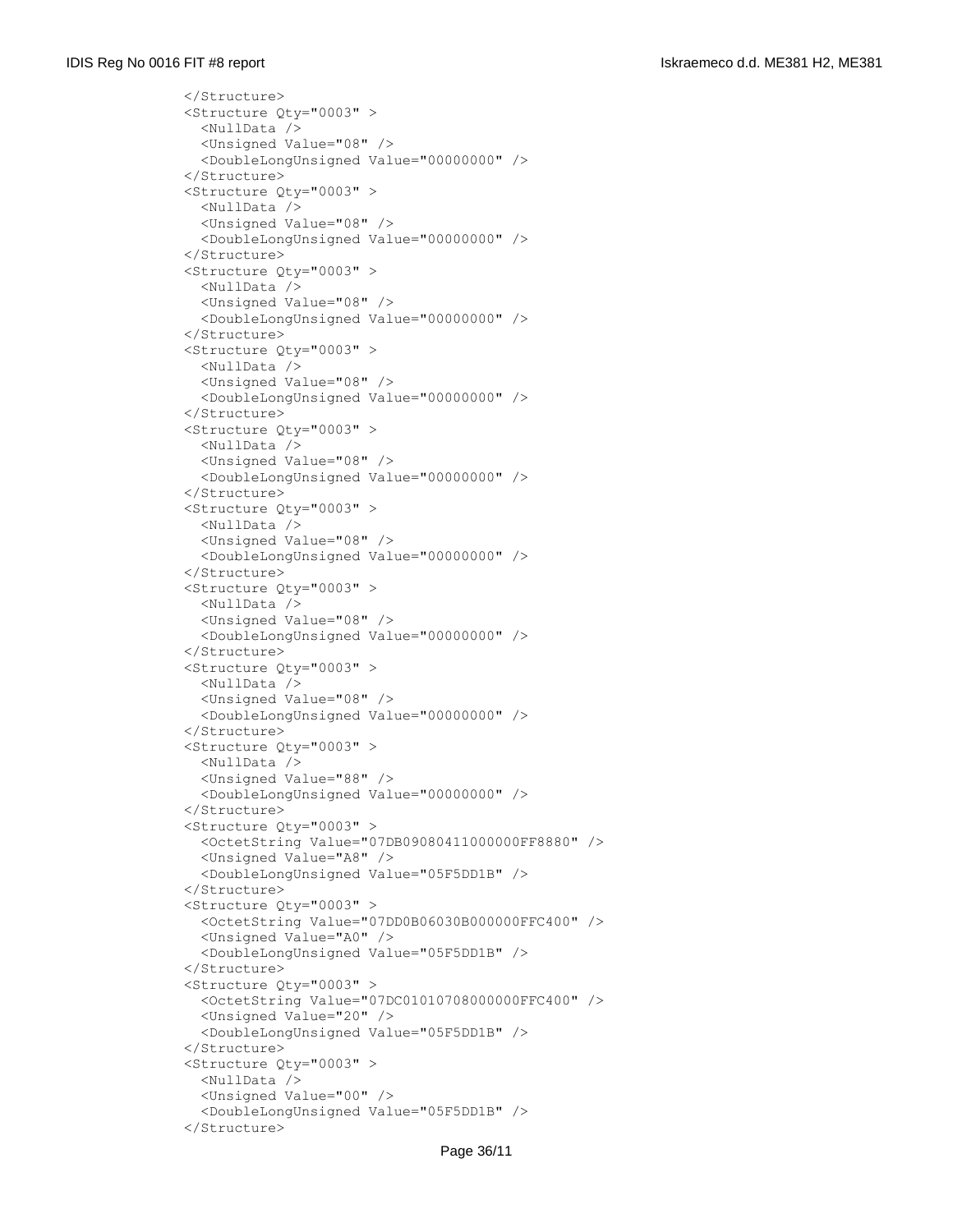```
</Structure>
<Structure Qty="0003" >
  <NullData />
  <Unsigned Value="08" />
  <DoubleLongUnsigned Value="00000000" />
</Structure>
<Structure Qty="0003" >
  <NullData />
  <Unsigned Value="08" />
  <DoubleLongUnsigned Value="00000000" />
</Structure>
<Structure Qty="0003" >
  <NullData />
  <Unsigned Value="08" />
  <DoubleLongUnsigned Value="00000000" />
</Structure>
<Structure Qty="0003" >
  <NullData />
  <Unsigned Value="08" />
  <DoubleLongUnsigned Value="00000000" />
</Structure>
<Structure Qty="0003" >
  <NullData />
  <Unsigned Value="08" />
  <DoubleLongUnsigned Value="00000000" />
</Structure>
<Structure Qty="0003" >
  <NullData />
  <Unsigned Value="08" />
  <DoubleLongUnsigned Value="00000000" />
</Structure>
<Structure Qty="0003" >
  <NullData />
  <Unsigned Value="08" />
  <DoubleLongUnsigned Value="00000000" />
</Structure>
<Structure Qty="0003" >
  <NullData />
  <Unsigned Value="08" />
  <DoubleLongUnsigned Value="00000000" />
</Structure>
<Structure Qty="0003" >
  <NullData />
  <Unsigned Value="88" />
  <DoubleLongUnsigned Value="00000000" />
</Structure>
<Structure Qty="0003" >
  <OctetString Value="07DB09080411000000FF8880" />
  <Unsigned Value="A8" />
  <DoubleLongUnsigned Value="05F5DD1B" />
</Structure>
<Structure Qty="0003" >
  <OctetString Value="07DD0B06030B000000FFC400" />
  <Unsigned Value="A0" />
  <DoubleLongUnsigned Value="05F5DD1B" />
</Structure>
<Structure Qty="0003" >
  <OctetString Value="07DC01010708000000FFC400" />
  <Unsigned Value="20" />
  <DoubleLongUnsigned Value="05F5DD1B" />
</Structure>
<Structure Qty="0003" >
  <NullData />
  <Unsigned Value="00" />
  <DoubleLongUnsigned Value="05F5DD1B" />
</Structure>
```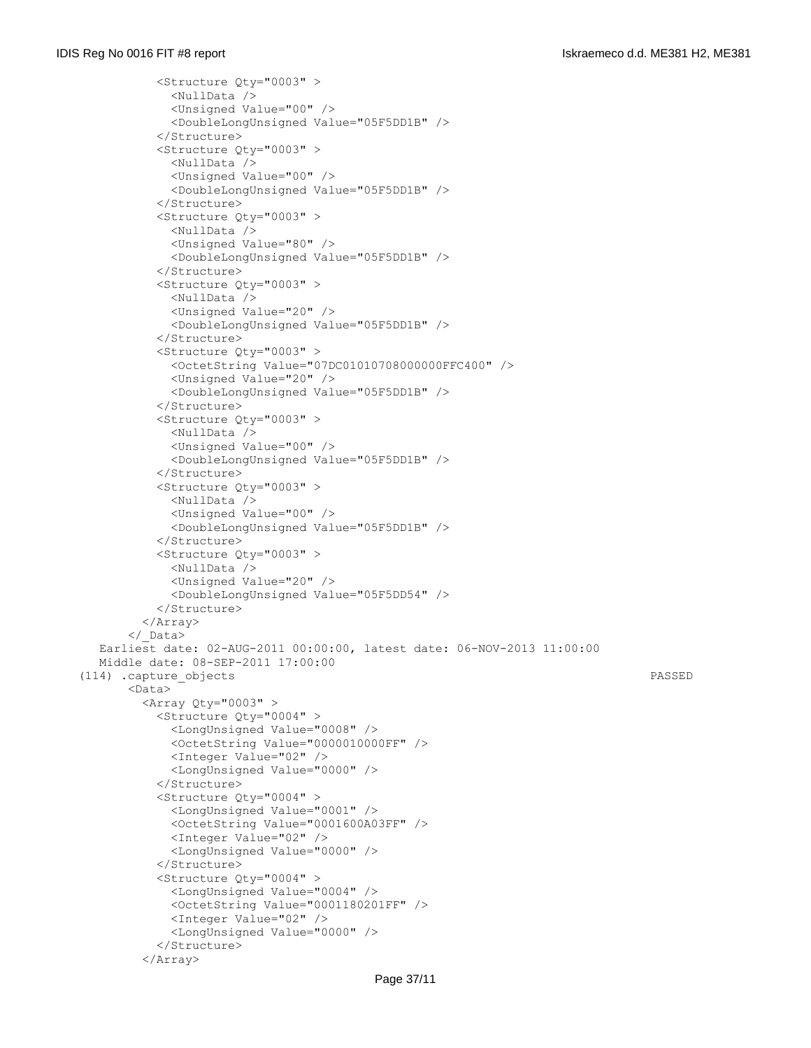```
          <Structure Qty="0003" >
            <NullData />
            <Unsigned Value="00" />
            <DoubleLongUnsigned Value="05F5DD1B" />
          </Structure>
          <Structure Qty="0003" >
            <NullData />
            <Unsigned Value="00" />
            <DoubleLongUnsigned Value="05F5DD1B" />
          </Structure>
          <Structure Qty="0003" >
            <NullData />
            <Unsigned Value="80" />
            <DoubleLongUnsigned Value="05F5DD1B" />
          </Structure>
          <Structure Qty="0003" >
            <NullData />
            <Unsigned Value="20" />
            <DoubleLongUnsigned Value="05F5DD1B" />
          </Structure>
          <Structure Qty="0003" >
            <OctetString Value="07DC01010708000000FFC400" />
            <Unsigned Value="20" />
            <DoubleLongUnsigned Value="05F5DD1B" />
          </Structure>
          <Structure Qty="0003" >
            <NullData />
            <Unsigned Value="00" />
            <DoubleLongUnsigned Value="05F5DD1B" />
          </Structure>
          <Structure Qty="0003" >
            <NullData />
            <Unsigned Value="00" />
            <DoubleLongUnsigned Value="05F5DD1B" />
          </Structure>
          <Structure Qty="0003" >
            <NullData />
            <Unsigned Value="20" />
            <DoubleLongUnsigned Value="05F5DD54" />
          </Structure>
        </Array>
      </_Data>
    Earliest date: 02-AUG-2011 00:00:00, latest date: 06-NOV-2013 11:00:00
    Middle date: 08-SEP-2011 17:00:00
  (114) .capture_objects                                                     PASSED
      <Data>
        <Array Qty="0003" >
          <Structure Qty="0004" >
            <LongUnsigned Value="0008" />
            <OctetString Value="0000010000FF" />
            <Integer Value="02" />
            <LongUnsigned Value="0000" />
          </Structure>
          <Structure Qty="0004" >
            <LongUnsigned Value="0001" />
            <OctetString Value="0001600A03FF" />
            <Integer Value="02" />
            <LongUnsigned Value="0000" />
          </Structure>
          <Structure Qty="0004" >
            <LongUnsigned Value="0004" />
            <OctetString Value="0001180201FF" />
            <Integer Value="02" />
            <LongUnsigned Value="0000" />
          </Structure>
        </Array>
```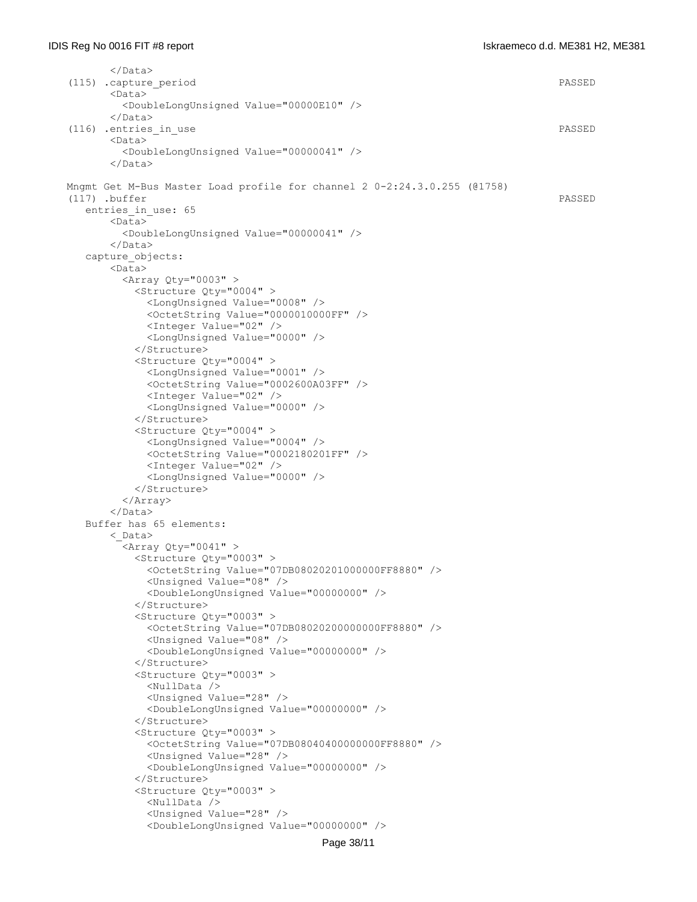```
      </Data>
(115) .capture_period                                                     PASSED
      <Data>
        <DoubleLongUnsigned Value="00000E10" />
      </Data>
(116) .entries_in_use                                                     PASSED
      <Data>
        <DoubleLongUnsigned Value="00000041" />
      </Data>

Mngmt Get M-Bus Master Load profile for channel 2 0-2:24.3.0.255 (@1758)
(117) .buffer                                                             PASSED
   entries_in_use: 65
      <Data>
        <DoubleLongUnsigned Value="00000041" />
      </Data>
   capture_objects:
      <Data>
        <Array Qty="0003" >
          <Structure Qty="0004" >
            <LongUnsigned Value="0008" />
            <OctetString Value="0000010000FF" />
            <Integer Value="02" />
            <LongUnsigned Value="0000" />
          </Structure>
          <Structure Qty="0004" >
            <LongUnsigned Value="0001" />
            <OctetString Value="0002600A03FF" />
            <Integer Value="02" />
            <LongUnsigned Value="0000" />
          </Structure>
          <Structure Qty="0004" >
            <LongUnsigned Value="0004" />
            <OctetString Value="0002180201FF" />
            <Integer Value="02" />
            <LongUnsigned Value="0000" />
          </Structure>
        </Array>
      </Data>
   Buffer has 65 elements:
      <_Data>
        <Array Qty="0041" >
          <Structure Qty="0003" >
            <OctetString Value="07DB08020201000000FF8880" />
            <Unsigned Value="08" />
            <DoubleLongUnsigned Value="00000000" />
          </Structure>
          <Structure Qty="0003" >
            <OctetString Value="07DB08020200000000FF8880" />
            <Unsigned Value="08" />
            <DoubleLongUnsigned Value="00000000" />
          </Structure>
          <Structure Qty="0003" >
            <NullData />
            <Unsigned Value="28" />
            <DoubleLongUnsigned Value="00000000" />
          </Structure>
          <Structure Qty="0003" >
            <OctetString Value="07DB08040400000000FF8880" />
            <Unsigned Value="28" />
            <DoubleLongUnsigned Value="00000000" />
          </Structure>
          <Structure Qty="0003" >
            <NullData />
            <Unsigned Value="28" />
            <DoubleLongUnsigned Value="00000000" />
```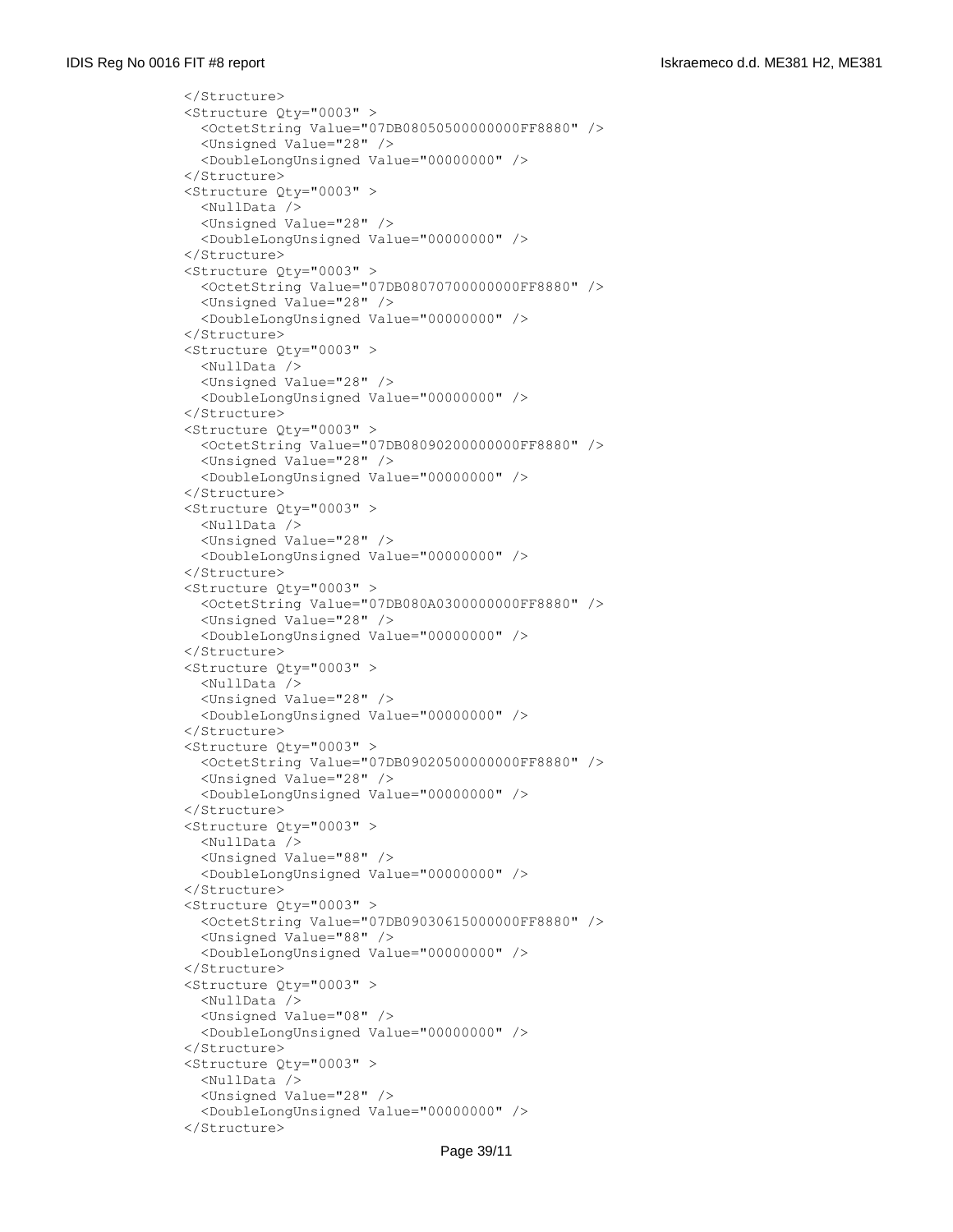```
</Structure>
<Structure Qty="0003" >
  <OctetString Value="07DB08050500000000FF8880" />
  <Unsigned Value="28" />
  <DoubleLongUnsigned Value="00000000" />
</Structure>
<Structure Qty="0003" >
  <NullData />
  <Unsigned Value="28" />
  <DoubleLongUnsigned Value="00000000" />
</Structure>
<Structure Qty="0003" >
  <OctetString Value="07DB08070700000000FF8880" />
  <Unsigned Value="28" />
  <DoubleLongUnsigned Value="00000000" />
</Structure>
<Structure Qty="0003" >
  <NullData />
  <Unsigned Value="28" />
  <DoubleLongUnsigned Value="00000000" />
</Structure>
<Structure Qty="0003" >
  <OctetString Value="07DB08090200000000FF8880" />
  <Unsigned Value="28" />
  <DoubleLongUnsigned Value="00000000" />
</Structure>
<Structure Qty="0003" >
  <NullData />
  <Unsigned Value="28" />
  <DoubleLongUnsigned Value="00000000" />
</Structure>
<Structure Qty="0003" >
  <OctetString Value="07DB080A0300000000FF8880" />
  <Unsigned Value="28" />
  <DoubleLongUnsigned Value="00000000" />
</Structure>
<Structure Qty="0003" >
  <NullData />
  <Unsigned Value="28" />
  <DoubleLongUnsigned Value="00000000" />
</Structure>
<Structure Qty="0003" >
  <OctetString Value="07DB09020500000000FF8880" />
  <Unsigned Value="28" />
  <DoubleLongUnsigned Value="00000000" />
</Structure>
<Structure Qty="0003" >
  <NullData />
  <Unsigned Value="88" />
  <DoubleLongUnsigned Value="00000000" />
</Structure>
<Structure Qty="0003" >
  <OctetString Value="07DB09030615000000FF8880" />
  <Unsigned Value="88" />
  <DoubleLongUnsigned Value="00000000" />
</Structure>
<Structure Qty="0003" >
  <NullData />
  <Unsigned Value="08" />
  <DoubleLongUnsigned Value="00000000" />
</Structure>
<Structure Qty="0003" >
  <NullData />
  <Unsigned Value="28" />
  <DoubleLongUnsigned Value="00000000" />
</Structure>
```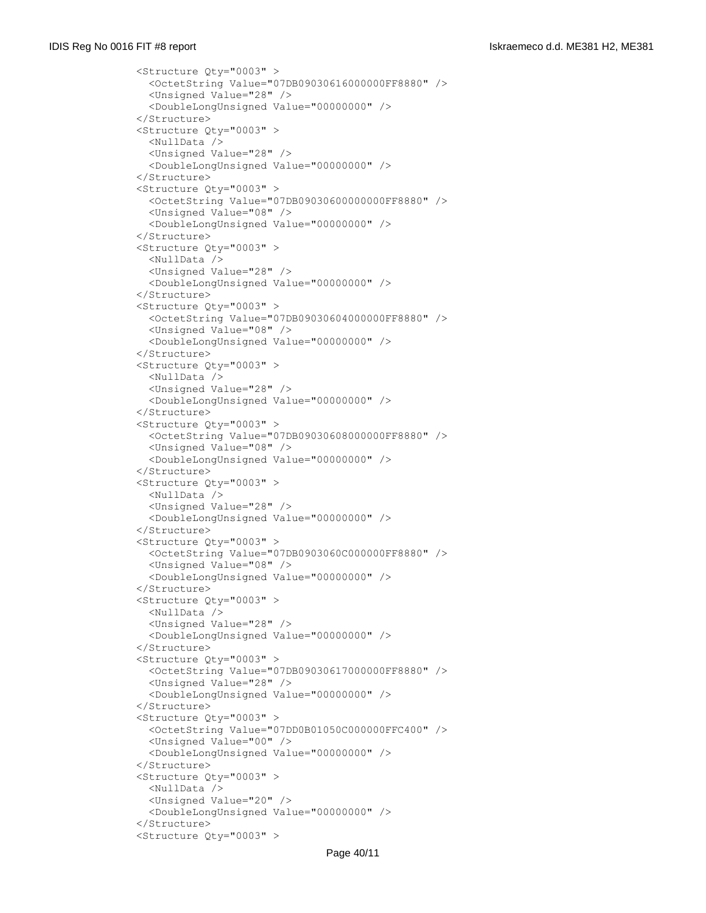```
<Structure Qty="0003" >
  <OctetString Value="07DB09030616000000FF8880" />
  <Unsigned Value="28" />
  <DoubleLongUnsigned Value="00000000" />
</Structure>
<Structure Qty="0003" >
  <NullData />
  <Unsigned Value="28" />
  <DoubleLongUnsigned Value="00000000" />
</Structure>
<Structure Qty="0003" >
  <OctetString Value="07DB09030600000000FF8880" />
  <Unsigned Value="08" />
  <DoubleLongUnsigned Value="00000000" />
</Structure>
<Structure Qty="0003" >
  <NullData />
  <Unsigned Value="28" />
  <DoubleLongUnsigned Value="00000000" />
</Structure>
<Structure Qty="0003" >
  <OctetString Value="07DB09030604000000FF8880" />
  <Unsigned Value="08" />
  <DoubleLongUnsigned Value="00000000" />
</Structure>
<Structure Qty="0003" >
  <NullData />
  <Unsigned Value="28" />
  <DoubleLongUnsigned Value="00000000" />
</Structure>
<Structure Qty="0003" >
  <OctetString Value="07DB09030608000000FF8880" />
  <Unsigned Value="08" />
  <DoubleLongUnsigned Value="00000000" />
</Structure>
<Structure Qty="0003" >
  <NullData />
  <Unsigned Value="28" />
  <DoubleLongUnsigned Value="00000000" />
</Structure>
<Structure Qty="0003" >
  <OctetString Value="07DB0903060C000000FF8880" />
  <Unsigned Value="08" />
  <DoubleLongUnsigned Value="00000000" />
</Structure>
<Structure Qty="0003" >
  <NullData />
  <Unsigned Value="28" />
  <DoubleLongUnsigned Value="00000000" />
</Structure>
<Structure Qty="0003" >
  <OctetString Value="07DB09030617000000FF8880" />
  <Unsigned Value="28" />
  <DoubleLongUnsigned Value="00000000" />
</Structure>
<Structure Qty="0003" >
  <OctetString Value="07DD0B01050C000000FFC400" />
  <Unsigned Value="00" />
  <DoubleLongUnsigned Value="00000000" />
</Structure>
<Structure Qty="0003" >
  <NullData />
  <Unsigned Value="20" />
  <DoubleLongUnsigned Value="00000000" />
</Structure>
<Structure Qty="0003" >
```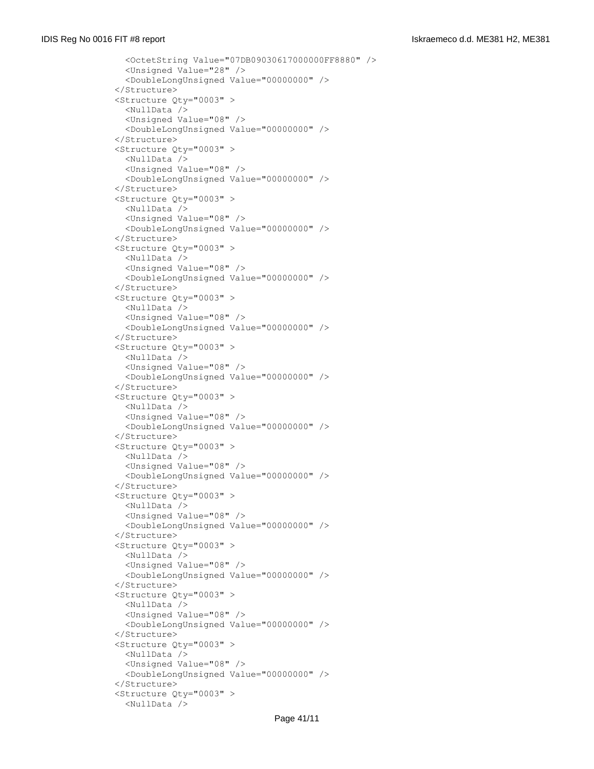```
      <OctetString Value="07DB09030617000000FF8880" />
      <Unsigned Value="28" />
      <DoubleLongUnsigned Value="00000000" />
    </Structure>
    <Structure Qty="0003" >
      <NullData />
      <Unsigned Value="08" />
      <DoubleLongUnsigned Value="00000000" />
    </Structure>
    <Structure Qty="0003" >
      <NullData />
      <Unsigned Value="08" />
      <DoubleLongUnsigned Value="00000000" />
    </Structure>
    <Structure Qty="0003" >
      <NullData />
      <Unsigned Value="08" />
      <DoubleLongUnsigned Value="00000000" />
    </Structure>
    <Structure Qty="0003" >
      <NullData />
      <Unsigned Value="08" />
      <DoubleLongUnsigned Value="00000000" />
    </Structure>
    <Structure Qty="0003" >
      <NullData />
      <Unsigned Value="08" />
      <DoubleLongUnsigned Value="00000000" />
    </Structure>
    <Structure Qty="0003" >
      <NullData />
      <Unsigned Value="08" />
      <DoubleLongUnsigned Value="00000000" />
    </Structure>
    <Structure Qty="0003" >
      <NullData />
      <Unsigned Value="08" />
      <DoubleLongUnsigned Value="00000000" />
    </Structure>
    <Structure Qty="0003" >
      <NullData />
      <Unsigned Value="08" />
      <DoubleLongUnsigned Value="00000000" />
    </Structure>
    <Structure Qty="0003" >
      <NullData />
      <Unsigned Value="08" />
      <DoubleLongUnsigned Value="00000000" />
    </Structure>
    <Structure Qty="0003" >
      <NullData />
      <Unsigned Value="08" />
      <DoubleLongUnsigned Value="00000000" />
    </Structure>
    <Structure Qty="0003" >
      <NullData />
      <Unsigned Value="08" />
      <DoubleLongUnsigned Value="00000000" />
    </Structure>
    <Structure Qty="0003" >
      <NullData />
      <Unsigned Value="08" />
      <DoubleLongUnsigned Value="00000000" />
    </Structure>
    <Structure Qty="0003" >
      <NullData />
```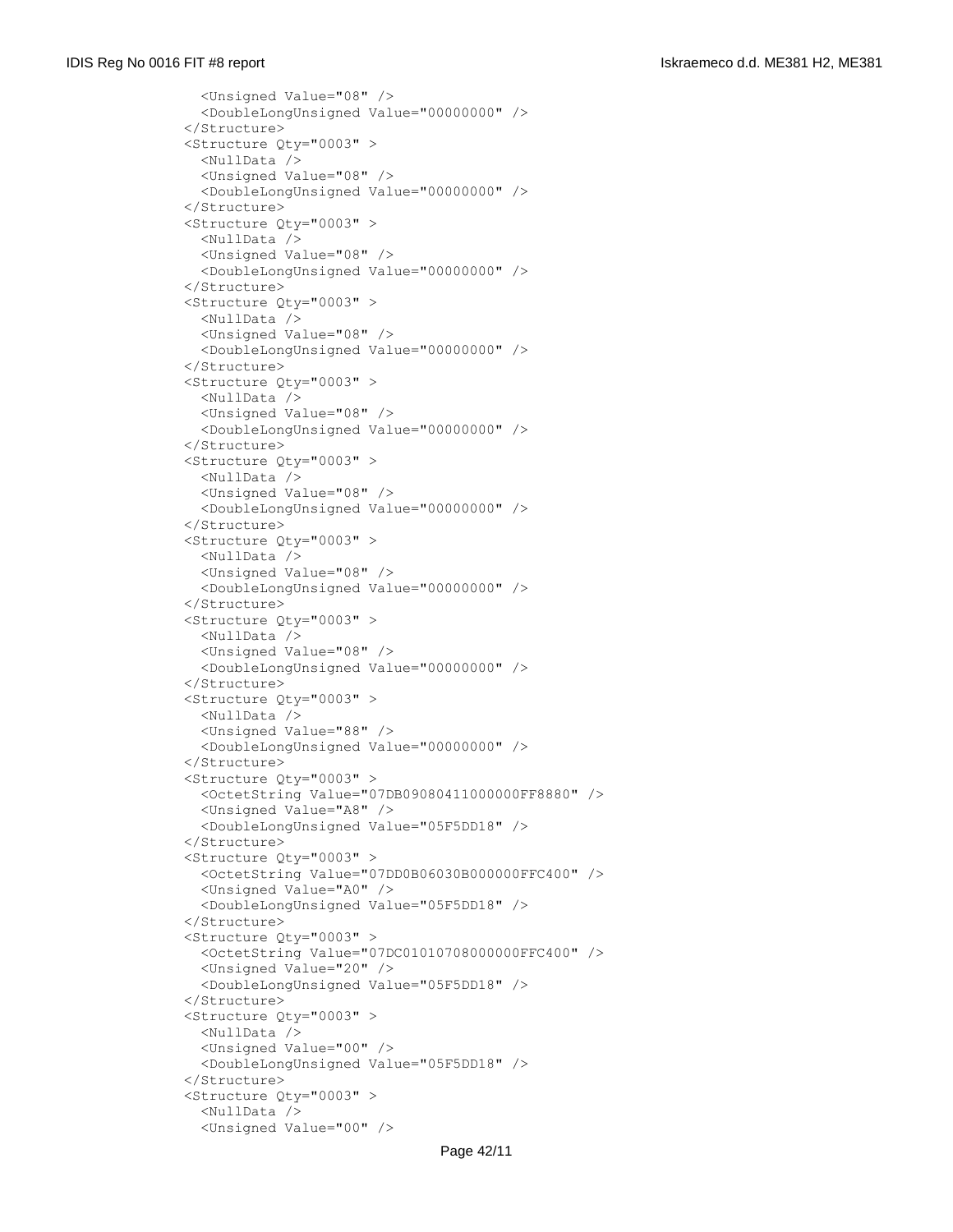```
      <Unsigned Value="08" />
      <DoubleLongUnsigned Value="00000000" />
    </Structure>
    <Structure Qty="0003" >
      <NullData />
      <Unsigned Value="08" />
      <DoubleLongUnsigned Value="00000000" />
    </Structure>
    <Structure Qty="0003" >
      <NullData />
      <Unsigned Value="08" />
      <DoubleLongUnsigned Value="00000000" />
    </Structure>
    <Structure Qty="0003" >
      <NullData />
      <Unsigned Value="08" />
      <DoubleLongUnsigned Value="00000000" />
    </Structure>
    <Structure Qty="0003" >
      <NullData />
      <Unsigned Value="08" />
      <DoubleLongUnsigned Value="00000000" />
    </Structure>
    <Structure Qty="0003" >
      <NullData />
      <Unsigned Value="08" />
      <DoubleLongUnsigned Value="00000000" />
    </Structure>
    <Structure Qty="0003" >
      <NullData />
      <Unsigned Value="08" />
      <DoubleLongUnsigned Value="00000000" />
    </Structure>
    <Structure Qty="0003" >
      <NullData />
      <Unsigned Value="08" />
      <DoubleLongUnsigned Value="00000000" />
    </Structure>
    <Structure Qty="0003" >
      <NullData />
      <Unsigned Value="88" />
      <DoubleLongUnsigned Value="00000000" />
    </Structure>
    <Structure Qty="0003" >
      <OctetString Value="07DB09080411000000FF8880" />
      <Unsigned Value="A8" />
      <DoubleLongUnsigned Value="05F5DD18" />
    </Structure>
    <Structure Qty="0003" >
      <OctetString Value="07DD0B06030B000000FFC400" />
      <Unsigned Value="A0" />
      <DoubleLongUnsigned Value="05F5DD18" />
    </Structure>
    <Structure Qty="0003" >
      <OctetString Value="07DC01010708000000FFC400" />
      <Unsigned Value="20" />
      <DoubleLongUnsigned Value="05F5DD18" />
    </Structure>
    <Structure Qty="0003" >
      <NullData />
      <Unsigned Value="00" />
      <DoubleLongUnsigned Value="05F5DD18" />
    </Structure>
    <Structure Qty="0003" >
      <NullData />
      <Unsigned Value="00" />
```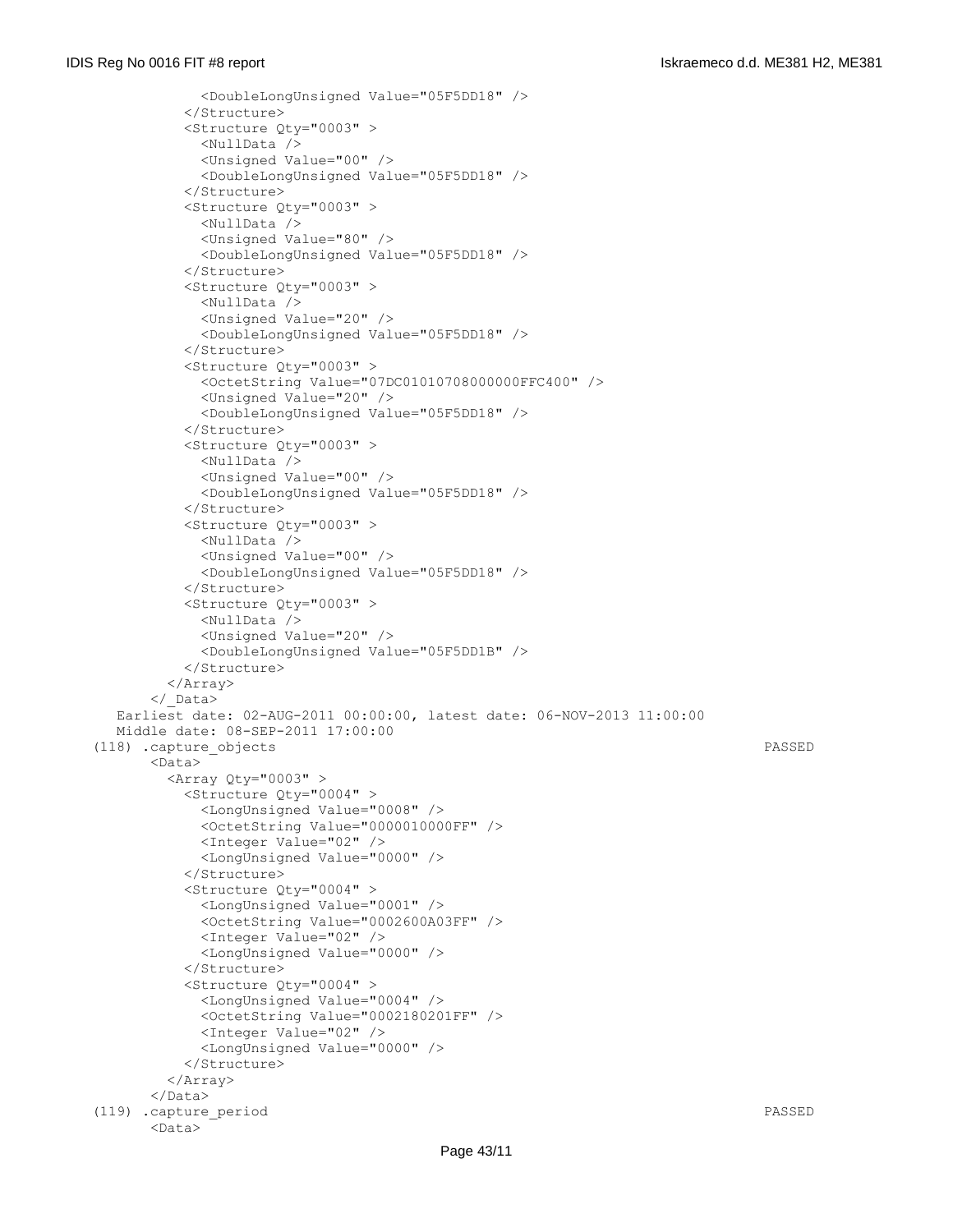```
            <DoubleLongUnsigned Value="05F5DD18" />
          </Structure>
          <Structure Qty="0003" >
            <NullData />
            <Unsigned Value="00" />
            <DoubleLongUnsigned Value="05F5DD18" />
          </Structure>
          <Structure Qty="0003" >
            <NullData />
            <Unsigned Value="80" />
            <DoubleLongUnsigned Value="05F5DD18" />
          </Structure>
          <Structure Qty="0003" >
            <NullData />
            <Unsigned Value="20" />
            <DoubleLongUnsigned Value="05F5DD18" />
          </Structure>
          <Structure Qty="0003" >
            <OctetString Value="07DC01010708000000FFC400" />
            <Unsigned Value="20" />
            <DoubleLongUnsigned Value="05F5DD18" />
          </Structure>
          <Structure Qty="0003" >
            <NullData />
            <Unsigned Value="00" />
            <DoubleLongUnsigned Value="05F5DD18" />
          </Structure>
          <Structure Qty="0003" >
            <NullData />
            <Unsigned Value="00" />
            <DoubleLongUnsigned Value="05F5DD18" />
          </Structure>
          <Structure Qty="0003" >
            <NullData />
            <Unsigned Value="20" />
            <DoubleLongUnsigned Value="05F5DD1B" />
          </Structure>
        </Array>
      </_Data>
   Earliest date: 02-AUG-2011 00:00:00, latest date: 06-NOV-2013 11:00:00
   Middle date: 08-SEP-2011 17:00:00
(118) .capture_objects                                                          PASSED
      <Data>
        <Array Qty="0003" >
          <Structure Qty="0004" >
            <LongUnsigned Value="0008" />
            <OctetString Value="0000010000FF" />
            <Integer Value="02" />
            <LongUnsigned Value="0000" />
          </Structure>
          <Structure Qty="0004" >
            <LongUnsigned Value="0001" />
            <OctetString Value="0002600A03FF" />
            <Integer Value="02" />
            <LongUnsigned Value="0000" />
          </Structure>
          <Structure Qty="0004" >
            <LongUnsigned Value="0004" />
            <OctetString Value="0002180201FF" />
            <Integer Value="02" />
            <LongUnsigned Value="0000" />
          </Structure>
        </Array>
      </Data>
(119) .capture_period                                                           PASSED
      <Data>
```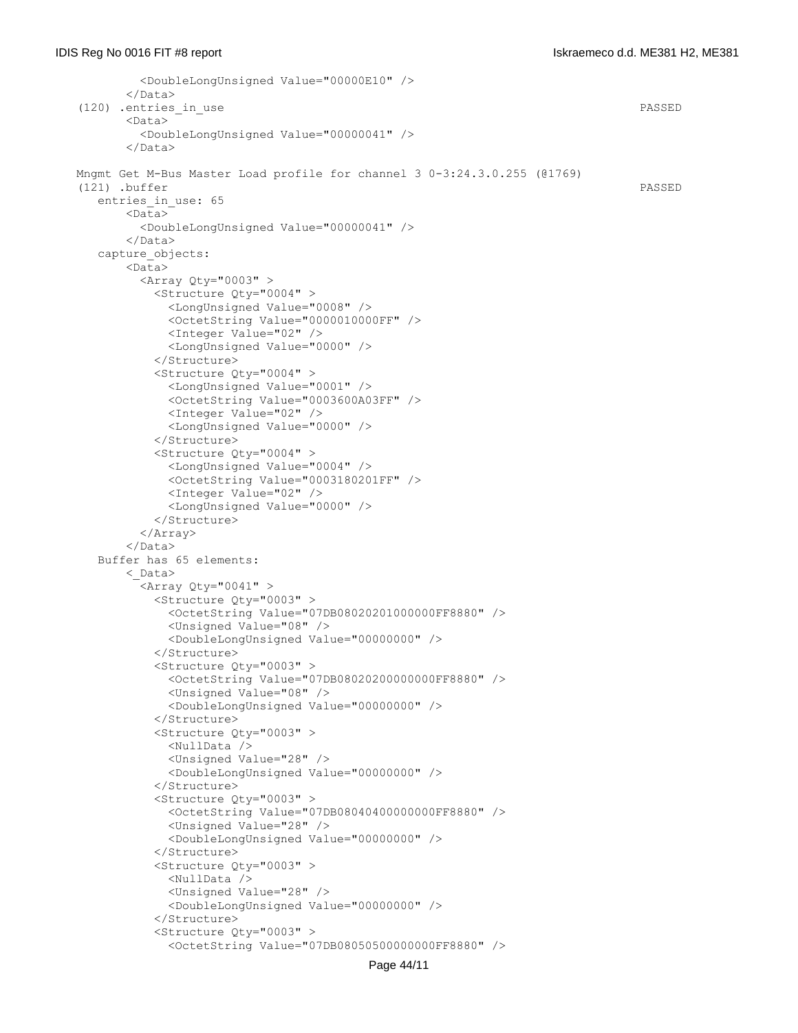```
          <DoubleLongUnsigned Value="00000E10" />
        </Data>
  (120) .entries_in_use                                                                    PASSED
        <Data>
          <DoubleLongUnsigned Value="00000041" />
        </Data>

  Mngmt Get M-Bus Master Load profile for channel 3 0-3:24.3.0.255 (@1769)
  (121) .buffer                                                                            PASSED
     entries_in_use: 65
        <Data>
          <DoubleLongUnsigned Value="00000041" />
        </Data>
     capture_objects:
        <Data>
          <Array Qty="0003" >
            <Structure Qty="0004" >
              <LongUnsigned Value="0008" />
              <OctetString Value="0000010000FF" />
              <Integer Value="02" />
              <LongUnsigned Value="0000" />
            </Structure>
            <Structure Qty="0004" >
              <LongUnsigned Value="0001" />
              <OctetString Value="0003600A03FF" />
              <Integer Value="02" />
              <LongUnsigned Value="0000" />
            </Structure>
            <Structure Qty="0004" >
              <LongUnsigned Value="0004" />
              <OctetString Value="0003180201FF" />
              <Integer Value="02" />
              <LongUnsigned Value="0000" />
            </Structure>
          </Array>
        </Data>
     Buffer has 65 elements:
        <_Data>
          <Array Qty="0041" >
            <Structure Qty="0003" >
              <OctetString Value="07DB08020201000000FF8880" />
              <Unsigned Value="08" />
              <DoubleLongUnsigned Value="00000000" />
            </Structure>
            <Structure Qty="0003" >
              <OctetString Value="07DB08020200000000FF8880" />
              <Unsigned Value="08" />
              <DoubleLongUnsigned Value="00000000" />
            </Structure>
            <Structure Qty="0003" >
              <NullData />
              <Unsigned Value="28" />
              <DoubleLongUnsigned Value="00000000" />
            </Structure>
            <Structure Qty="0003" >
              <OctetString Value="07DB08040400000000FF8880" />
              <Unsigned Value="28" />
              <DoubleLongUnsigned Value="00000000" />
            </Structure>
            <Structure Qty="0003" >
              <NullData />
              <Unsigned Value="28" />
              <DoubleLongUnsigned Value="00000000" />
            </Structure>
            <Structure Qty="0003" >
              <OctetString Value="07DB08050500000000FF8880" />
```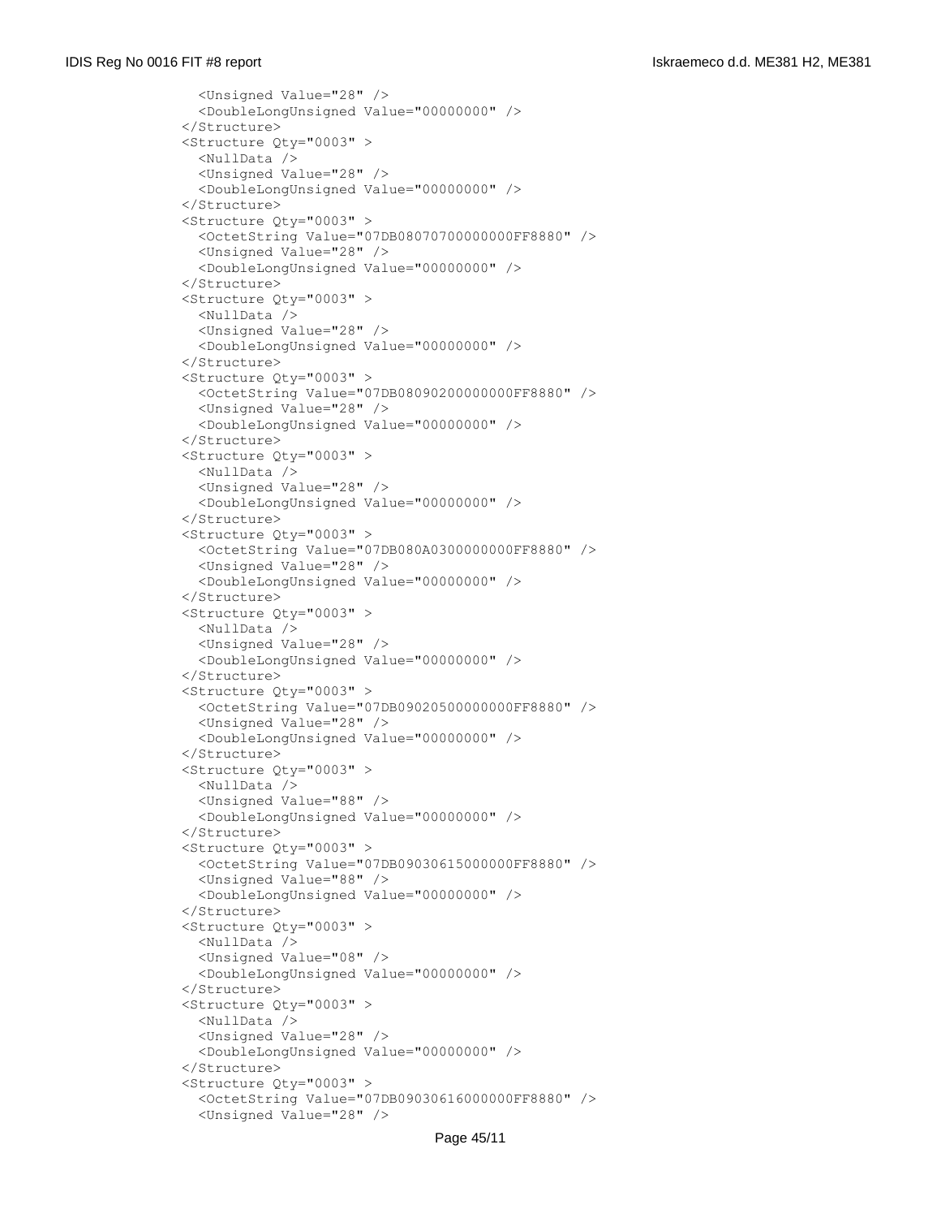```
    <Unsigned Value="28" />
    <DoubleLongUnsigned Value="00000000" />
  </Structure>
  <Structure Qty="0003" >
    <NullData />
    <Unsigned Value="28" />
    <DoubleLongUnsigned Value="00000000" />
  </Structure>
  <Structure Qty="0003" >
    <OctetString Value="07DB08070700000000FF8880" />
    <Unsigned Value="28" />
    <DoubleLongUnsigned Value="00000000" />
  </Structure>
  <Structure Qty="0003" >
    <NullData />
    <Unsigned Value="28" />
    <DoubleLongUnsigned Value="00000000" />
  </Structure>
  <Structure Qty="0003" >
    <OctetString Value="07DB08090200000000FF8880" />
    <Unsigned Value="28" />
    <DoubleLongUnsigned Value="00000000" />
  </Structure>
  <Structure Qty="0003" >
    <NullData />
    <Unsigned Value="28" />
    <DoubleLongUnsigned Value="00000000" />
  </Structure>
  <Structure Qty="0003" >
    <OctetString Value="07DB080A0300000000FF8880" />
    <Unsigned Value="28" />
    <DoubleLongUnsigned Value="00000000" />
  </Structure>
  <Structure Qty="0003" >
    <NullData />
    <Unsigned Value="28" />
    <DoubleLongUnsigned Value="00000000" />
  </Structure>
  <Structure Qty="0003" >
    <OctetString Value="07DB09020500000000FF8880" />
    <Unsigned Value="28" />
    <DoubleLongUnsigned Value="00000000" />
  </Structure>
  <Structure Qty="0003" >
    <NullData />
    <Unsigned Value="88" />
    <DoubleLongUnsigned Value="00000000" />
  </Structure>
  <Structure Qty="0003" >
    <OctetString Value="07DB09030615000000FF8880" />
    <Unsigned Value="88" />
    <DoubleLongUnsigned Value="00000000" />
  </Structure>
  <Structure Qty="0003" >
    <NullData />
    <Unsigned Value="08" />
    <DoubleLongUnsigned Value="00000000" />
  </Structure>
  <Structure Qty="0003" >
    <NullData />
    <Unsigned Value="28" />
    <DoubleLongUnsigned Value="00000000" />
  </Structure>
  <Structure Qty="0003" >
    <OctetString Value="07DB09030616000000FF8880" />
    <Unsigned Value="28" />
```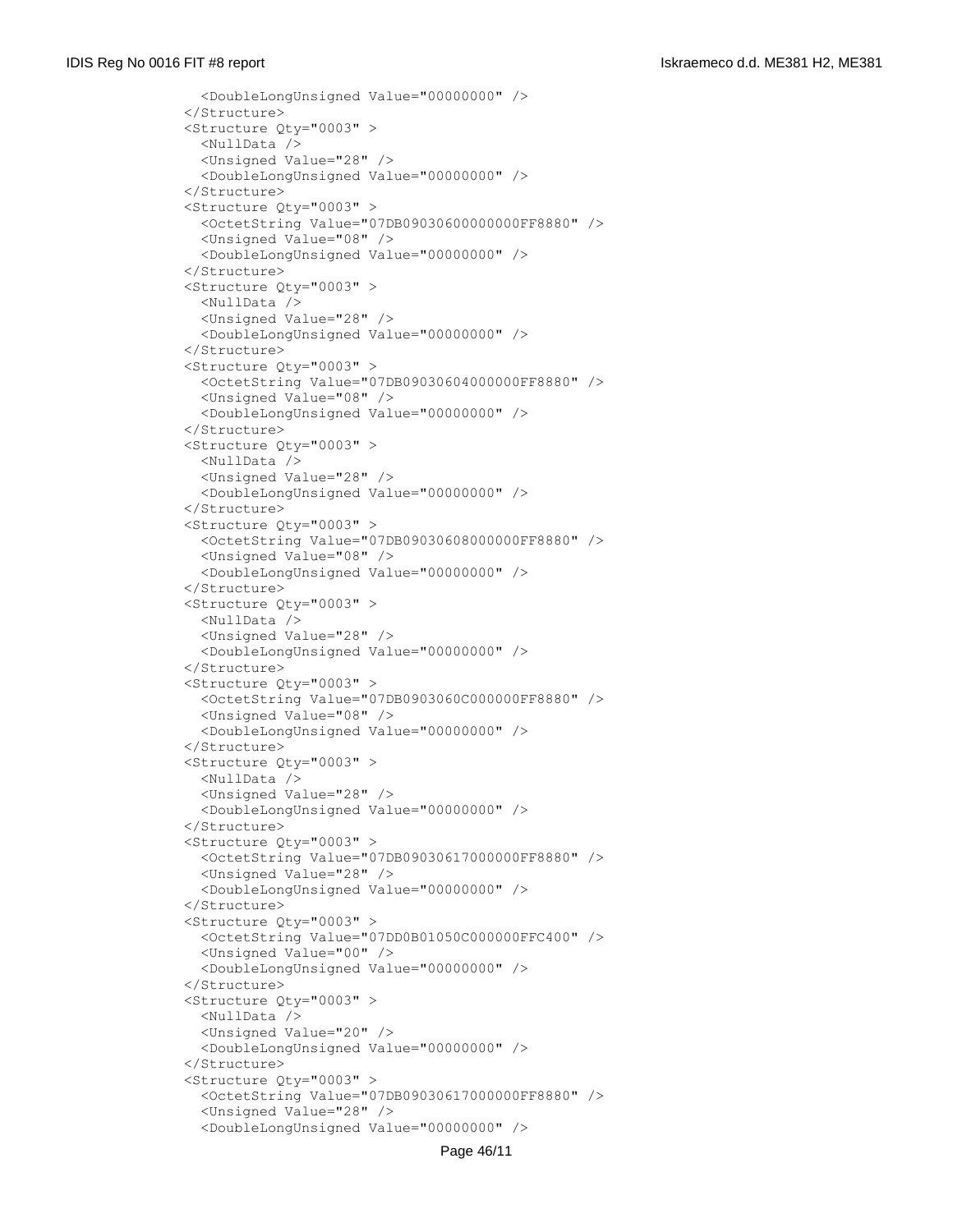```
        <DoubleLongUnsigned Value="00000000" />
      </Structure>
      <Structure Qty="0003" >
        <NullData />
        <Unsigned Value="28" />
        <DoubleLongUnsigned Value="00000000" />
      </Structure>
      <Structure Qty="0003" >
        <OctetString Value="07DB09030600000000FF8880" />
        <Unsigned Value="08" />
        <DoubleLongUnsigned Value="00000000" />
      </Structure>
      <Structure Qty="0003" >
        <NullData />
        <Unsigned Value="28" />
        <DoubleLongUnsigned Value="00000000" />
      </Structure>
      <Structure Qty="0003" >
        <OctetString Value="07DB09030604000000FF8880" />
        <Unsigned Value="08" />
        <DoubleLongUnsigned Value="00000000" />
      </Structure>
      <Structure Qty="0003" >
        <NullData />
        <Unsigned Value="28" />
        <DoubleLongUnsigned Value="00000000" />
      </Structure>
      <Structure Qty="0003" >
        <OctetString Value="07DB09030608000000FF8880" />
        <Unsigned Value="08" />
        <DoubleLongUnsigned Value="00000000" />
      </Structure>
      <Structure Qty="0003" >
        <NullData />
        <Unsigned Value="28" />
        <DoubleLongUnsigned Value="00000000" />
      </Structure>
      <Structure Qty="0003" >
        <OctetString Value="07DB0903060C000000FF8880" />
        <Unsigned Value="08" />
        <DoubleLongUnsigned Value="00000000" />
      </Structure>
      <Structure Qty="0003" >
        <NullData />
        <Unsigned Value="28" />
        <DoubleLongUnsigned Value="00000000" />
      </Structure>
      <Structure Qty="0003" >
        <OctetString Value="07DB09030617000000FF8880" />
        <Unsigned Value="28" />
        <DoubleLongUnsigned Value="00000000" />
      </Structure>
      <Structure Qty="0003" >
        <OctetString Value="07DD0B01050C000000FFC400" />
        <Unsigned Value="00" />
        <DoubleLongUnsigned Value="00000000" />
      </Structure>
      <Structure Qty="0003" >
        <NullData />
        <Unsigned Value="20" />
        <DoubleLongUnsigned Value="00000000" />
      </Structure>
      <Structure Qty="0003" >
        <OctetString Value="07DB09030617000000FF8880" />
        <Unsigned Value="28" />
        <DoubleLongUnsigned Value="00000000" />
```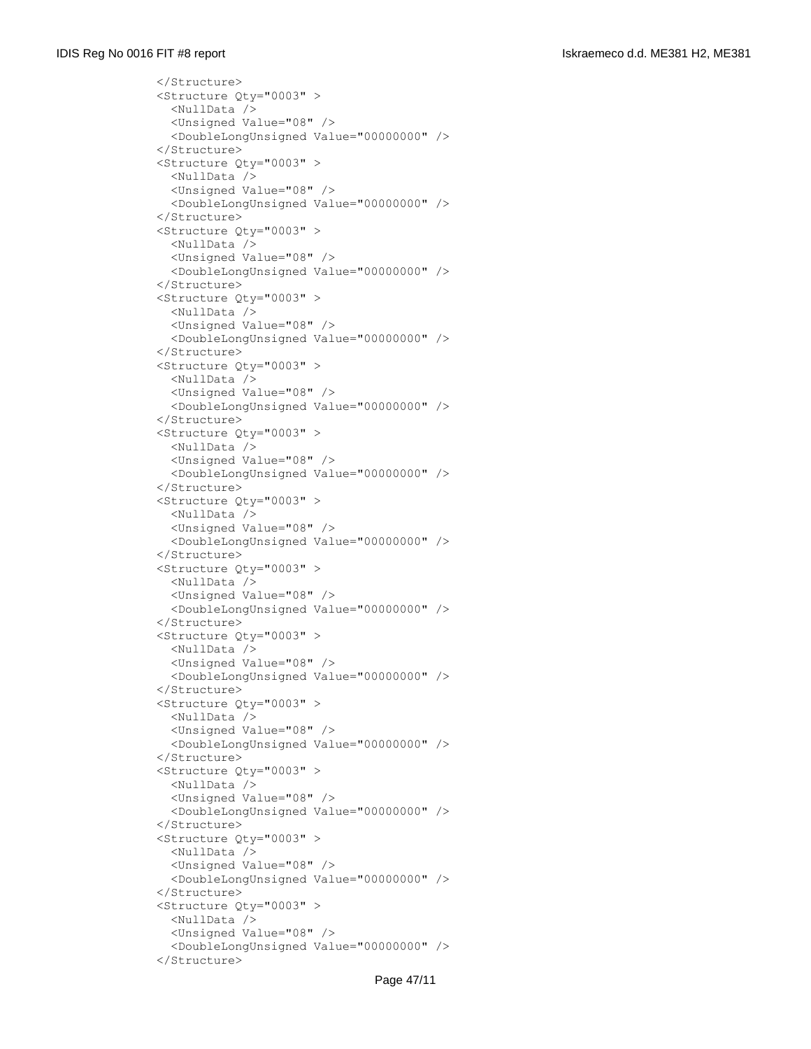```
</Structure>
<Structure Qty="0003" >
  <NullData />
  <Unsigned Value="08" />
  <DoubleLongUnsigned Value="00000000" />
</Structure>
<Structure Qty="0003" >
  <NullData />
  <Unsigned Value="08" />
  <DoubleLongUnsigned Value="00000000" />
</Structure>
<Structure Qty="0003" >
  <NullData />
  <Unsigned Value="08" />
  <DoubleLongUnsigned Value="00000000" />
</Structure>
<Structure Qty="0003" >
  <NullData />
  <Unsigned Value="08" />
  <DoubleLongUnsigned Value="00000000" />
</Structure>
<Structure Qty="0003" >
  <NullData />
  <Unsigned Value="08" />
  <DoubleLongUnsigned Value="00000000" />
</Structure>
<Structure Qty="0003" >
  <NullData />
  <Unsigned Value="08" />
  <DoubleLongUnsigned Value="00000000" />
</Structure>
<Structure Qty="0003" >
  <NullData />
  <Unsigned Value="08" />
  <DoubleLongUnsigned Value="00000000" />
</Structure>
<Structure Qty="0003" >
  <NullData />
  <Unsigned Value="08" />
  <DoubleLongUnsigned Value="00000000" />
</Structure>
<Structure Qty="0003" >
  <NullData />
  <Unsigned Value="08" />
  <DoubleLongUnsigned Value="00000000" />
</Structure>
<Structure Qty="0003" >
  <NullData />
  <Unsigned Value="08" />
  <DoubleLongUnsigned Value="00000000" />
</Structure>
<Structure Qty="0003" >
  <NullData />
  <Unsigned Value="08" />
  <DoubleLongUnsigned Value="00000000" />
</Structure>
<Structure Qty="0003" >
  <NullData />
  <Unsigned Value="08" />
  <DoubleLongUnsigned Value="00000000" />
</Structure>
<Structure Qty="0003" >
  <NullData />
  <Unsigned Value="08" />
  <DoubleLongUnsigned Value="00000000" />
</Structure>
```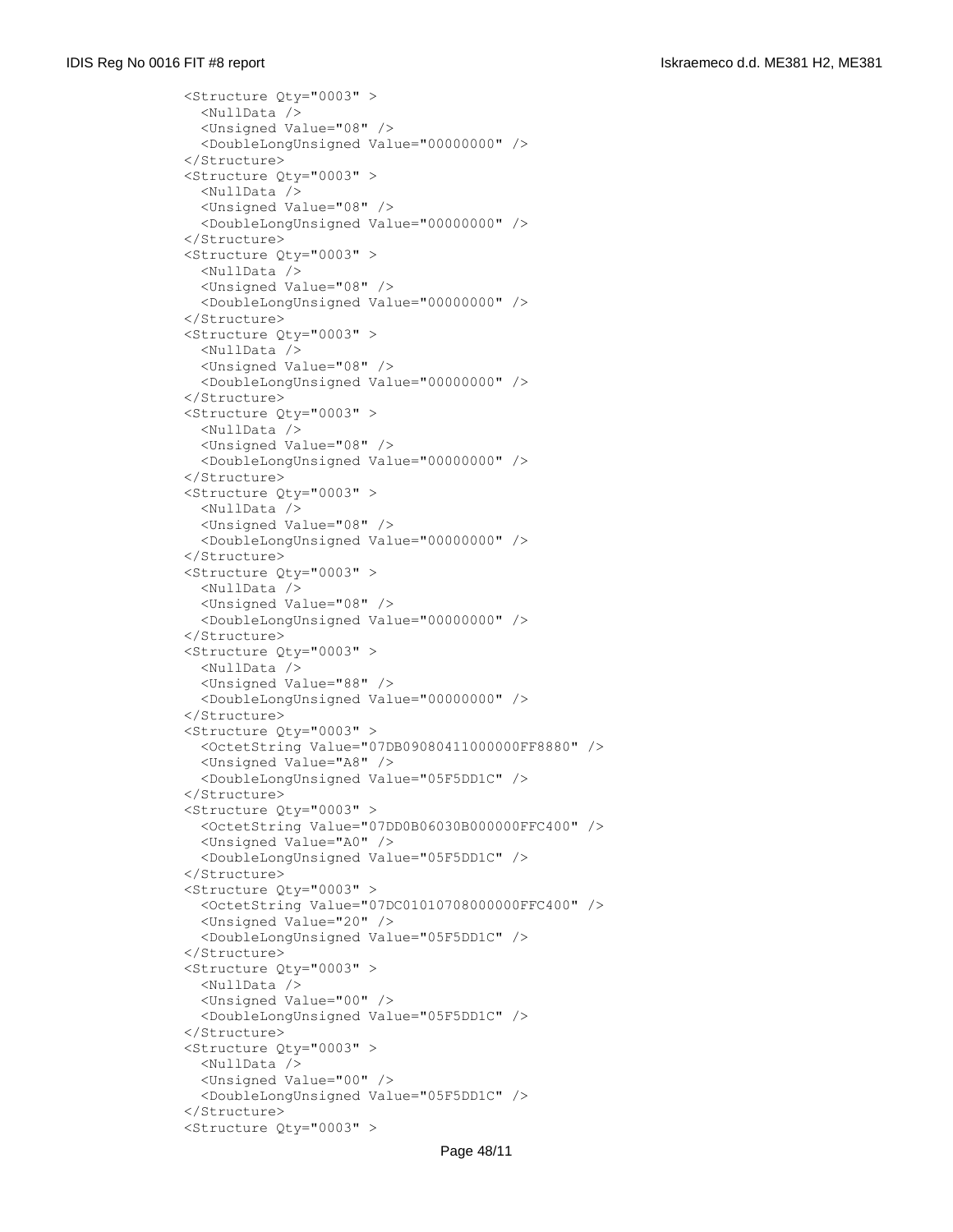```
<Structure Qty="0003" >
  <NullData />
  <Unsigned Value="08" />
  <DoubleLongUnsigned Value="00000000" />
</Structure>
<Structure Qty="0003" >
  <NullData />
  <Unsigned Value="08" />
  <DoubleLongUnsigned Value="00000000" />
</Structure>
<Structure Qty="0003" >
  <NullData />
  <Unsigned Value="08" />
  <DoubleLongUnsigned Value="00000000" />
</Structure>
<Structure Qty="0003" >
  <NullData />
  <Unsigned Value="08" />
  <DoubleLongUnsigned Value="00000000" />
</Structure>
<Structure Qty="0003" >
  <NullData />
  <Unsigned Value="08" />
  <DoubleLongUnsigned Value="00000000" />
</Structure>
<Structure Qty="0003" >
  <NullData />
  <Unsigned Value="08" />
  <DoubleLongUnsigned Value="00000000" />
</Structure>
<Structure Qty="0003" >
  <NullData />
  <Unsigned Value="08" />
  <DoubleLongUnsigned Value="00000000" />
</Structure>
<Structure Qty="0003" >
  <NullData />
  <Unsigned Value="88" />
  <DoubleLongUnsigned Value="00000000" />
</Structure>
<Structure Qty="0003" >
  <OctetString Value="07DB09080411000000FF8880" />
  <Unsigned Value="A8" />
  <DoubleLongUnsigned Value="05F5DD1C" />
</Structure>
<Structure Qty="0003" >
  <OctetString Value="07DD0B06030B000000FFC400" />
  <Unsigned Value="A0" />
  <DoubleLongUnsigned Value="05F5DD1C" />
</Structure>
<Structure Qty="0003" >
  <OctetString Value="07DC01010708000000FFC400" />
  <Unsigned Value="20" />
  <DoubleLongUnsigned Value="05F5DD1C" />
</Structure>
<Structure Qty="0003" >
  <NullData />
  <Unsigned Value="00" />
  <DoubleLongUnsigned Value="05F5DD1C" />
</Structure>
<Structure Qty="0003" >
  <NullData />
  <Unsigned Value="00" />
  <DoubleLongUnsigned Value="05F5DD1C" />
</Structure>
<Structure Qty="0003" >
```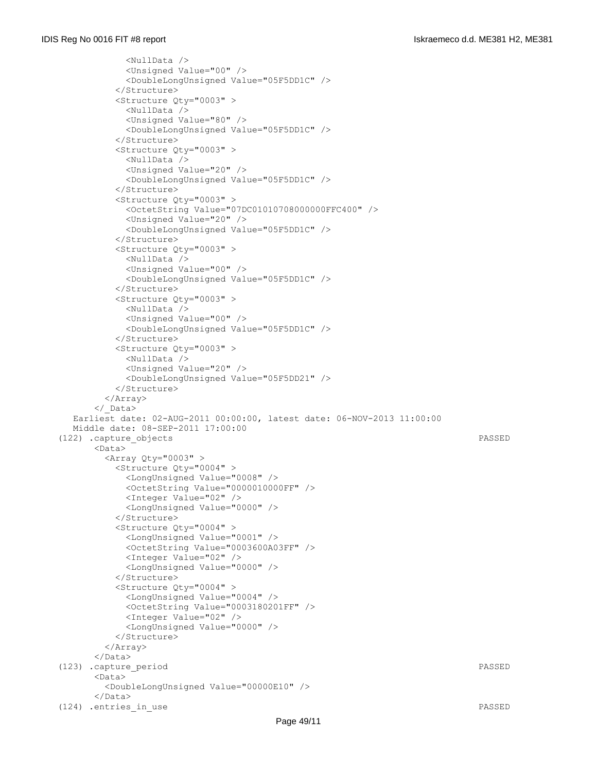```
            <NullData />
            <Unsigned Value="00" />
            <DoubleLongUnsigned Value="05F5DD1C" />
          </Structure>
          <Structure Qty="0003" >
            <NullData />
            <Unsigned Value="80" />
            <DoubleLongUnsigned Value="05F5DD1C" />
          </Structure>
          <Structure Qty="0003" >
            <NullData />
            <Unsigned Value="20" />
            <DoubleLongUnsigned Value="05F5DD1C" />
          </Structure>
          <Structure Qty="0003" >
            <OctetString Value="07DC01010708000000FFC400" />
            <Unsigned Value="20" />
            <DoubleLongUnsigned Value="05F5DD1C" />
          </Structure>
          <Structure Qty="0003" >
            <NullData />
            <Unsigned Value="00" />
            <DoubleLongUnsigned Value="05F5DD1C" />
          </Structure>
          <Structure Qty="0003" >
            <NullData />
            <Unsigned Value="00" />
            <DoubleLongUnsigned Value="05F5DD1C" />
          </Structure>
          <Structure Qty="0003" >
            <NullData />
            <Unsigned Value="20" />
            <DoubleLongUnsigned Value="05F5DD21" />
          </Structure>
        </Array>
      </_Data>
   Earliest date: 02-AUG-2011 00:00:00, latest date: 06-NOV-2013 11:00:00
   Middle date: 08-SEP-2011 17:00:00
(122) .capture_objects                                                         PASSED
      <Data>
        <Array Qty="0003" >
          <Structure Qty="0004" >
            <LongUnsigned Value="0008" />
            <OctetString Value="0000010000FF" />
            <Integer Value="02" />
            <LongUnsigned Value="0000" />
          </Structure>
          <Structure Qty="0004" >
            <LongUnsigned Value="0001" />
            <OctetString Value="0003600A03FF" />
            <Integer Value="02" />
            <LongUnsigned Value="0000" />
          </Structure>
          <Structure Qty="0004" >
            <LongUnsigned Value="0004" />
            <OctetString Value="0003180201FF" />
            <Integer Value="02" />
            <LongUnsigned Value="0000" />
          </Structure>
        </Array>
      </Data>
(123) .capture_period                                                          PASSED
      <Data>
        <DoubleLongUnsigned Value="00000E10" />
      </Data>
(124) .entries_in_use                                                          PASSED
```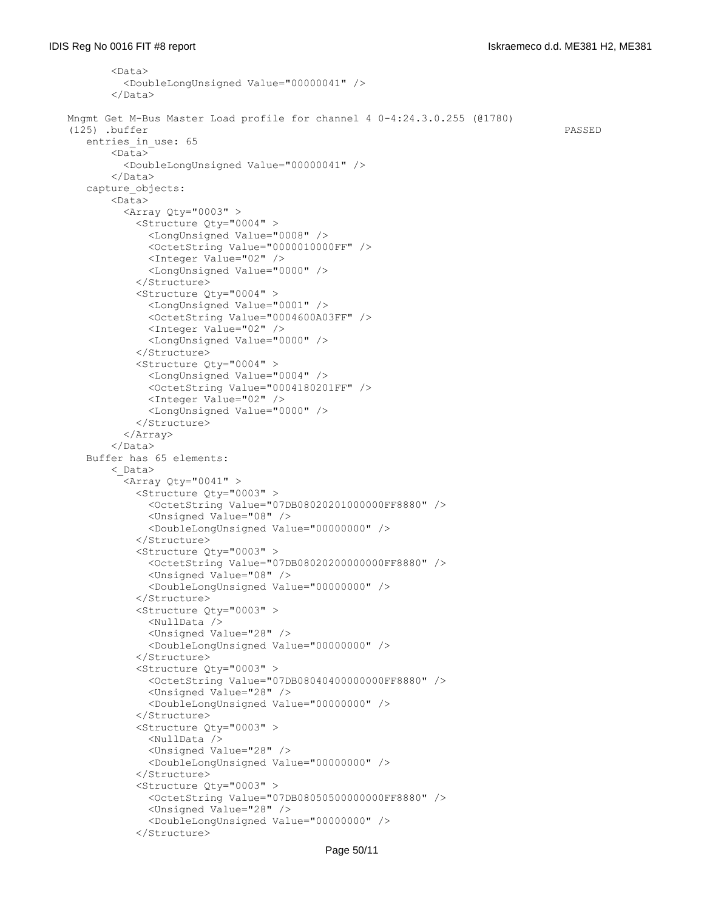```
        <Data>
          <DoubleLongUnsigned Value="00000041" />
        </Data>

Mngmt Get M-Bus Master Load profile for channel 4 0-4:24.3.0.255 (@1780)
(125) .buffer                                                                    PASSED
    entries_in_use: 65
        <Data>
          <DoubleLongUnsigned Value="00000041" />
        </Data>
    capture_objects:
        <Data>
          <Array Qty="0003" >
            <Structure Qty="0004" >
              <LongUnsigned Value="0008" />
              <OctetString Value="0000010000FF" />
              <Integer Value="02" />
              <LongUnsigned Value="0000" />
            </Structure>
            <Structure Qty="0004" >
              <LongUnsigned Value="0001" />
              <OctetString Value="0004600A03FF" />
              <Integer Value="02" />
              <LongUnsigned Value="0000" />
            </Structure>
            <Structure Qty="0004" >
              <LongUnsigned Value="0004" />
              <OctetString Value="0004180201FF" />
              <Integer Value="02" />
              <LongUnsigned Value="0000" />
            </Structure>
          </Array>
        </Data>
    Buffer has 65 elements:
        <_Data>
          <Array Qty="0041" >
            <Structure Qty="0003" >
              <OctetString Value="07DB08020201000000FF8880" />
              <Unsigned Value="08" />
              <DoubleLongUnsigned Value="00000000" />
            </Structure>
            <Structure Qty="0003" >
              <OctetString Value="07DB08020200000000FF8880" />
              <Unsigned Value="08" />
              <DoubleLongUnsigned Value="00000000" />
            </Structure>
            <Structure Qty="0003" >
              <NullData />
              <Unsigned Value="28" />
              <DoubleLongUnsigned Value="00000000" />
            </Structure>
            <Structure Qty="0003" >
              <OctetString Value="07DB08040400000000FF8880" />
              <Unsigned Value="28" />
              <DoubleLongUnsigned Value="00000000" />
            </Structure>
            <Structure Qty="0003" >
              <NullData />
              <Unsigned Value="28" />
              <DoubleLongUnsigned Value="00000000" />
            </Structure>
            <Structure Qty="0003" >
              <OctetString Value="07DB08050500000000FF8880" />
              <Unsigned Value="28" />
              <DoubleLongUnsigned Value="00000000" />
            </Structure>
```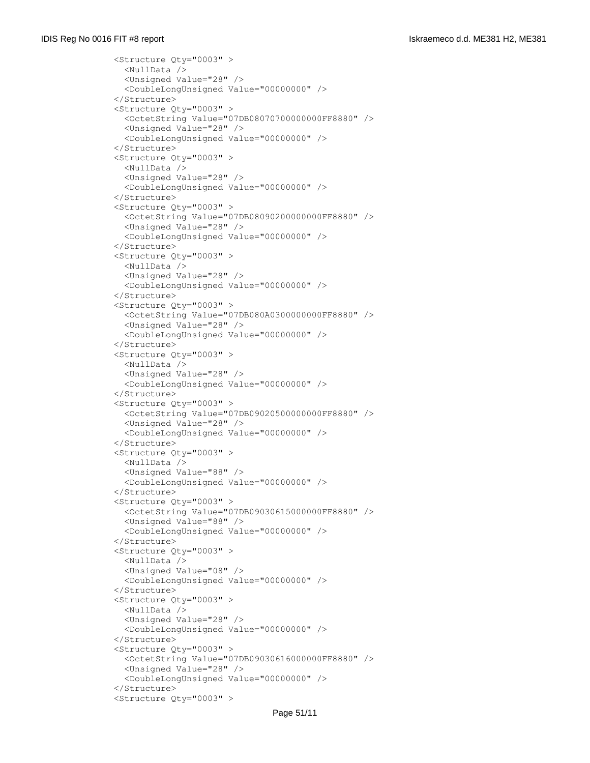```
<Structure Qty="0003" >
  <NullData />
  <Unsigned Value="28" />
  <DoubleLongUnsigned Value="00000000" />
</Structure>
<Structure Qty="0003" >
  <OctetString Value="07DB08070700000000FF8880" />
  <Unsigned Value="28" />
  <DoubleLongUnsigned Value="00000000" />
</Structure>
<Structure Qty="0003" >
  <NullData />
  <Unsigned Value="28" />
  <DoubleLongUnsigned Value="00000000" />
</Structure>
<Structure Qty="0003" >
  <OctetString Value="07DB08090200000000FF8880" />
  <Unsigned Value="28" />
  <DoubleLongUnsigned Value="00000000" />
</Structure>
<Structure Qty="0003" >
  <NullData />
  <Unsigned Value="28" />
  <DoubleLongUnsigned Value="00000000" />
</Structure>
<Structure Qty="0003" >
  <OctetString Value="07DB080A0300000000FF8880" />
  <Unsigned Value="28" />
  <DoubleLongUnsigned Value="00000000" />
</Structure>
<Structure Qty="0003" >
  <NullData />
  <Unsigned Value="28" />
  <DoubleLongUnsigned Value="00000000" />
</Structure>
<Structure Qty="0003" >
  <OctetString Value="07DB09020500000000FF8880" />
  <Unsigned Value="28" />
  <DoubleLongUnsigned Value="00000000" />
</Structure>
<Structure Qty="0003" >
  <NullData />
  <Unsigned Value="88" />
  <DoubleLongUnsigned Value="00000000" />
</Structure>
<Structure Qty="0003" >
  <OctetString Value="07DB09030615000000FF8880" />
  <Unsigned Value="88" />
  <DoubleLongUnsigned Value="00000000" />
</Structure>
<Structure Qty="0003" >
  <NullData />
  <Unsigned Value="08" />
  <DoubleLongUnsigned Value="00000000" />
</Structure>
<Structure Qty="0003" >
  <NullData />
  <Unsigned Value="28" />
  <DoubleLongUnsigned Value="00000000" />
</Structure>
<Structure Qty="0003" >
  <OctetString Value="07DB09030616000000FF8880" />
  <Unsigned Value="28" />
  <DoubleLongUnsigned Value="00000000" />
</Structure>
<Structure Qty="0003" >
```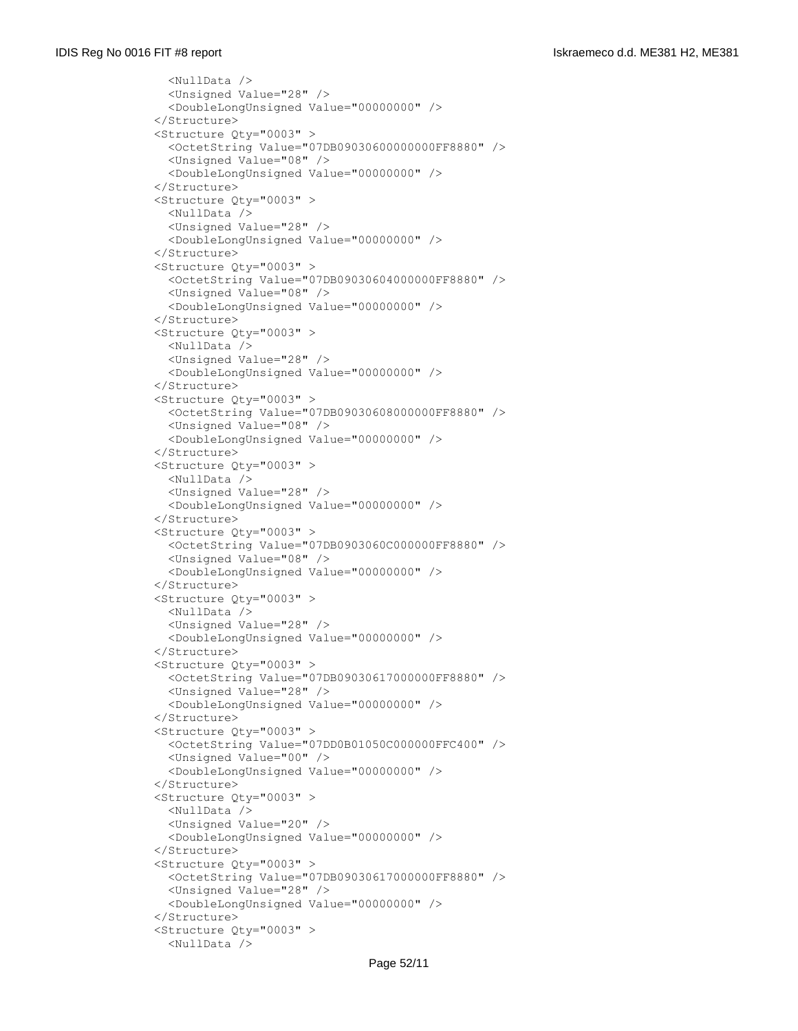```
    <NullData />
    <Unsigned Value="28" />
    <DoubleLongUnsigned Value="00000000" />
  </Structure>
  <Structure Qty="0003" >
    <OctetString Value="07DB09030600000000FF8880" />
    <Unsigned Value="08" />
    <DoubleLongUnsigned Value="00000000" />
  </Structure>
  <Structure Qty="0003" >
    <NullData />
    <Unsigned Value="28" />
    <DoubleLongUnsigned Value="00000000" />
  </Structure>
  <Structure Qty="0003" >
    <OctetString Value="07DB09030604000000FF8880" />
    <Unsigned Value="08" />
    <DoubleLongUnsigned Value="00000000" />
  </Structure>
  <Structure Qty="0003" >
    <NullData />
    <Unsigned Value="28" />
    <DoubleLongUnsigned Value="00000000" />
  </Structure>
  <Structure Qty="0003" >
    <OctetString Value="07DB09030608000000FF8880" />
    <Unsigned Value="08" />
    <DoubleLongUnsigned Value="00000000" />
  </Structure>
  <Structure Qty="0003" >
    <NullData />
    <Unsigned Value="28" />
    <DoubleLongUnsigned Value="00000000" />
  </Structure>
  <Structure Qty="0003" >
    <OctetString Value="07DB0903060C000000FF8880" />
    <Unsigned Value="08" />
    <DoubleLongUnsigned Value="00000000" />
  </Structure>
  <Structure Qty="0003" >
    <NullData />
    <Unsigned Value="28" />
    <DoubleLongUnsigned Value="00000000" />
  </Structure>
  <Structure Qty="0003" >
    <OctetString Value="07DB09030617000000FF8880" />
    <Unsigned Value="28" />
    <DoubleLongUnsigned Value="00000000" />
  </Structure>
  <Structure Qty="0003" >
    <OctetString Value="07DD0B01050C000000FFC400" />
    <Unsigned Value="00" />
    <DoubleLongUnsigned Value="00000000" />
  </Structure>
  <Structure Qty="0003" >
    <NullData />
    <Unsigned Value="20" />
    <DoubleLongUnsigned Value="00000000" />
  </Structure>
  <Structure Qty="0003" >
    <OctetString Value="07DB09030617000000FF8880" />
    <Unsigned Value="28" />
    <DoubleLongUnsigned Value="00000000" />
  </Structure>
  <Structure Qty="0003" >
    <NullData />
```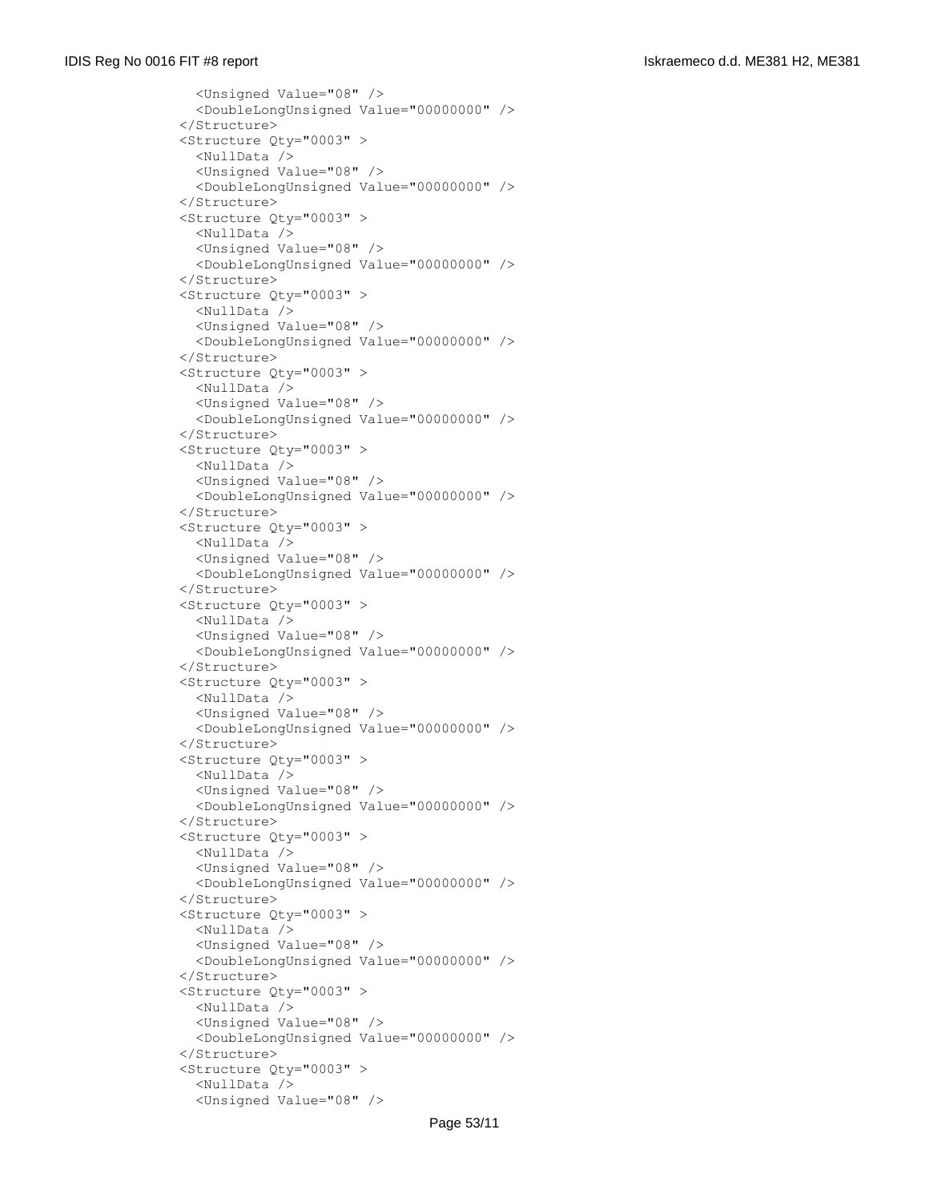```
      <Unsigned Value="08" />
      <DoubleLongUnsigned Value="00000000" />
    </Structure>
    <Structure Qty="0003" >
      <NullData />
      <Unsigned Value="08" />
      <DoubleLongUnsigned Value="00000000" />
    </Structure>
    <Structure Qty="0003" >
      <NullData />
      <Unsigned Value="08" />
      <DoubleLongUnsigned Value="00000000" />
    </Structure>
    <Structure Qty="0003" >
      <NullData />
      <Unsigned Value="08" />
      <DoubleLongUnsigned Value="00000000" />
    </Structure>
    <Structure Qty="0003" >
      <NullData />
      <Unsigned Value="08" />
      <DoubleLongUnsigned Value="00000000" />
    </Structure>
    <Structure Qty="0003" >
      <NullData />
      <Unsigned Value="08" />
      <DoubleLongUnsigned Value="00000000" />
    </Structure>
    <Structure Qty="0003" >
      <NullData />
      <Unsigned Value="08" />
      <DoubleLongUnsigned Value="00000000" />
    </Structure>
    <Structure Qty="0003" >
      <NullData />
      <Unsigned Value="08" />
      <DoubleLongUnsigned Value="00000000" />
    </Structure>
    <Structure Qty="0003" >
      <NullData />
      <Unsigned Value="08" />
      <DoubleLongUnsigned Value="00000000" />
    </Structure>
    <Structure Qty="0003" >
      <NullData />
      <Unsigned Value="08" />
      <DoubleLongUnsigned Value="00000000" />
    </Structure>
    <Structure Qty="0003" >
      <NullData />
      <Unsigned Value="08" />
      <DoubleLongUnsigned Value="00000000" />
    </Structure>
    <Structure Qty="0003" >
      <NullData />
      <Unsigned Value="08" />
      <DoubleLongUnsigned Value="00000000" />
    </Structure>
    <Structure Qty="0003" >
      <NullData />
      <Unsigned Value="08" />
      <DoubleLongUnsigned Value="00000000" />
    </Structure>
    <Structure Qty="0003" >
      <NullData />
      <Unsigned Value="08" />
```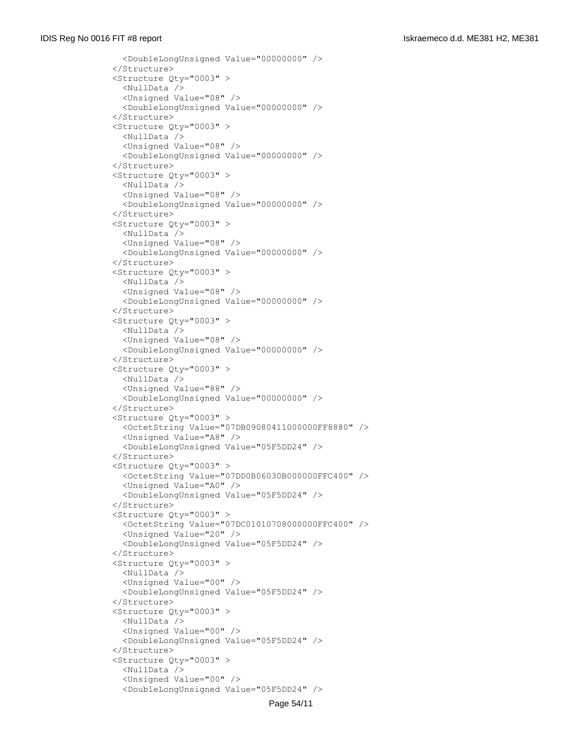```
      <DoubleLongUnsigned Value="00000000" />
    </Structure>
    <Structure Qty="0003" >
      <NullData />
      <Unsigned Value="08" />
      <DoubleLongUnsigned Value="00000000" />
    </Structure>
    <Structure Qty="0003" >
      <NullData />
      <Unsigned Value="08" />
      <DoubleLongUnsigned Value="00000000" />
    </Structure>
    <Structure Qty="0003" >
      <NullData />
      <Unsigned Value="08" />
      <DoubleLongUnsigned Value="00000000" />
    </Structure>
    <Structure Qty="0003" >
      <NullData />
      <Unsigned Value="08" />
      <DoubleLongUnsigned Value="00000000" />
    </Structure>
    <Structure Qty="0003" >
      <NullData />
      <Unsigned Value="08" />
      <DoubleLongUnsigned Value="00000000" />
    </Structure>
    <Structure Qty="0003" >
      <NullData />
      <Unsigned Value="08" />
      <DoubleLongUnsigned Value="00000000" />
    </Structure>
    <Structure Qty="0003" >
      <NullData />
      <Unsigned Value="88" />
      <DoubleLongUnsigned Value="00000000" />
    </Structure>
    <Structure Qty="0003" >
      <OctetString Value="07DB09080411000000FF8880" />
      <Unsigned Value="A8" />
      <DoubleLongUnsigned Value="05F5DD24" />
    </Structure>
    <Structure Qty="0003" >
      <OctetString Value="07DD0B06030B000000FFC400" />
      <Unsigned Value="A0" />
      <DoubleLongUnsigned Value="05F5DD24" />
    </Structure>
    <Structure Qty="0003" >
      <OctetString Value="07DC01010708000000FFC400" />
      <Unsigned Value="20" />
      <DoubleLongUnsigned Value="05F5DD24" />
    </Structure>
    <Structure Qty="0003" >
      <NullData />
      <Unsigned Value="00" />
      <DoubleLongUnsigned Value="05F5DD24" />
    </Structure>
    <Structure Qty="0003" >
      <NullData />
      <Unsigned Value="00" />
      <DoubleLongUnsigned Value="05F5DD24" />
    </Structure>
    <Structure Qty="0003" >
      <NullData />
      <Unsigned Value="00" />
      <DoubleLongUnsigned Value="05F5DD24" />
```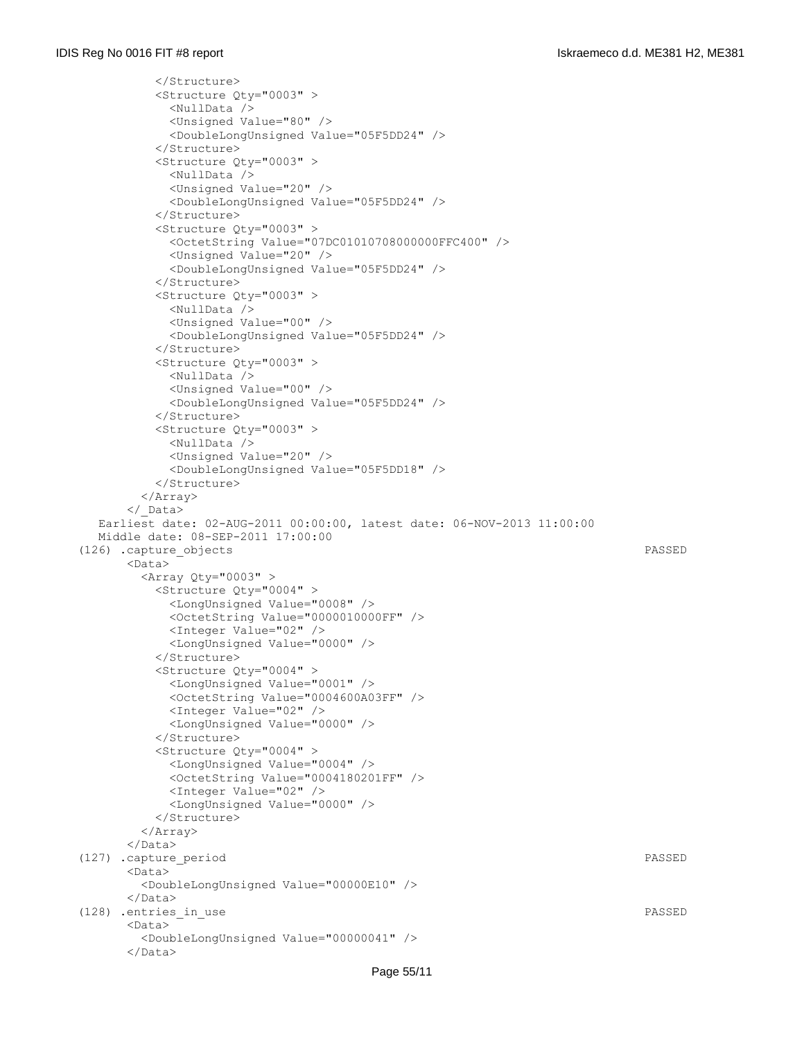```
          </Structure>
          <Structure Qty="0003" >
            <NullData />
            <Unsigned Value="80" />
            <DoubleLongUnsigned Value="05F5DD24" />
          </Structure>
          <Structure Qty="0003" >
            <NullData />
            <Unsigned Value="20" />
            <DoubleLongUnsigned Value="05F5DD24" />
          </Structure>
          <Structure Qty="0003" >
            <OctetString Value="07DC01010708000000FFC400" />
            <Unsigned Value="20" />
            <DoubleLongUnsigned Value="05F5DD24" />
          </Structure>
          <Structure Qty="0003" >
            <NullData />
            <Unsigned Value="00" />
            <DoubleLongUnsigned Value="05F5DD24" />
          </Structure>
          <Structure Qty="0003" >
            <NullData />
            <Unsigned Value="00" />
            <DoubleLongUnsigned Value="05F5DD24" />
          </Structure>
          <Structure Qty="0003" >
            <NullData />
            <Unsigned Value="20" />
            <DoubleLongUnsigned Value="05F5DD18" />
          </Structure>
        </Array>
      </_Data>
   Earliest date: 02-AUG-2011 00:00:00, latest date: 06-NOV-2013 11:00:00
   Middle date: 08-SEP-2011 17:00:00
(126) .capture_objects                                                          PASSED
      <Data>
        <Array Qty="0003" >
          <Structure Qty="0004" >
            <LongUnsigned Value="0008" />
            <OctetString Value="0000010000FF" />
            <Integer Value="02" />
            <LongUnsigned Value="0000" />
          </Structure>
          <Structure Qty="0004" >
            <LongUnsigned Value="0001" />
            <OctetString Value="0004600A03FF" />
            <Integer Value="02" />
            <LongUnsigned Value="0000" />
          </Structure>
          <Structure Qty="0004" >
            <LongUnsigned Value="0004" />
            <OctetString Value="0004180201FF" />
            <Integer Value="02" />
            <LongUnsigned Value="0000" />
          </Structure>
        </Array>
      </Data>
(127) .capture_period                                                           PASSED
      <Data>
        <DoubleLongUnsigned Value="00000E10" />
      </Data>
(128) .entries_in_use                                                           PASSED
      <Data>
        <DoubleLongUnsigned Value="00000041" />
      </Data>
```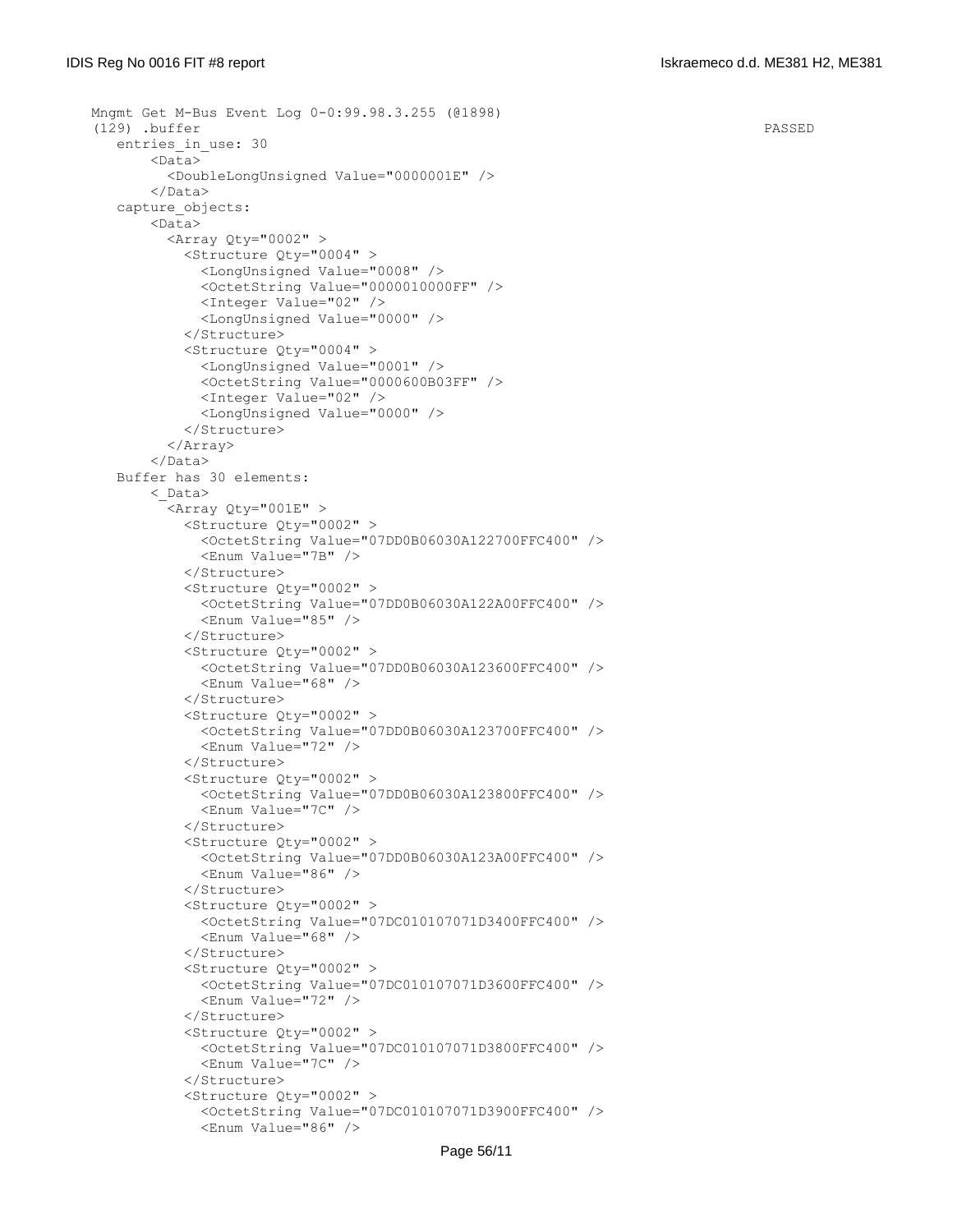```
Mngmt Get M-Bus Event Log 0-0:99.98.3.255 (@1898)
(129) .buffer                                                                        PASSED
   entries_in_use: 30
       <Data>
         <DoubleLongUnsigned Value="0000001E" />
       </Data>
   capture_objects:
       <Data>
         <Array Qty="0002" >
           <Structure Qty="0004" >
             <LongUnsigned Value="0008" />
             <OctetString Value="0000010000FF" />
             <Integer Value="02" />
             <LongUnsigned Value="0000" />
           </Structure>
           <Structure Qty="0004" >
             <LongUnsigned Value="0001" />
             <OctetString Value="0000600B03FF" />
             <Integer Value="02" />
             <LongUnsigned Value="0000" />
           </Structure>
         </Array>
       </Data>
   Buffer has 30 elements:
       <_Data>
         <Array Qty="001E" >
           <Structure Qty="0002" >
             <OctetString Value="07DD0B06030A122700FFC400" />
             <Enum Value="7B" />
           </Structure>
           <Structure Qty="0002" >
             <OctetString Value="07DD0B06030A122A00FFC400" />
             <Enum Value="85" />
           </Structure>
           <Structure Qty="0002" >
             <OctetString Value="07DD0B06030A123600FFC400" />
             <Enum Value="68" />
           </Structure>
           <Structure Qty="0002" >
             <OctetString Value="07DD0B06030A123700FFC400" />
             <Enum Value="72" />
           </Structure>
           <Structure Qty="0002" >
             <OctetString Value="07DD0B06030A123800FFC400" />
             <Enum Value="7C" />
           </Structure>
           <Structure Qty="0002" >
             <OctetString Value="07DD0B06030A123A00FFC400" />
             <Enum Value="86" />
           </Structure>
           <Structure Qty="0002" >
             <OctetString Value="07DC010107071D3400FFC400" />
             <Enum Value="68" />
           </Structure>
           <Structure Qty="0002" >
             <OctetString Value="07DC010107071D3600FFC400" />
             <Enum Value="72" />
           </Structure>
           <Structure Qty="0002" >
             <OctetString Value="07DC010107071D3800FFC400" />
             <Enum Value="7C" />
           </Structure>
           <Structure Qty="0002" >
             <OctetString Value="07DC010107071D3900FFC400" />
             <Enum Value="86" />
```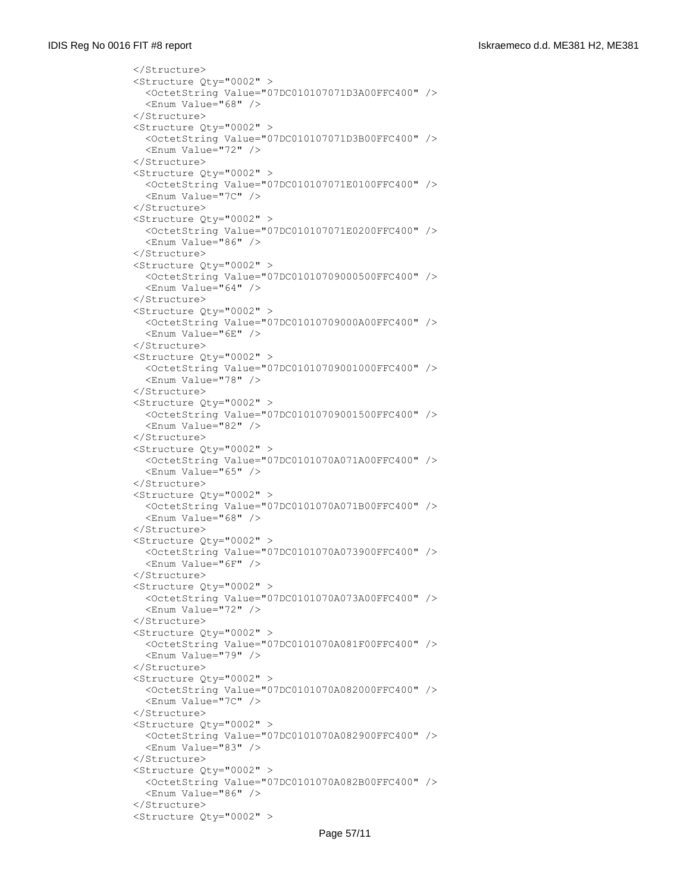```
</Structure>
<Structure Qty="0002" >
  <OctetString Value="07DC010107071D3A00FFC400" />
  <Enum Value="68" />
</Structure>
<Structure Qty="0002" >
  <OctetString Value="07DC010107071D3B00FFC400" />
  <Enum Value="72" />
</Structure>
<Structure Qty="0002" >
  <OctetString Value="07DC010107071E0100FFC400" />
  <Enum Value="7C" />
</Structure>
<Structure Qty="0002" >
  <OctetString Value="07DC010107071E0200FFC400" />
  <Enum Value="86" />
</Structure>
<Structure Qty="0002" >
  <OctetString Value="07DC01010709000500FFC400" />
  <Enum Value="64" />
</Structure>
<Structure Qty="0002" >
  <OctetString Value="07DC01010709000A00FFC400" />
  <Enum Value="6E" />
</Structure>
<Structure Qty="0002" >
  <OctetString Value="07DC01010709001000FFC400" />
  <Enum Value="78" />
</Structure>
<Structure Qty="0002" >
  <OctetString Value="07DC01010709001500FFC400" />
  <Enum Value="82" />
</Structure>
<Structure Qty="0002" >
  <OctetString Value="07DC0101070A071A00FFC400" />
  <Enum Value="65" />
</Structure>
<Structure Qty="0002" >
  <OctetString Value="07DC0101070A071B00FFC400" />
  <Enum Value="68" />
</Structure>
<Structure Qty="0002" >
  <OctetString Value="07DC0101070A073900FFC400" />
  <Enum Value="6F" />
</Structure>
<Structure Qty="0002" >
  <OctetString Value="07DC0101070A073A00FFC400" />
  <Enum Value="72" />
</Structure>
<Structure Qty="0002" >
  <OctetString Value="07DC0101070A081F00FFC400" />
  <Enum Value="79" />
</Structure>
<Structure Qty="0002" >
  <OctetString Value="07DC0101070A082000FFC400" />
  <Enum Value="7C" />
</Structure>
<Structure Qty="0002" >
  <OctetString Value="07DC0101070A082900FFC400" />
  <Enum Value="83" />
</Structure>
<Structure Qty="0002" >
  <OctetString Value="07DC0101070A082B00FFC400" />
  <Enum Value="86" />
</Structure>
<Structure Qty="0002" >
```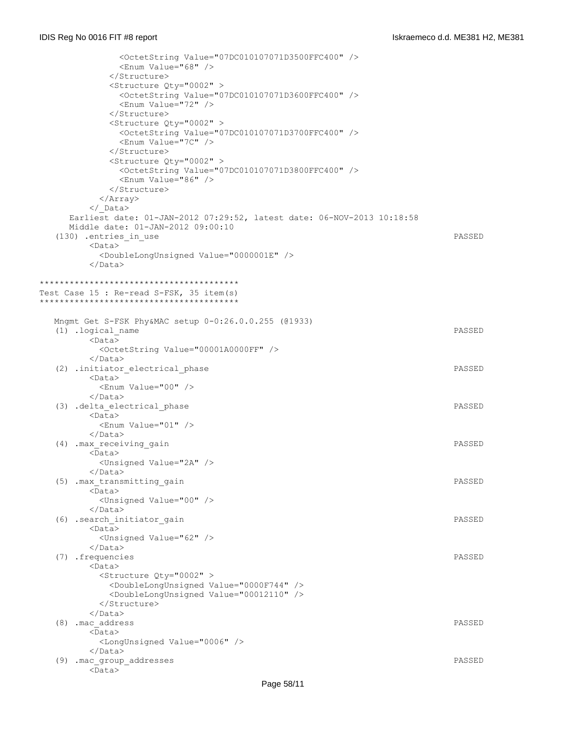```
              <OctetString Value="07DC010107071D3500FFC400" />
              <Enum Value="68" />
            </Structure>
            <Structure Qty="0002" >
              <OctetString Value="07DC010107071D3600FFC400" />
              <Enum Value="72" />
            </Structure>
            <Structure Qty="0002" >
              <OctetString Value="07DC010107071D3700FFC400" />
              <Enum Value="7C" />
            </Structure>
            <Structure Qty="0002" >
              <OctetString Value="07DC010107071D3800FFC400" />
              <Enum Value="86" />
            </Structure>
          </Array>
        </_Data>
      Earliest date: 01-JAN-2012 07:29:52, latest date: 06-NOV-2013 10:18:58
      Middle date: 01-JAN-2012 09:00:10
   (130) .entries_in_use                                                               PASSED
        <Data>
          <DoubleLongUnsigned Value="0000001E" />
        </Data>

***************************************
Test Case 15 : Re-read S-FSK, 35 item(s)
***************************************

   Mngmt Get S-FSK Phy&MAC setup 0-0:26.0.0.255 (@1933)
   (1) .logical_name                                                                   PASSED
        <Data>
          <OctetString Value="00001A0000FF" />
        </Data>
   (2) .initiator_electrical_phase                                                     PASSED
        <Data>
          <Enum Value="00" />
        </Data>
   (3) .delta_electrical_phase                                                         PASSED
        <Data>
          <Enum Value="01" />
        </Data>
   (4) .max_receiving_gain                                                             PASSED
        <Data>
          <Unsigned Value="2A" />
        </Data>
   (5) .max_transmitting_gain                                                          PASSED
        <Data>
          <Unsigned Value="00" />
        </Data>
   (6) .search_initiator_gain                                                          PASSED
        <Data>
          <Unsigned Value="62" />
        </Data>
   (7) .frequencies                                                                    PASSED
        <Data>
          <Structure Qty="0002" >
            <DoubleLongUnsigned Value="0000F744" />
            <DoubleLongUnsigned Value="00012110" />
          </Structure>
        </Data>
   (8) .mac_address                                                                    PASSED
        <Data>
          <LongUnsigned Value="0006" />
        </Data>
   (9) .mac_group_addresses                                                            PASSED
        <Data>
```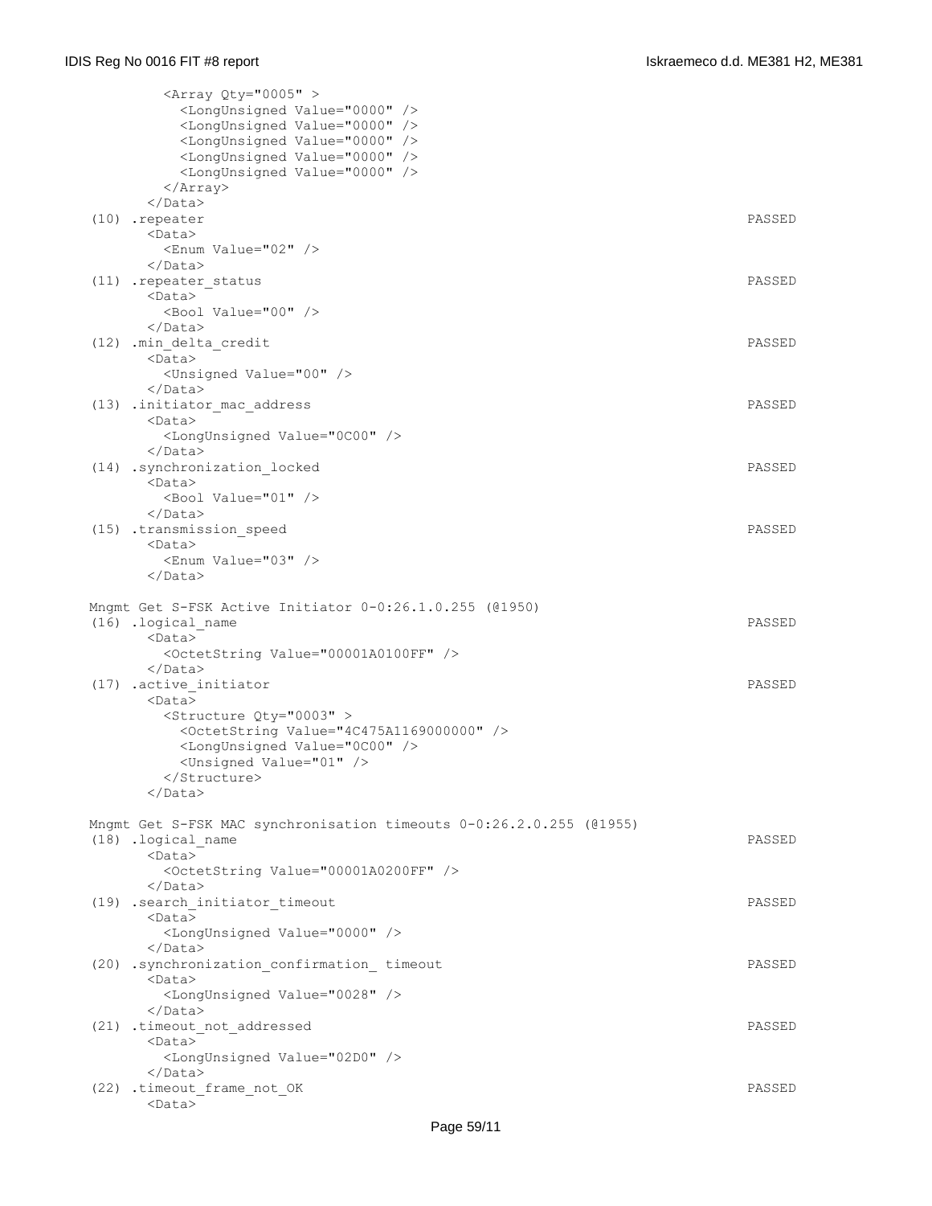```
        <Array Qty="0005" >
          <LongUnsigned Value="0000" />
          <LongUnsigned Value="0000" />
          <LongUnsigned Value="0000" />
          <LongUnsigned Value="0000" />
          <LongUnsigned Value="0000" />
        </Array>
      </Data>
(10) .repeater                                                                PASSED
      <Data>
        <Enum Value="02" />
      </Data>
(11) .repeater_status                                                         PASSED
      <Data>
        <Bool Value="00" />
      </Data>
(12) .min_delta_credit                                                        PASSED
      <Data>
        <Unsigned Value="00" />
      </Data>
(13) .initiator_mac_address                                                   PASSED
      <Data>
        <LongUnsigned Value="0C00" />
      </Data>
(14) .synchronization_locked                                                  PASSED
      <Data>
        <Bool Value="01" />
      </Data>
(15) .transmission_speed                                                      PASSED
      <Data>
        <Enum Value="03" />
      </Data>

Mngmt Get S-FSK Active Initiator 0-0:26.1.0.255 (@1950)
(16) .logical_name                                                            PASSED
      <Data>
        <OctetString Value="00001A0100FF" />
      </Data>
(17) .active_initiator                                                        PASSED
      <Data>
        <Structure Qty="0003" >
          <OctetString Value="4C475A1169000000" />
          <LongUnsigned Value="0C00" />
          <Unsigned Value="01" />
        </Structure>
      </Data>

Mngmt Get S-FSK MAC synchronisation timeouts 0-0:26.2.0.255 (@1955)
(18) .logical_name                                                            PASSED
      <Data>
        <OctetString Value="00001A0200FF" />
      </Data>
(19) .search_initiator_timeout                                                PASSED
      <Data>
        <LongUnsigned Value="0000" />
      </Data>
(20) .synchronization_confirmation_ timeout                                   PASSED
      <Data>
        <LongUnsigned Value="0028" />
      </Data>
(21) .timeout_not_addressed                                                   PASSED
      <Data>
        <LongUnsigned Value="02D0" />
      </Data>
(22) .timeout_frame_not_OK                                                    PASSED
      <Data>
```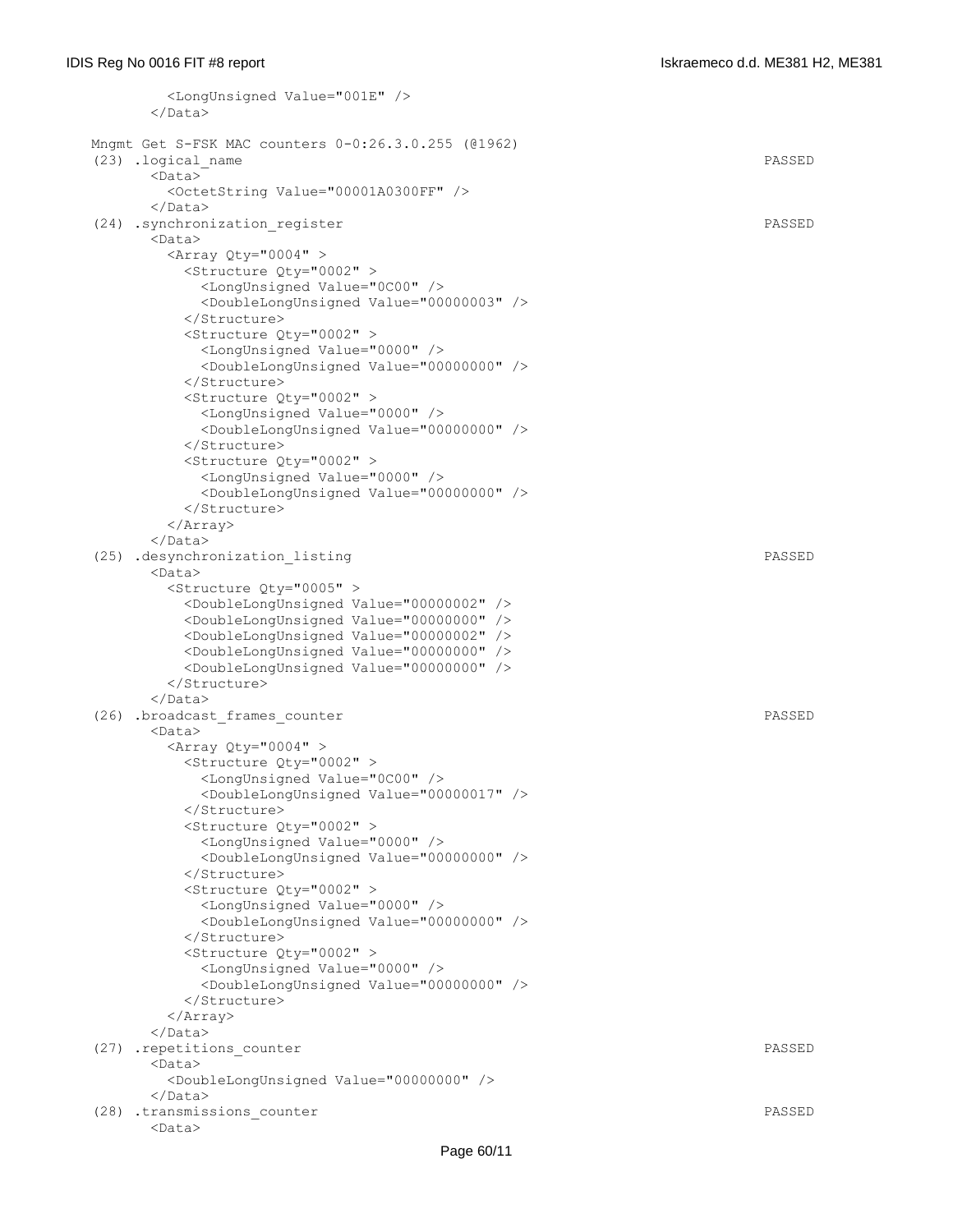```
      <LongUnsigned Value="001E" />
    </Data>

Mngmt Get S-FSK MAC counters 0-0:26.3.0.255 (@1962)
(23) .logical_name                                                              PASSED
    <Data>
      <OctetString Value="00001A0300FF" />
    </Data>
(24) .synchronization_register                                                  PASSED
    <Data>
      <Array Qty="0004" >
        <Structure Qty="0002" >
          <LongUnsigned Value="0C00" />
          <DoubleLongUnsigned Value="00000003" />
        </Structure>
        <Structure Qty="0002" >
          <LongUnsigned Value="0000" />
          <DoubleLongUnsigned Value="00000000" />
        </Structure>
        <Structure Qty="0002" >
          <LongUnsigned Value="0000" />
          <DoubleLongUnsigned Value="00000000" />
        </Structure>
        <Structure Qty="0002" >
          <LongUnsigned Value="0000" />
          <DoubleLongUnsigned Value="00000000" />
        </Structure>
      </Array>
    </Data>
(25) .desynchronization_listing                                                 PASSED
    <Data>
      <Structure Qty="0005" >
        <DoubleLongUnsigned Value="00000002" />
        <DoubleLongUnsigned Value="00000000" />
        <DoubleLongUnsigned Value="00000002" />
        <DoubleLongUnsigned Value="00000000" />
        <DoubleLongUnsigned Value="00000000" />
      </Structure>
    </Data>
(26) .broadcast_frames_counter                                                  PASSED
    <Data>
      <Array Qty="0004" >
        <Structure Qty="0002" >
          <LongUnsigned Value="0C00" />
          <DoubleLongUnsigned Value="00000017" />
        </Structure>
        <Structure Qty="0002" >
          <LongUnsigned Value="0000" />
          <DoubleLongUnsigned Value="00000000" />
        </Structure>
        <Structure Qty="0002" >
          <LongUnsigned Value="0000" />
          <DoubleLongUnsigned Value="00000000" />
        </Structure>
        <Structure Qty="0002" >
          <LongUnsigned Value="0000" />
          <DoubleLongUnsigned Value="00000000" />
        </Structure>
      </Array>
    </Data>
(27) .repetitions_counter                                                       PASSED
    <Data>
      <DoubleLongUnsigned Value="00000000" />
    </Data>
(28) .transmissions_counter                                                     PASSED
    <Data>
```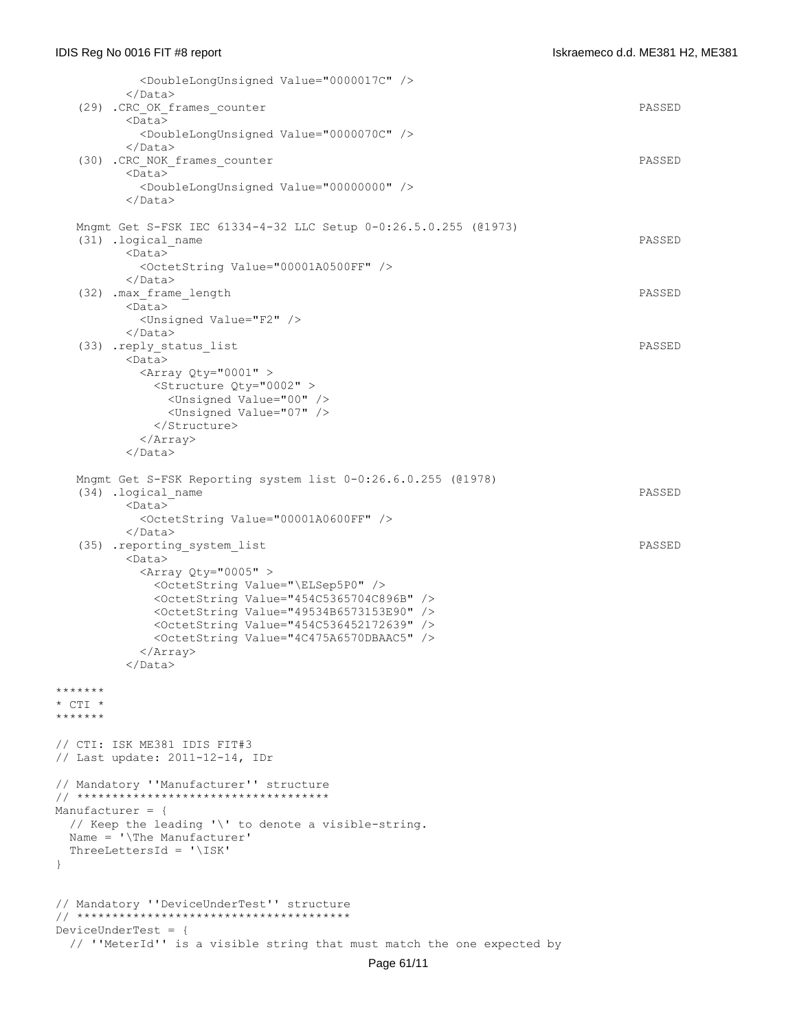```
          <DoubleLongUnsigned Value="0000017C" />
        </Data>
   (29) .CRC_OK_frames_counter                                                    PASSED
        <Data>
          <DoubleLongUnsigned Value="0000070C" />
        </Data>
   (30) .CRC_NOK_frames_counter                                                   PASSED
        <Data>
          <DoubleLongUnsigned Value="00000000" />
        </Data>

   Mngmt Get S-FSK IEC 61334-4-32 LLC Setup 0-0:26.5.0.255 (@1973)
   (31) .logical_name                                                             PASSED
        <Data>
          <OctetString Value="00001A0500FF" />
        </Data>
   (32) .max_frame_length                                                         PASSED
        <Data>
          <Unsigned Value="F2" />
        </Data>
   (33) .reply_status_list                                                        PASSED
        <Data>
          <Array Qty="0001" >
            <Structure Qty="0002" >
              <Unsigned Value="00" />
              <Unsigned Value="07" />
            </Structure>
          </Array>
        </Data>

   Mngmt Get S-FSK Reporting system list 0-0:26.6.0.255 (@1978)
   (34) .logical_name                                                             PASSED
        <Data>
          <OctetString Value="00001A0600FF" />
        </Data>
   (35) .reporting_system_list                                                    PASSED
        <Data>
          <Array Qty="0005" >
            <OctetString Value="\ELSep5P0" />
            <OctetString Value="454C5365704C896B" />
            <OctetString Value="49534B6573153E90" />
            <OctetString Value="454C536452172639" />
            <OctetString Value="4C475A6570DBAAC5" />
          </Array>
        </Data>

*******
* CTI *
*******

// CTI: ISK ME381 IDIS FIT#3
// Last update: 2011-12-14, IDr

// Mandatory ''Manufacturer'' structure
// ***********************************
Manufacturer = {
  // Keep the leading '\' to denote a visible-string.
  Name = '\The Manufacturer'
  ThreeLettersId = '\ISK'
}


// Mandatory ''DeviceUnderTest'' structure
// **************************************
DeviceUnderTest = {
  // ''MeterId'' is a visible string that must match the one expected by
```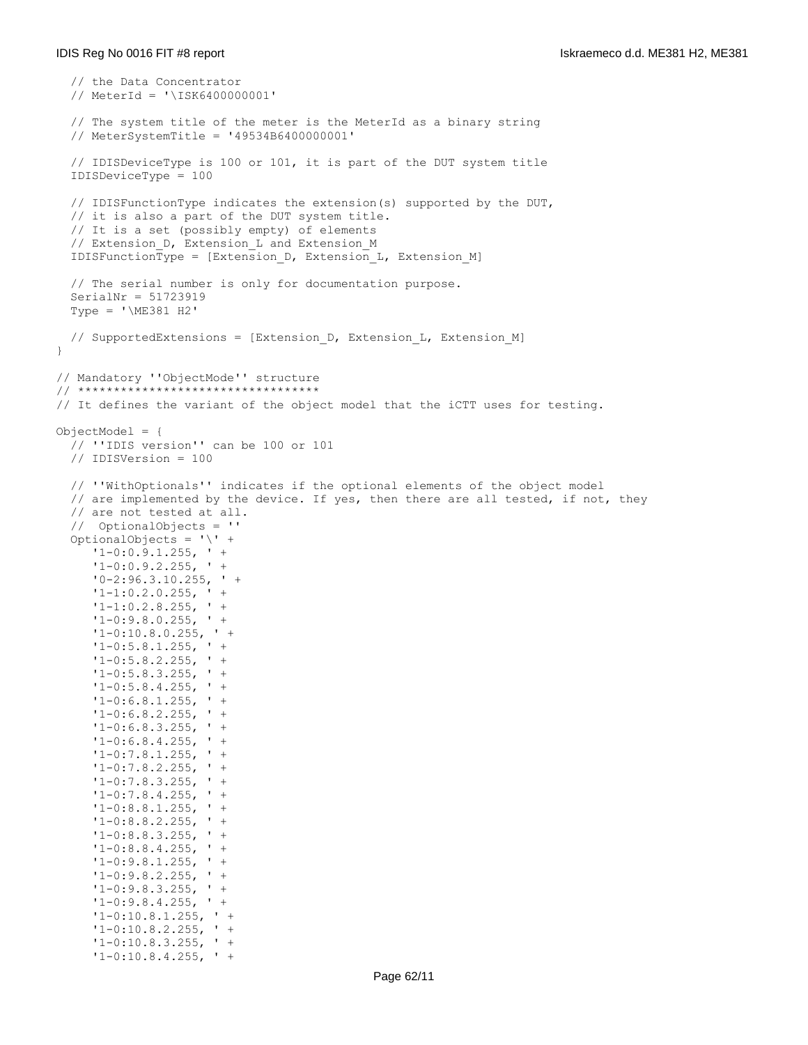```
  // the Data Concentrator
  // MeterId = '\ISK6400000001'

  // The system title of the meter is the MeterId as a binary string
  // MeterSystemTitle = '49534B6400000001'

  // IDISDeviceType is 100 or 101, it is part of the DUT system title
  IDISDeviceType = 100

  // IDISFunctionType indicates the extension(s) supported by the DUT,
  // it is also a part of the DUT system title.
  // It is a set (possibly empty) of elements
  // Extension_D, Extension_L and Extension_M
  IDISFunctionType = [Extension_D, Extension_L, Extension_M]

  // The serial number is only for documentation purpose.
  SerialNr = 51723919
  Type = '\ME381 H2'

  // SupportedExtensions = [Extension_D, Extension_L, Extension_M]
}

// Mandatory ''ObjectMode'' structure
// **********************************
// It defines the variant of the object model that the iCTT uses for testing.

ObjectModel = {
  // ''IDIS version'' can be 100 or 101
  // IDISVersion = 100

  // ''WithOptionals'' indicates if the optional elements of the object model
  // are implemented by the device. If yes, then there are all tested, if not, they
  // are not tested at all.
  //  OptionalObjects = ''
  OptionalObjects = '\' +
     '1-0:0.9.1.255, ' +
     '1-0:0.9.2.255, ' +
     '0-2:96.3.10.255, ' +
     '1-1:0.2.0.255, ' +
     '1-1:0.2.8.255, ' +
     '1-0:9.8.0.255, ' +
     '1-0:10.8.0.255, ' +
     '1-0:5.8.1.255, ' +
     '1-0:5.8.2.255, ' +
     '1-0:5.8.3.255, ' +
     '1-0:5.8.4.255, ' +
     '1-0:6.8.1.255, ' +
     '1-0:6.8.2.255, ' +
     '1-0:6.8.3.255, ' +
     '1-0:6.8.4.255, ' +
     '1-0:7.8.1.255, ' +
     '1-0:7.8.2.255, ' +
     '1-0:7.8.3.255, ' +
     '1-0:7.8.4.255, ' +
     '1-0:8.8.1.255, ' +
     '1-0:8.8.2.255, ' +
     '1-0:8.8.3.255, ' +
     '1-0:8.8.4.255, ' +
     '1-0:9.8.1.255, ' +
     '1-0:9.8.2.255, ' +
     '1-0:9.8.3.255, ' +
     '1-0:9.8.4.255, ' +
     '1-0:10.8.1.255, ' +
     '1-0:10.8.2.255, ' +
     '1-0:10.8.3.255, ' +
     '1-0:10.8.4.255, ' +
```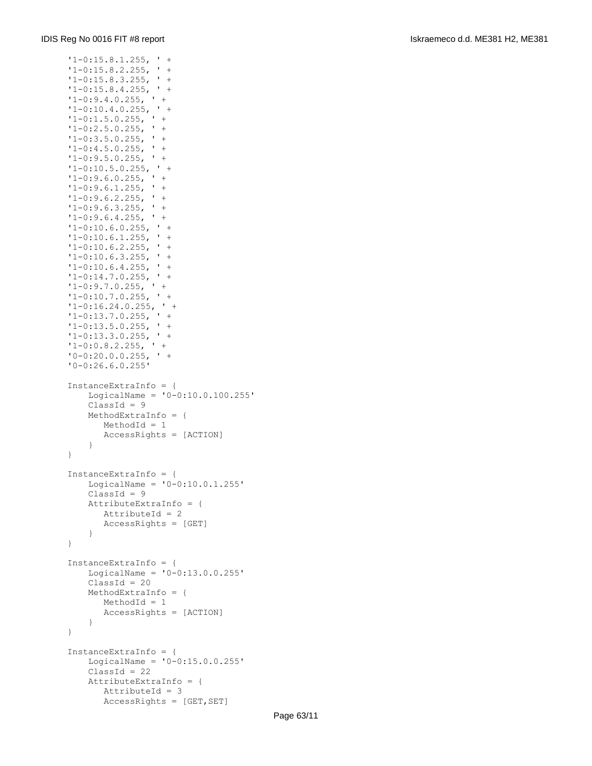```
'1-0:15.8.1.255, ' +
'1-0:15.8.2.255, ' +
'1-0:15.8.3.255, ' +
'1-0:15.8.4.255, ' +
'1-0:9.4.0.255, ' +
'1-0:10.4.0.255, ' +
'1-0:1.5.0.255, ' +
'1-0:2.5.0.255, ' +
'1-0:3.5.0.255, ' +
'1-0:4.5.0.255, ' +
'1-0:9.5.0.255, ' +
'1-0:10.5.0.255, ' +
'1-0:9.6.0.255, ' +
'1-0:9.6.1.255, ' +
'1-0:9.6.2.255, ' +
'1-0:9.6.3.255, ' +
'1-0:9.6.4.255, ' +
'1-0:10.6.0.255, ' +
'1-0:10.6.1.255, ' +
'1-0:10.6.2.255, ' +
'1-0:10.6.3.255, ' +
'1-0:10.6.4.255, ' +
'1-0:14.7.0.255, ' +
'1-0:9.7.0.255, ' +
'1-0:10.7.0.255, ' +
'1-0:16.24.0.255, ' +
'1-0:13.7.0.255, ' +
'1-0:13.5.0.255, ' +
'1-0:13.3.0.255, ' +
'1-0:0.8.2.255, ' +
'0-0:20.0.0.255, ' +
'0-0:26.6.0.255'

InstanceExtraInfo = {
    LogicalName = '0-0:10.0.100.255'
    ClassId = 9
    MethodExtraInfo = {
       MethodId = 1
       AccessRights = [ACTION]
    }
}

InstanceExtraInfo = {
    LogicalName = '0-0:10.0.1.255'
    ClassId = 9
    AttributeExtraInfo = {
       AttributeId = 2
       AccessRights = [GET]
    }
}

InstanceExtraInfo = {
    LogicalName = '0-0:13.0.0.255'
    ClassId = 20
    MethodExtraInfo = {
       MethodId = 1
       AccessRights = [ACTION]
    }
}

InstanceExtraInfo = {
    LogicalName = '0-0:15.0.0.255'
    ClassId = 22
    AttributeExtraInfo = {
       AttributeId = 3
       AccessRights = [GET,SET]
```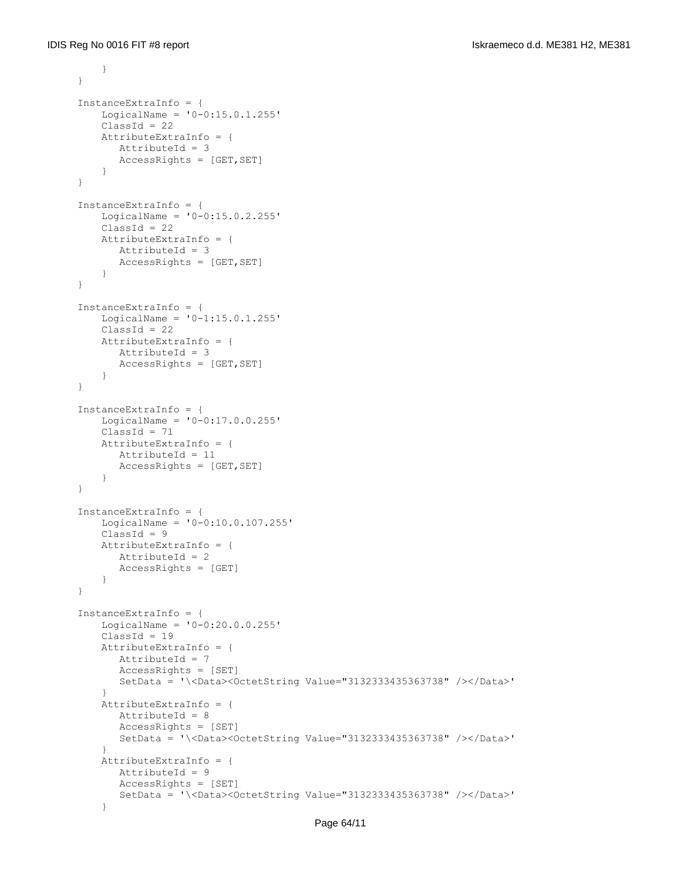```
        }
    }

    InstanceExtraInfo = {
        LogicalName = '0-0:15.0.1.255'
        ClassId = 22
        AttributeExtraInfo = {
           AttributeId = 3
           AccessRights = [GET,SET]
        }
    }

    InstanceExtraInfo = {
        LogicalName = '0-0:15.0.2.255'
        ClassId = 22
        AttributeExtraInfo = {
           AttributeId = 3
           AccessRights = [GET,SET]
        }
    }

    InstanceExtraInfo = {
        LogicalName = '0-1:15.0.1.255'
        ClassId = 22
        AttributeExtraInfo = {
           AttributeId = 3
           AccessRights = [GET,SET]
        }
    }

    InstanceExtraInfo = {
        LogicalName = '0-0:17.0.0.255'
        ClassId = 71
        AttributeExtraInfo = {
           AttributeId = 11
           AccessRights = [GET,SET]
        }
    }

    InstanceExtraInfo = {
        LogicalName = '0-0:10.0.107.255'
        ClassId = 9
        AttributeExtraInfo = {
           AttributeId = 2
           AccessRights = [GET]
        }
    }

    InstanceExtraInfo = {
        LogicalName = '0-0:20.0.0.255'
        ClassId = 19
        AttributeExtraInfo = {
           AttributeId = 7
           AccessRights = [SET]
           SetData = '\<Data><OctetString Value="3132333435363738" /></Data>'
        }
        AttributeExtraInfo = {
           AttributeId = 8
           AccessRights = [SET]
           SetData = '\<Data><OctetString Value="3132333435363738" /></Data>'
        }
        AttributeExtraInfo = {
           AttributeId = 9
           AccessRights = [SET]
           SetData = '\<Data><OctetString Value="3132333435363738" /></Data>'
        }
```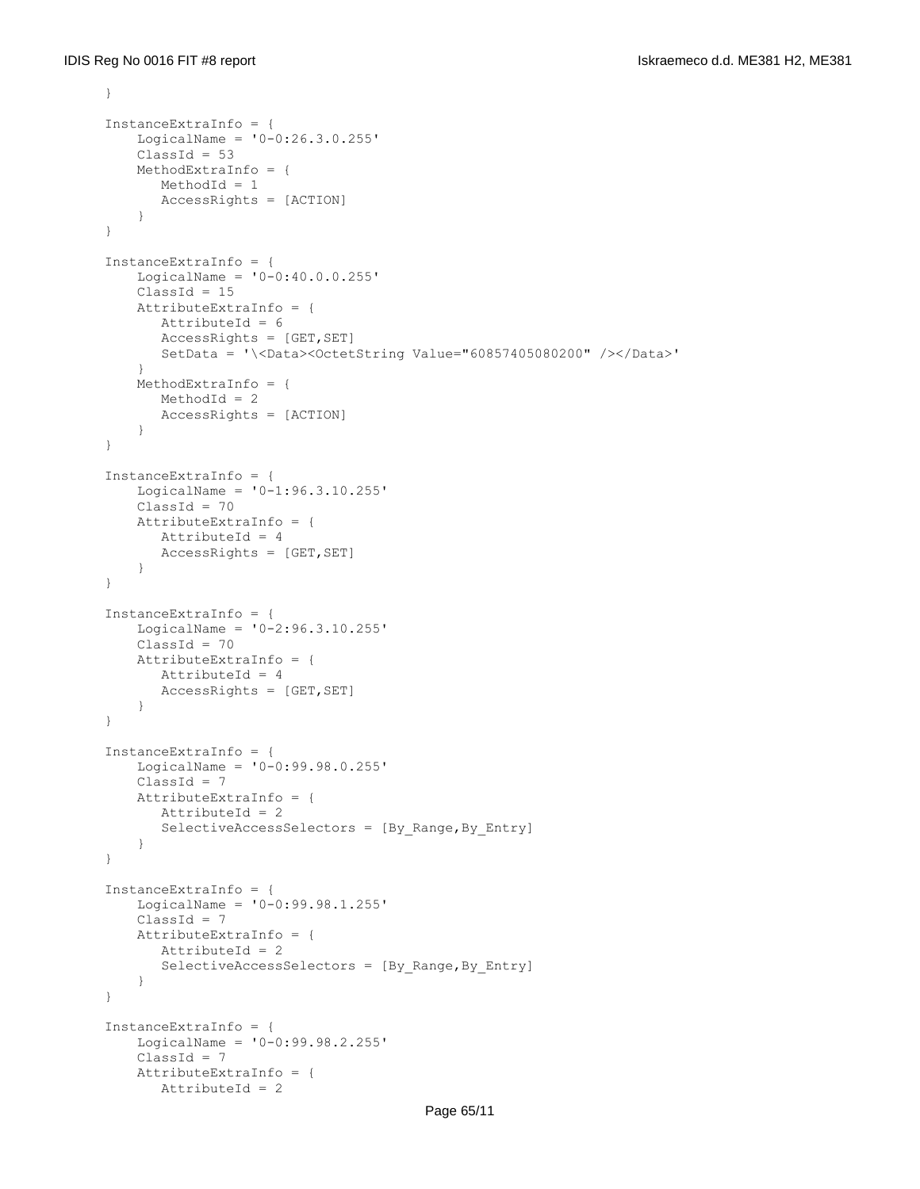```
    }

    InstanceExtraInfo = {
        LogicalName = '0-0:26.3.0.255'
        ClassId = 53
        MethodExtraInfo = {
           MethodId = 1
           AccessRights = [ACTION]
        }
    }

    InstanceExtraInfo = {
        LogicalName = '0-0:40.0.0.255'
        ClassId = 15
        AttributeExtraInfo = {
           AttributeId = 6
           AccessRights = [GET,SET]
           SetData = '\<Data><OctetString Value="60857405080200" /></Data>'
        }
        MethodExtraInfo = {
           MethodId = 2
           AccessRights = [ACTION]
        }
    }

    InstanceExtraInfo = {
        LogicalName = '0-1:96.3.10.255'
        ClassId = 70
        AttributeExtraInfo = {
           AttributeId = 4
           AccessRights = [GET,SET]
        }
    }

    InstanceExtraInfo = {
        LogicalName = '0-2:96.3.10.255'
        ClassId = 70
        AttributeExtraInfo = {
           AttributeId = 4
           AccessRights = [GET,SET]
        }
    }

    InstanceExtraInfo = {
        LogicalName = '0-0:99.98.0.255'
        ClassId = 7
        AttributeExtraInfo = {
           AttributeId = 2
           SelectiveAccessSelectors = [By_Range,By_Entry]
        }
    }

    InstanceExtraInfo = {
        LogicalName = '0-0:99.98.1.255'
        ClassId = 7
        AttributeExtraInfo = {
           AttributeId = 2
           SelectiveAccessSelectors = [By_Range,By_Entry]
        }
    }

    InstanceExtraInfo = {
        LogicalName = '0-0:99.98.2.255'
        ClassId = 7
        AttributeExtraInfo = {
           AttributeId = 2
```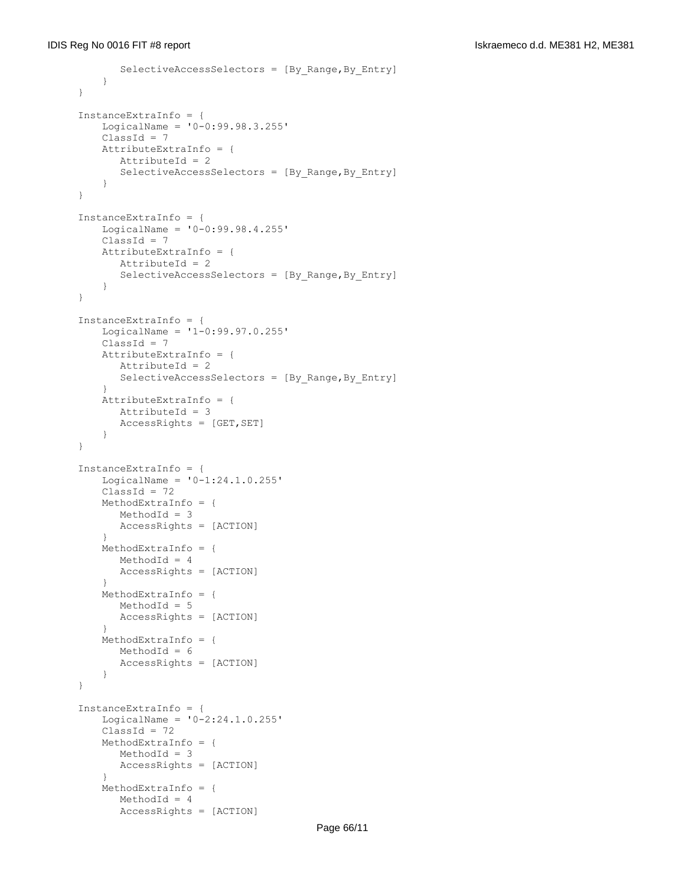```
            SelectiveAccessSelectors = [By_Range,By_Entry]
        }
    }

    InstanceExtraInfo = {
        LogicalName = '0-0:99.98.3.255'
        ClassId = 7
        AttributeExtraInfo = {
            AttributeId = 2
            SelectiveAccessSelectors = [By_Range,By_Entry]
        }
    }

    InstanceExtraInfo = {
        LogicalName = '0-0:99.98.4.255'
        ClassId = 7
        AttributeExtraInfo = {
            AttributeId = 2
            SelectiveAccessSelectors = [By_Range,By_Entry]
        }
    }

    InstanceExtraInfo = {
        LogicalName = '1-0:99.97.0.255'
        ClassId = 7
        AttributeExtraInfo = {
            AttributeId = 2
            SelectiveAccessSelectors = [By_Range,By_Entry]
        }
        AttributeExtraInfo = {
            AttributeId = 3
            AccessRights = [GET,SET]
        }
    }

    InstanceExtraInfo = {
        LogicalName = '0-1:24.1.0.255'
        ClassId = 72
        MethodExtraInfo = {
            MethodId = 3
            AccessRights = [ACTION]
        }
        MethodExtraInfo = {
            MethodId = 4
            AccessRights = [ACTION]
        }
        MethodExtraInfo = {
            MethodId = 5
            AccessRights = [ACTION]
        }
        MethodExtraInfo = {
            MethodId = 6
            AccessRights = [ACTION]
        }
    }

    InstanceExtraInfo = {
        LogicalName = '0-2:24.1.0.255'
        ClassId = 72
        MethodExtraInfo = {
            MethodId = 3
            AccessRights = [ACTION]
        }
        MethodExtraInfo = {
            MethodId = 4
            AccessRights = [ACTION]
```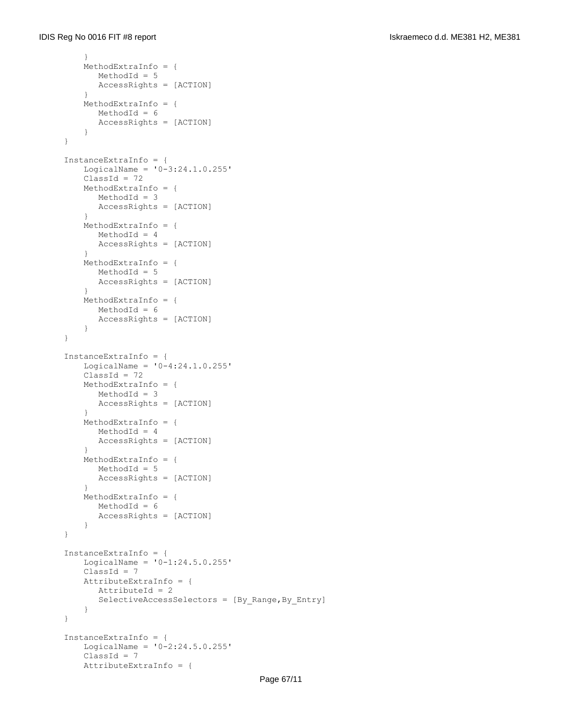```
        }
        MethodExtraInfo = {
           MethodId = 5
           AccessRights = [ACTION]
        }
        MethodExtraInfo = {
           MethodId = 6
           AccessRights = [ACTION]
        }
    }

    InstanceExtraInfo = {
        LogicalName = '0-3:24.1.0.255'
        ClassId = 72
        MethodExtraInfo = {
           MethodId = 3
           AccessRights = [ACTION]
        }
        MethodExtraInfo = {
           MethodId = 4
           AccessRights = [ACTION]
        }
        MethodExtraInfo = {
           MethodId = 5
           AccessRights = [ACTION]
        }
        MethodExtraInfo = {
           MethodId = 6
           AccessRights = [ACTION]
        }
    }

    InstanceExtraInfo = {
        LogicalName = '0-4:24.1.0.255'
        ClassId = 72
        MethodExtraInfo = {
           MethodId = 3
           AccessRights = [ACTION]
        }
        MethodExtraInfo = {
           MethodId = 4
           AccessRights = [ACTION]
        }
        MethodExtraInfo = {
           MethodId = 5
           AccessRights = [ACTION]
        }
        MethodExtraInfo = {
           MethodId = 6
           AccessRights = [ACTION]
        }
    }

    InstanceExtraInfo = {
        LogicalName = '0-1:24.5.0.255'
        ClassId = 7
        AttributeExtraInfo = {
           AttributeId = 2
           SelectiveAccessSelectors = [By_Range,By_Entry]
        }
    }

    InstanceExtraInfo = {
        LogicalName = '0-2:24.5.0.255'
        ClassId = 7
        AttributeExtraInfo = {
```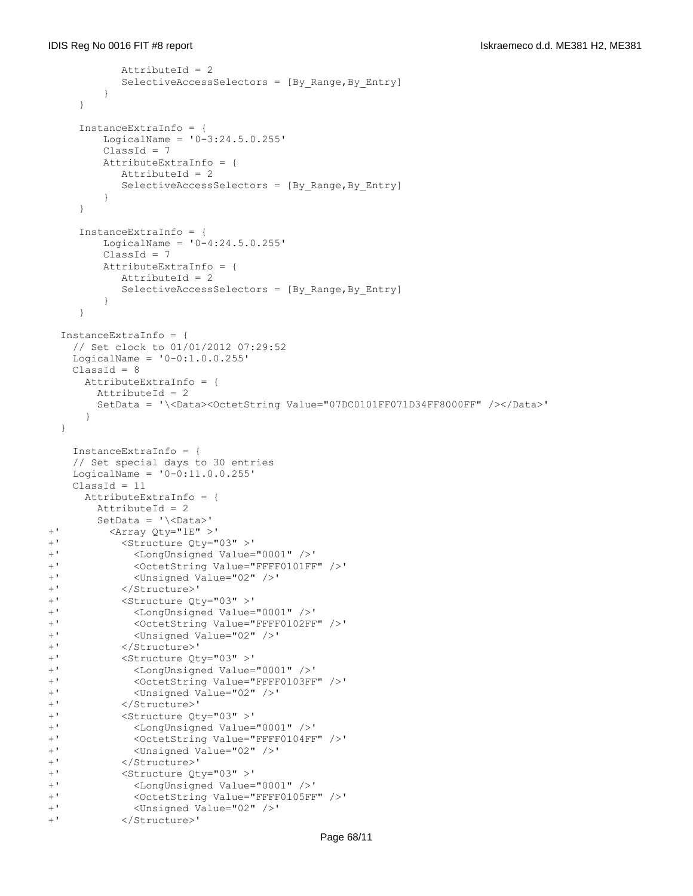```
            AttributeId = 2
            SelectiveAccessSelectors = [By_Range,By_Entry]
         }
      }

      InstanceExtraInfo = {
         LogicalName = '0-3:24.5.0.255'
         ClassId = 7
         AttributeExtraInfo = {
            AttributeId = 2
            SelectiveAccessSelectors = [By_Range,By_Entry]
         }
      }

      InstanceExtraInfo = {
         LogicalName = '0-4:24.5.0.255'
         ClassId = 7
         AttributeExtraInfo = {
            AttributeId = 2
            SelectiveAccessSelectors = [By_Range,By_Entry]
         }
      }

   InstanceExtraInfo = {
     // Set clock to 01/01/2012 07:29:52
     LogicalName = '0-0:1.0.0.255'
     ClassId = 8
       AttributeExtraInfo = {
         AttributeId = 2
         SetData = '\<Data><OctetString Value="07DC0101FF071D34FF8000FF" /></Data>'
       }
   }

     InstanceExtraInfo = {
     // Set special days to 30 entries
     LogicalName = '0-0:11.0.0.255'
     ClassId = 11
       AttributeExtraInfo = {
         AttributeId = 2
         SetData = '\<Data>'
+'          <Array Qty="1E" >'
+'            <Structure Qty="03" >'
+'              <LongUnsigned Value="0001" />'
+'              <OctetString Value="FFFF0101FF" />'
+'              <Unsigned Value="02" />'
+'            </Structure>'
+'            <Structure Qty="03" >'
+'              <LongUnsigned Value="0001" />'
+'              <OctetString Value="FFFF0102FF" />'
+'              <Unsigned Value="02" />'
+'            </Structure>'
+'            <Structure Qty="03" >'
+'              <LongUnsigned Value="0001" />'
+'              <OctetString Value="FFFF0103FF" />'
+'              <Unsigned Value="02" />'
+'            </Structure>'
+'            <Structure Qty="03" >'
+'              <LongUnsigned Value="0001" />'
+'              <OctetString Value="FFFF0104FF" />'
+'              <Unsigned Value="02" />'
+'            </Structure>'
+'            <Structure Qty="03" >'
+'              <LongUnsigned Value="0001" />'
+'              <OctetString Value="FFFF0105FF" />'
+'              <Unsigned Value="02" />'
+'            </Structure>'
```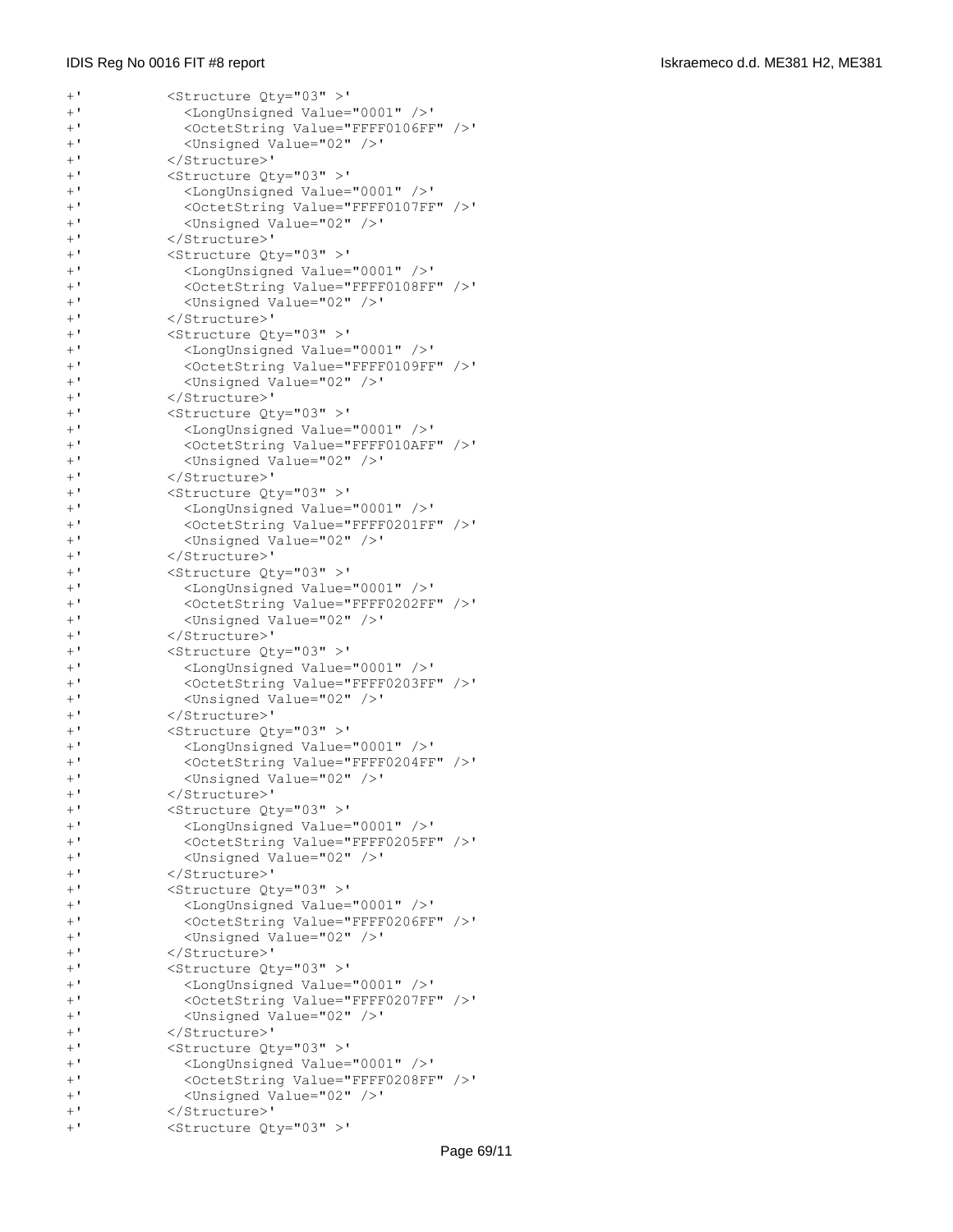```
+'          <Structure Qty="03" >'
+'            <LongUnsigned Value="0001" />'
+'            <OctetString Value="FFFF0106FF" />'
+'            <Unsigned Value="02" />'
+'          </Structure>'
+'          <Structure Qty="03" >'
+'            <LongUnsigned Value="0001" />'
+'            <OctetString Value="FFFF0107FF" />'
+'            <Unsigned Value="02" />'
+'          </Structure>'
+'          <Structure Qty="03" >'
+'            <LongUnsigned Value="0001" />'
+'            <OctetString Value="FFFF0108FF" />'
+'            <Unsigned Value="02" />'
+'          </Structure>'
+'          <Structure Qty="03" >'
+'            <LongUnsigned Value="0001" />'
+'            <OctetString Value="FFFF0109FF" />'
+'            <Unsigned Value="02" />'
+'          </Structure>'
+'          <Structure Qty="03" >'
+'            <LongUnsigned Value="0001" />'
+'            <OctetString Value="FFFF010AFF" />'
+'            <Unsigned Value="02" />'
+'          </Structure>'
+'          <Structure Qty="03" >'
+'            <LongUnsigned Value="0001" />'
+'            <OctetString Value="FFFF0201FF" />'
+'            <Unsigned Value="02" />'
+'          </Structure>'
+'          <Structure Qty="03" >'
+'            <LongUnsigned Value="0001" />'
+'            <OctetString Value="FFFF0202FF" />'
+'            <Unsigned Value="02" />'
+'          </Structure>'
+'          <Structure Qty="03" >'
+'            <LongUnsigned Value="0001" />'
+'            <OctetString Value="FFFF0203FF" />'
+'            <Unsigned Value="02" />'
+'          </Structure>'
+'          <Structure Qty="03" >'
+'            <LongUnsigned Value="0001" />'
+'            <OctetString Value="FFFF0204FF" />'
+'            <Unsigned Value="02" />'
+'          </Structure>'
+'          <Structure Qty="03" >'
+'            <LongUnsigned Value="0001" />'
+'            <OctetString Value="FFFF0205FF" />'
+'            <Unsigned Value="02" />'
+'          </Structure>'
+'          <Structure Qty="03" >'
+'            <LongUnsigned Value="0001" />'
+'            <OctetString Value="FFFF0206FF" />'
+'            <Unsigned Value="02" />'
+'          </Structure>'
+'          <Structure Qty="03" >'
+'            <LongUnsigned Value="0001" />'
+'            <OctetString Value="FFFF0207FF" />'
+'            <Unsigned Value="02" />'
+'          </Structure>'
+'          <Structure Qty="03" >'
+'            <LongUnsigned Value="0001" />'
+'            <OctetString Value="FFFF0208FF" />'
+'            <Unsigned Value="02" />'
+'          </Structure>'
+'          <Structure Qty="03" >'
```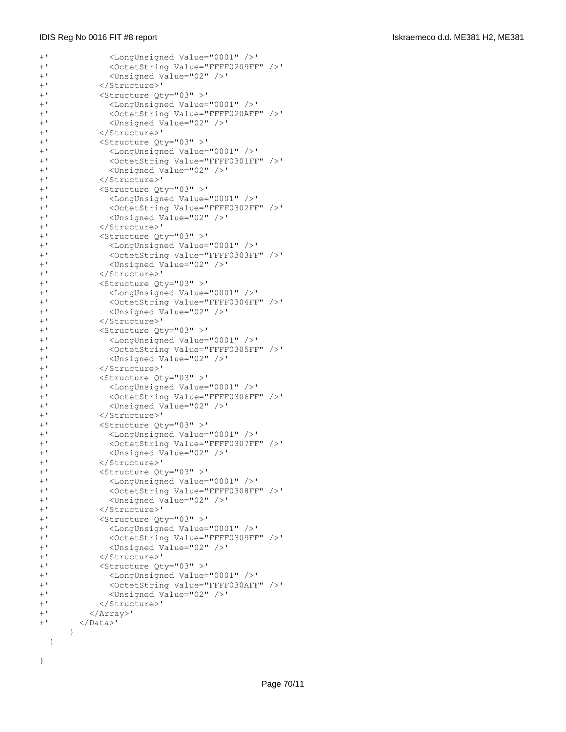```
+'            <LongUnsigned Value="0001" />'
+'            <OctetString Value="FFFF0209FF" />'
+'            <Unsigned Value="02" />'
+'          </Structure>'
+'          <Structure Qty="03" >'
+'            <LongUnsigned Value="0001" />'
+'            <OctetString Value="FFFF020AFF" />'
+'            <Unsigned Value="02" />'
+'          </Structure>'
+'          <Structure Qty="03" >'
+'            <LongUnsigned Value="0001" />'
+'            <OctetString Value="FFFF0301FF" />'
+'            <Unsigned Value="02" />'
+'          </Structure>'
+'          <Structure Qty="03" >'
+'            <LongUnsigned Value="0001" />'
+'            <OctetString Value="FFFF0302FF" />'
+'            <Unsigned Value="02" />'
+'          </Structure>'
+'          <Structure Qty="03" >'
+'            <LongUnsigned Value="0001" />'
+'            <OctetString Value="FFFF0303FF" />'
+'            <Unsigned Value="02" />'
+'          </Structure>'
+'          <Structure Qty="03" >'
+'            <LongUnsigned Value="0001" />'
+'            <OctetString Value="FFFF0304FF" />'
+'            <Unsigned Value="02" />'
+'          </Structure>'
+'          <Structure Qty="03" >'
+'            <LongUnsigned Value="0001" />'
+'            <OctetString Value="FFFF0305FF" />'
+'            <Unsigned Value="02" />'
+'          </Structure>'
+'          <Structure Qty="03" >'
+'            <LongUnsigned Value="0001" />'
+'            <OctetString Value="FFFF0306FF" />'
+'            <Unsigned Value="02" />'
+'          </Structure>'
+'          <Structure Qty="03" >'
+'            <LongUnsigned Value="0001" />'
+'            <OctetString Value="FFFF0307FF" />'
+'            <Unsigned Value="02" />'
+'          </Structure>'
+'          <Structure Qty="03" >'
+'            <LongUnsigned Value="0001" />'
+'            <OctetString Value="FFFF0308FF" />'
+'            <Unsigned Value="02" />'
+'          </Structure>'
+'          <Structure Qty="03" >'
+'            <LongUnsigned Value="0001" />'
+'            <OctetString Value="FFFF0309FF" />'
+'            <Unsigned Value="02" />'
+'          </Structure>'
+'          <Structure Qty="03" >'
+'            <LongUnsigned Value="0001" />'
+'            <OctetString Value="FFFF030AFF" />'
+'            <Unsigned Value="02" />'
+'          </Structure>'
+'        </Array>'
+'      </Data>'
      }
  }

}
```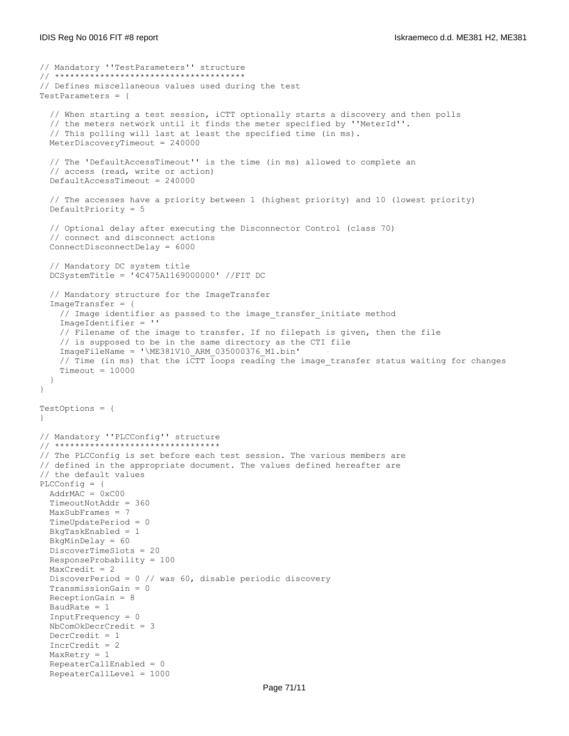```
// Mandatory ''TestParameters'' structure
// ***************************************
// Defines miscellaneous values used during the test
TestParameters = {

  // When starting a test session, iCTT optionally starts a discovery and then polls
  // the meters network until it finds the meter specified by ''MeterId''.
  // This polling will last at least the specified time (in ms).
  MeterDiscoveryTimeout = 240000

  // The 'DefaultAccessTimeout'' is the time (in ms) allowed to complete an
  // access (read, write or action)
  DefaultAccessTimeout = 240000

  // The accesses have a priority between 1 (highest priority) and 10 (lowest priority)
  DefaultPriority = 5

  // Optional delay after executing the Disconnector Control (class 70)
  // connect and disconnect actions
  ConnectDisconnectDelay = 6000

  // Mandatory DC system title
  DCSystemTitle = '4C475A1169000000' //FIT DC

  // Mandatory structure for the ImageTransfer
  ImageTransfer = {
    // Image identifier as passed to the image_transfer_initiate method
    ImageIdentifier = ''
    // Filename of the image to transfer. If no filepath is given, then the file
    // is supposed to be in the same directory as the CTI file
    ImageFileName = '\ME381V10_ARM_035000376_M1.bin'
    // Time (in ms) that the iCTT loops reading the image_transfer status waiting for changes
    Timeout = 10000
  }
}

TestOptions = {
}

// Mandatory ''PLCConfig'' structure
// *********************************
// The PLCConfig is set before each test session. The various members are
// defined in the appropriate document. The values defined hereafter are
// the default values
PLCConfig = {
  AddrMAC = 0xC00
  TimeoutNotAddr = 360
  MaxSubFrames = 7
  TimeUpdatePeriod = 0
  BkgTaskEnabled = 1
  BkgMinDelay = 60
  DiscoverTimeSlots = 20
  ResponseProbability = 100
  MaxCredit = 2
  DiscoverPeriod = 0 // was 60, disable periodic discovery
  TransmissionGain = 0
  ReceptionGain = 8
  BaudRate = 1
  InputFrequency = 0
  NbComOkDecrCredit = 3
  DecrCredit = 1
  IncrCredit = 2
  MaxRetry = 1
  RepeaterCallEnabled = 0
  RepeaterCallLevel = 1000
```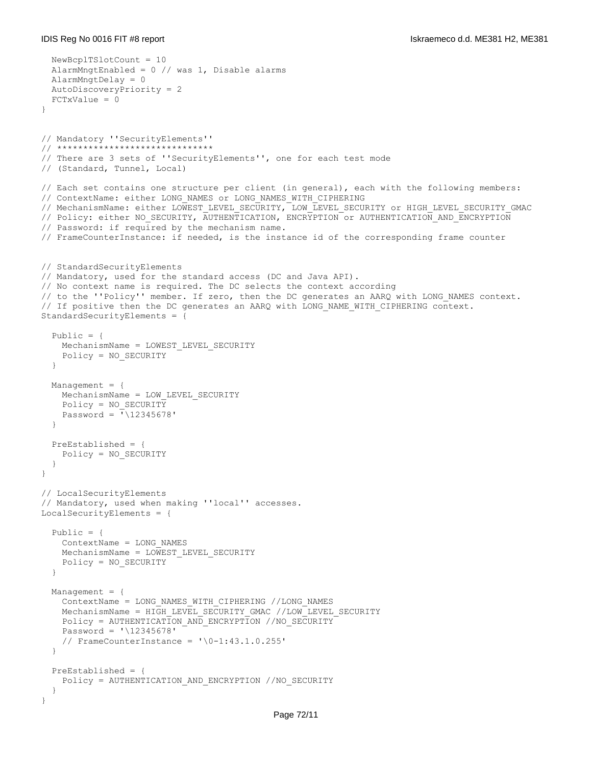```
  NewBcplTSlotCount = 10
  AlarmMngtEnabled = 0 // was 1, Disable alarms
  AlarmMngtDelay = 0
  AutoDiscoveryPriority = 2
  FCTxValue = 0
}


// Mandatory ''SecurityElements''
// *****************************
// There are 3 sets of ''SecurityElements'', one for each test mode
// (Standard, Tunnel, Local)

// Each set contains one structure per client (in general), each with the following members:
// ContextName: either LONG_NAMES or LONG_NAMES_WITH_CIPHERING
// MechanismName: either LOWEST_LEVEL_SECURITY, LOW_LEVEL_SECURITY or HIGH_LEVEL_SECURITY_GMAC
// Policy: either NO_SECURITY, AUTHENTICATION, ENCRYPTION or AUTHENTICATION_AND_ENCRYPTION
// Password: if required by the mechanism name.
// FrameCounterInstance: if needed, is the instance id of the corresponding frame counter


// StandardSecurityElements
// Mandatory, used for the standard access (DC and Java API).
// No context name is required. The DC selects the context according
// to the ''Policy'' member. If zero, then the DC generates an AARQ with LONG_NAMES context.
// If positive then the DC generates an AARQ with LONG_NAME_WITH_CIPHERING context.
StandardSecurityElements = {

  Public = {
    MechanismName = LOWEST_LEVEL_SECURITY
    Policy = NO_SECURITY
  }

  Management = {
    MechanismName = LOW_LEVEL_SECURITY
    Policy = NO_SECURITY
    Password = '\12345678'
  }

  PreEstablished = {
    Policy = NO_SECURITY
  }
}

// LocalSecurityElements
// Mandatory, used when making ''local'' accesses.
LocalSecurityElements = {

  Public = {
    ContextName = LONG_NAMES
    MechanismName = LOWEST_LEVEL_SECURITY
    Policy = NO_SECURITY
  }

  Management = {
    ContextName = LONG_NAMES_WITH_CIPHERING //LONG_NAMES
    MechanismName = HIGH_LEVEL_SECURITY_GMAC //LOW_LEVEL_SECURITY
    Policy = AUTHENTICATION_AND_ENCRYPTION //NO_SECURITY
    Password = '\12345678'
    // FrameCounterInstance = '\0-1:43.1.0.255'
  }

  PreEstablished = {
    Policy = AUTHENTICATION_AND_ENCRYPTION //NO_SECURITY
  }
}
```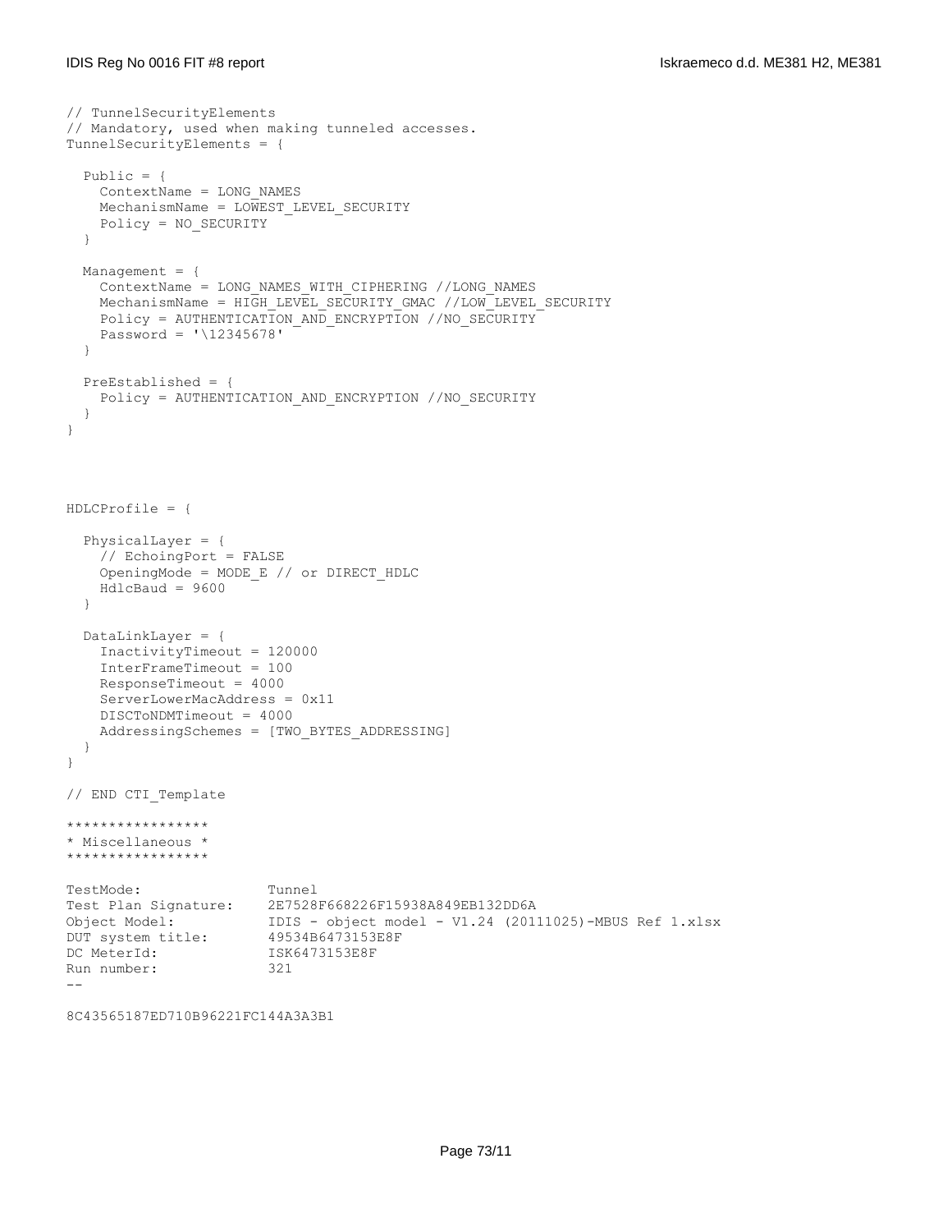```
// TunnelSecurityElements
// Mandatory, used when making tunneled accesses.
TunnelSecurityElements = {

  Public = {
    ContextName = LONG_NAMES
    MechanismName = LOWEST_LEVEL_SECURITY
    Policy = NO_SECURITY
  }

  Management = {
    ContextName = LONG_NAMES_WITH_CIPHERING //LONG_NAMES
    MechanismName = HIGH_LEVEL_SECURITY_GMAC //LOW_LEVEL_SECURITY
    Policy = AUTHENTICATION_AND_ENCRYPTION //NO_SECURITY
    Password = '\12345678'
  }

  PreEstablished = {
    Policy = AUTHENTICATION_AND_ENCRYPTION //NO_SECURITY
  }
}



HDLCProfile = {

  PhysicalLayer = {
    // EchoingPort = FALSE
    OpeningMode = MODE_E // or DIRECT_HDLC
    HdlcBaud = 9600
  }

  DataLinkLayer = {
    InactivityTimeout = 120000
    InterFrameTimeout = 100
    ResponseTimeout = 4000
    ServerLowerMacAddress = 0x11
    DISCToNDMTimeout = 4000
    AddressingSchemes = [TWO_BYTES_ADDRESSING]
  }
}

// END CTI_Template

*****************
* Miscellaneous *
*****************

TestMode:               Tunnel
Test Plan Signature:    2E7528F668226F15938A849EB132DD6A
Object Model:           IDIS - object model - V1.24 (20111025)-MBUS Ref 1.xlsx
DUT system title:       49534B6473153E8F
DC MeterId:             ISK6473153E8F
Run number:             321
--

8C43565187ED710B96221FC144A3A3B1
```